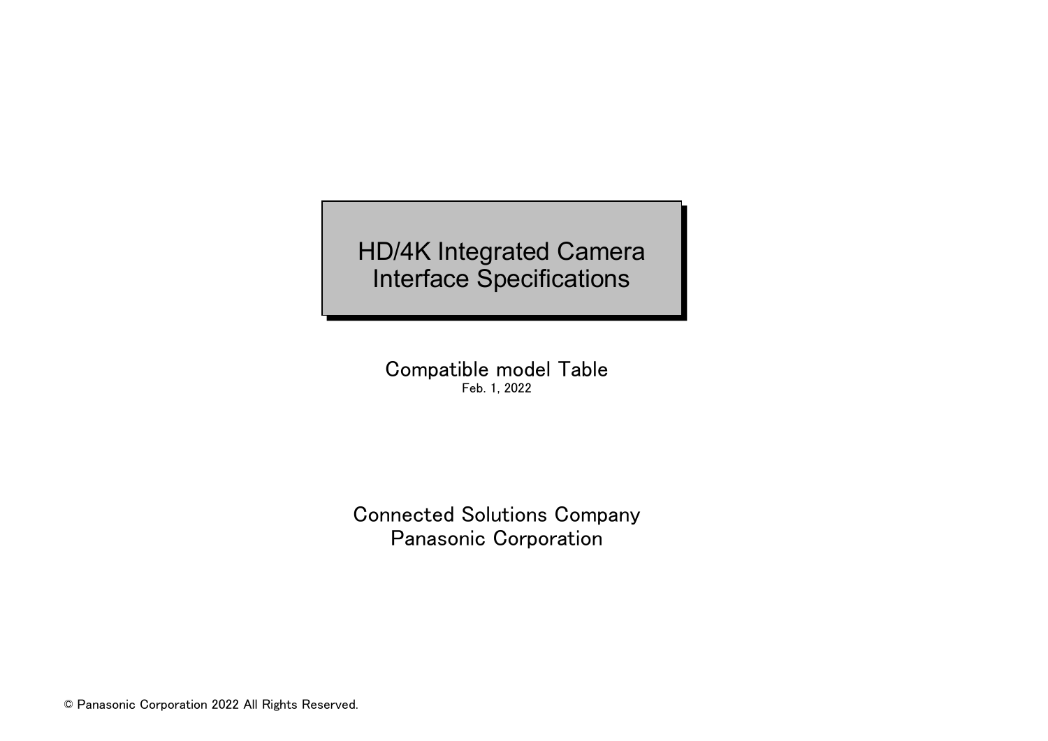# HD/4K Integrated Camera Interface Specifications

Compatible model Table

Feb. 1, 2022

Connected Solutions Company

Panasonic Corporation

© Panasonic Corporation 2022 All Rights Reserved.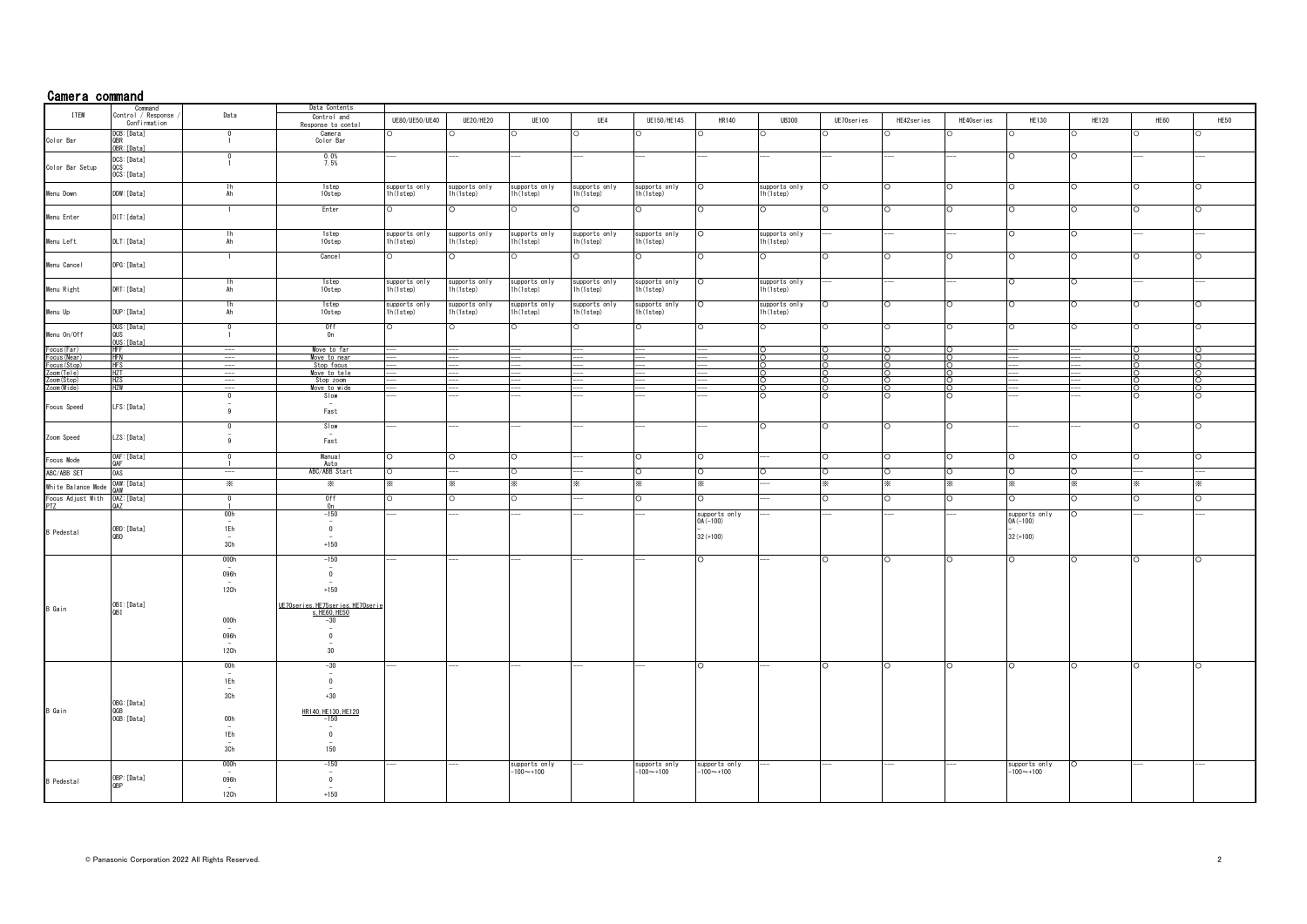# Camera command

| ITEM | Command Control / Response / Confirmation | Data | Data Contents Control and Response to contol | UE80/UE50/UE40 | UE20/HE20 | UE100 | UE4 | UE150/HE145 | HR140 | UB300 | UE70series | HE42series | HE40series | HE130 | HE120 | HE60 | HE50 |
|---|---|---|---|---|---|---|---|---|---|---|---|---|---|---|---|---|---|
| Color Bar | DCB:[Data] QBR OBR:[Data] | 0 1 | Camera Color Bar | ○ | ○ | ○ | ○ | ○ | ○ | ○ | ○ | ○ | ○ | ○ | ○ | ○ | ○ |
| Color Bar Setup | DCS:[Data] QCS OCS:[Data] | 0 1 | 0.0% 7.5% | --- | --- | --- | --- | --- | --- | --- | --- | --- | --- | ○ | ○ | --- | --- |
| Menu Down | DDW:[Data] | 1h Ah | 1step 10step | supports only 1h(1step) | supports only 1h(1step) | supports only 1h(1step) | supports only 1h(1step) | supports only 1h(1step) | ○ | supports only 1h(1step) | ○ | ○ | ○ | ○ | ○ | ○ | ○ |
| Menu Enter | DIT:[data] | 1 | Enter | ○ | ○ | ○ | ○ | ○ | ○ | ○ | ○ | ○ | ○ | ○ | ○ | ○ | ○ |
| Menu Left | DLT:[Data] | 1h Ah | 1step 10step | supports only 1h(1step) | supports only 1h(1step) | supports only 1h(1step) | supports only 1h(1step) | supports only 1h(1step) | ○ | supports only 1h(1step) | --- | --- | --- | ○ | ○ | --- | --- |
| Menu Cancel | DPG:[Data] | 1 | Cancel | ○ | ○ | ○ | ○ | ○ | ○ | ○ | ○ | ○ | ○ | ○ | ○ | ○ | ○ |
| Menu Right | DRT:[Data] | 1h Ah | 1step 10step | supports only 1h(1step) | supports only 1h(1step) | supports only 1h(1step) | supports only 1h(1step) | supports only 1h(1step) | ○ | supports only 1h(1step) | --- | --- | --- | ○ | ○ | --- | --- |
| Menu Up | DUP:[Data] | 1h Ah | 1step 10step | supports only 1h(1step) | supports only 1h(1step) | supports only 1h(1step) | supports only 1h(1step) | supports only 1h(1step) | ○ | supports only 1h(1step) | ○ | ○ | ○ | ○ | ○ | ○ | ○ |
| Menu On/Off | DUS:[Data] QUS OUS:[Data] | 0 1 | Off On | ○ | ○ | ○ | ○ | ○ | ○ | ○ | ○ | ○ | ○ | ○ | ○ | ○ | ○ |
| Focus(Far) | HFF | --- | Move to far | --- | --- | --- | --- | --- | --- | ○ | ○ | ○ | ○ | --- | --- | ○ | ○ |
| Focus(Near) | HFN | --- | Move to near | --- | --- | --- | --- | --- | --- | ○ | ○ | ○ | ○ | --- | --- | ○ | ○ |
| Focus(Stop) | HFS | --- | Stop focus | --- | --- | --- | --- | --- | --- | ○ | ○ | ○ | ○ | --- | --- | ○ | ○ |
| Zoom(Tele) | HZT | --- | Move to tele | --- | --- | --- | --- | --- | --- | ○ | ○ | ○ | ○ | --- | --- | ○ | ○ |
| Zoom(Stop) | HZS | --- | Stop zoom | --- | --- | --- | --- | --- | --- | ○ | ○ | ○ | ○ | --- | --- | ○ | ○ |
| Zoom(Wide) | HZW | --- | Move to wide | --- | --- | --- | --- | --- | --- | ○ | ○ | ○ | ○ | --- | --- | ○ | ○ |
| Focus Speed | LFS:[Data] | 0 ~ 9 | Slow ~ Fast | --- | --- | --- | --- | --- | --- | ○ | ○ | ○ | ○ | --- | --- | ○ | ○ |
| Zoom Speed | LZS:[Data] | 0 ~ 9 | Slow ~ Fast | --- | --- | --- | --- | --- | --- | ○ | ○ | ○ | ○ | --- | --- | ○ | ○ |
| Focus Mode | OAF:[Data] QAF | 0 1 | Manual Auto | ○ | ○ | ○ | --- | ○ | ○ | --- | ○ | ○ | ○ | ○ | ○ | ○ | ○ |
| ABC/ABB SET | OAS | --- | ABC/ABB Start | ○ | --- | ○ | --- | ○ | ○ | ○ | ○ | ○ | ○ | ○ | ○ | --- | --- |
| White Balance Mode | OAW:[Data] QAW | ※ | ※ | ※ | ※ | ※ | ※ | ※ | ※ | --- | ※ | ※ | ※ | ※ | ※ | ※ | ※ |
| Focus Adjust With PTZ | OAZ:[Data] QAZ | 0 1 | Off On | ○ | ○ | ○ | --- | ○ | ○ | --- | ○ | ○ | ○ | ○ | ○ | ○ | ○ |
| B Pedestal | OBD:[Data] QBD | 00h ~ 1Eh ~ 3Ch | -150 ~ 0 ~ +150 | --- | --- | --- | --- | --- | supports only 0A(-100) - 32(+100) | --- | --- | --- | --- | supports only 0A(-100) - 32(+100) | ○ | --- | --- |
| B Gain | OBI:[Data] QBI | 000h ~ 096h ~ 12Ch<br>000h ~ 096h ~ 12Ch | -150 ~ 0 ~ +150<br>UE70series,HE75series,HE70series,HE60,HE50<br>-30 ~ 0 ~ 30 | --- | --- | --- | --- | --- | ○ | --- | ○ | ○ | ○ | ○ | ○ | ○ | ○ |
| B Gain | OBG:[Data] QGB OGB:[Data] | 00h ~ 1Eh ~ 3Ch<br>00h ~ 1Eh ~ 3Ch | -30 ~ 0 ~ +30<br>HR140,HE130,HE120<br>-150 ~ 0 ~ 150 | --- | --- | --- | --- | --- | ○ | --- | ○ | ○ | ○ | ○ | ○ | ○ | ○ |
| B Pedestal | OBP:[Data] QBP | 000h ~ 096h ~ 12Ch | -150 ~ 0 ~ +150 | --- | --- | supports only -100～+100 | --- | supports only -100～+100 | supports only -100～+100 | --- | --- | --- | --- | supports only -100～+100 | ○ | --- | --- |

© Panasonic Corporation 2022 All Rights Reserved.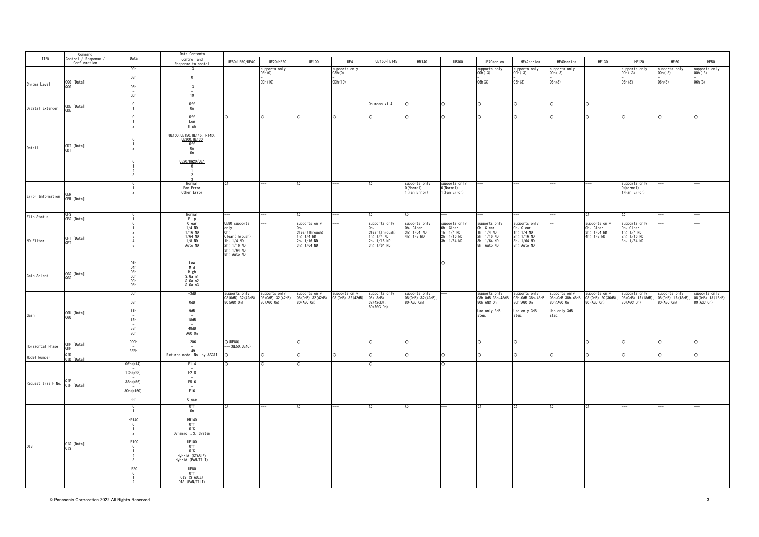| ITEM | Command Control / Response / Confirmation | Data | Data Contents Control and Response to contol | UE80/UE50/UE40 | UE20/HE20 | UE100 | UE4 | UE150/HE145 | HR140 | UB300 | UE70series | HE42series | HE40series | HE130 | HE120 | HE60 | HE50 |
|---|---|---|---|---|---|---|---|---|---|---|---|---|---|---|---|---|---|
| Chroma Level | OCG:[Data]<br>QCG | 00h<br>~<br>03h<br>~<br>06h<br>~<br>0Dh | -3<br>~<br>0<br>~<br>+3<br>~<br>10 | --- | supports only 03h(0)<br>~<br>0Dh(10) | --- | supports only 03h(0)<br>~<br>0Dh(10) | --- | --- | --- | supports only 00h(-3)<br>~<br>06h(3) | supports only 00h(-3)<br>~<br>06h(3) | supports only 00h(-3)<br>~<br>06h(3) | --- | supports only 00h(-3)<br>~<br>06h(3) | supports only 00h(-3)<br>~<br>06h(3) | supports only 00h(-3)<br>~<br>06h(3) |
| Digital Extender | ODE:[Data]<br>QDE | 0<br>1 | Off<br>On | --- | --- | --- | --- | On mean x1.4 | ○ | ○ | ○ | ○ | ○ | ○ | --- | --- | --- |
| Detail | ODT:[Data]<br>QDT | 0<br>1<br>2<br><br>0<br>1<br>2<br><br>0<br>1<br>2<br>3 | Off<br>Low<br>High<br><br>UE100,UE150,HE145,HR140,UB300,HE130<br>Off<br>On<br>On<br><br>UE20/HW20/UE4<br>0<br>1<br>2<br>3 | ○ | ○ | ○ | ○ | ○ | ○ | ○ | ○ | ○ | ○ | ○ | ○ | ○ | ○ |
| Error Information | QER<br>OER:[Data] | 0<br>1<br>2 | Normal<br>Fan Error<br>Other Error | ○ | --- | ○ | --- | ○ | supports only 0(Normal)<br>1(Fan Error) | supports only 0(Normal)<br>1(Fan Error) | --- | --- | --- | --- | supports only 0(Normal)<br>1(Fan Error) | --- | --- |
| Flip Status | QFS<br>OFS:[Data] | 0<br>1 | Normal<br>Flip | --- | --- | ○ | --- | ○ | ○ | --- | --- | --- | --- | ○ | ○ | --- | --- |
| ND Filter | OFT:[Data]<br>QFT | 0<br>1<br>2<br>3<br>4<br>8 | Clear<br>1/4 ND<br>1/16 ND<br>1/64 ND<br>1/8 ND<br>Auto ND | UE80 supports only<br>0h: Clear(Through)<br>1h: 1/4 ND<br>2h: 1/16 ND<br>3h: 1/64 ND<br>8h: Auto ND | --- | supports only<br>0h: Clear(Through)<br>1h: 1/4 ND<br>2h: 1/16 ND<br>3h: 1/64 ND | --- | supports only<br>0h: Clear(Through)<br>1h: 1/4 ND<br>2h: 1/16 ND<br>3h: 1/64 ND | supports only<br>0h: Clear<br>3h: 1/64 ND<br>4h: 1/8 ND | supports only<br>0h: Clear<br>1h: 1/4 ND<br>2h: 1/16 ND<br>3h: 1/64 ND | supports only<br>0h: Clear<br>1h: 1/4 ND<br>2h: 1/16 ND<br>3h: 1/64 ND<br>8h: Auto ND | supports only<br>0h: Clear<br>1h: 1/4 ND<br>2h: 1/16 ND<br>3h: 1/64 ND<br>8h: Auto ND | --- | supports only<br>0h: Clear<br>3h: 1/64 ND<br>4h: 1/8 ND | supports only<br>0h: Clear<br>1h: 1/4 ND<br>2h: 1/16 ND<br>3h: 1/64 ND | --- | --- |
| Gain Select | OGS:[Data]<br>QGS | 01h<br>04h<br>08h<br>06h<br>0Ch<br>0Eh | Low<br>Mid<br>High<br>S.Gain1<br>S.Gain2<br>S.Gain3 | --- | --- | --- | --- | --- | --- | ○ | --- | --- | --- | --- | --- | --- | --- |
| Gain | OGU:[Data]<br>QGU | 05h<br>~<br>08h<br>~<br>11h<br>~<br>1Ah<br>~<br>38h<br>80h | -3dB<br>~<br>0dB<br>~<br>9dB<br>~<br>18dB<br>~<br>48dB<br>AGC On | supports only 08(0dB)-32(42dB), 80(AGC On) | supports only 08(0dB)-32(42dB), 80(AGC On) | supports only 08(0dB)-32(42dB), 80(AGC On) | supports only 08(0dB)-32(42dB) | supports only 05(-3dB)-32(42dB), 80(AGC On) | supports only 08(0dB)-32(42dB), 80(AGC On) | --- | supports only 08h:0dB-38h:48dB 80h:AGC On<br>Use only 3dB step. | supports only 08h:0dB-38h:48dB 80h:AGC On<br>Use only 3dB step. | supports only 08h:0dB-38h:48dB 80h:AGC On<br>Use only 3dB step. | supports only 08(0dB)-2C(36dB), 80(AGC On) | supports only 08(0dB)-1A(18dB), 80(AGC On) | supports only 08(0dB)-1A(18dB), 80(AGC On) | supports only 08(0dB)-1A(18dB), 80(AGC On) |
| Horizontal Phase | OHP:[Data]<br>QHP | 000h<br>~<br>3FFh | -206<br>~<br>+49 | ○(UE80)<br>---(UE50,UE40) | --- | ○ | --- | ○ | ○ | --- | ○ | ○ | --- | ○ | ○ | ○ | ○ |
| Model Number | QID<br>OID:[Data] | | Returns model No. by ASCII | ○ | ○ | ○ | ○ | ○ | ○ | ○ | ○ | ○ | ○ | ○ | ○ | ○ | ○ |
| Request Iris F No. | QIF<br>OIF:[Data] | 0Eh(=14)<br>~<br>1Ch(=28)<br>~<br>38h(=56)<br>~<br>A0h(=160)<br>~<br>FFh | F1.4<br>~<br>F2.8<br>~<br>F5.6<br>~<br>F16<br>~<br>Close | ○ | ○ | ○ | --- | ○ | --- | ○ | --- | --- | --- | --- | --- | --- | --- |
| OIS | OIS:[Data]<br>QIS | 0<br>1<br><br>HR140<br>0<br>1<br>2<br><br>UE100<br>0<br>1<br>2<br>3<br><br>UE80<br>0<br>1<br>2 | Off<br>On<br><br>HR140<br>Off<br>OIS<br>Dynamic I.S. System<br><br>UE100<br>Off<br>OIS<br>Hybrid (STABLE)<br>Hybrid (PAN/TILT)<br><br>UE80<br>Off<br>OIS (STABLE)<br>OIS (PAN/TILT) | ○ | --- | ○ | --- | ○ | ○ | --- | ○ | ○ | ○ | ○ | --- | --- | --- |

© Panasonic Corporation 2022 All Rights Reserved.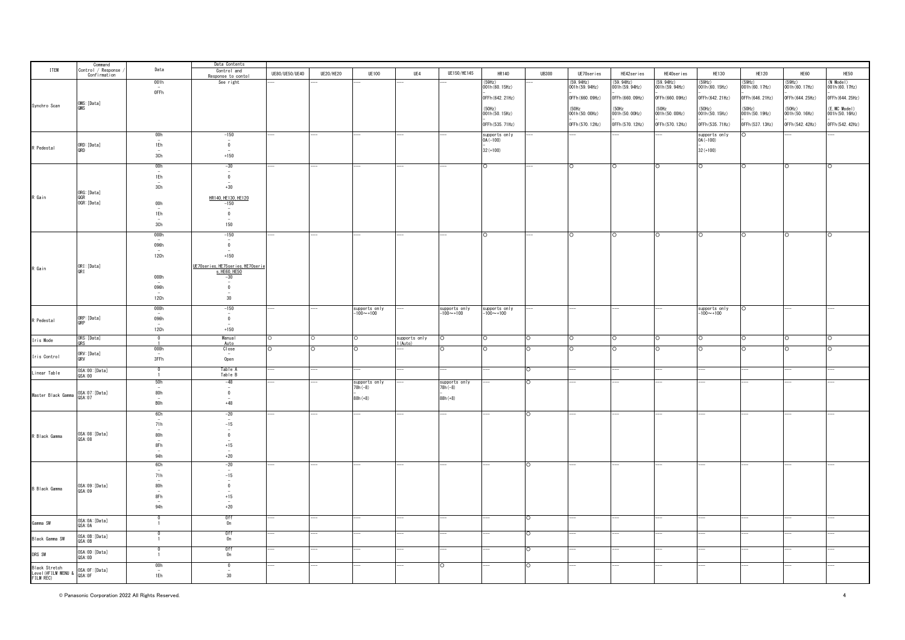| ITEM | Command Control / Response / Confirmation | Data | Data Contents Control and Response to contol | UE80/UE50/UE40 | UE20/HE20 | UE100 | UE4 | UE150/HE145 | HR140 | UB300 | UE70series | HE42series | HE40series | HE130 | HE120 | HE60 | HE50 |
|---|---|---|---|---|---|---|---|---|---|---|---|---|---|---|---|---|---|
| Synchro Scan | OMS:[Data] QMS | 001h - 0FFh | See right | --- | --- | --- | --- | --- | (59Hz) 001h(60.15Hz) - 0FFh(642.21Hz) (50Hz) 001h(50.15Hz) - 0FFh(535.71Hz) | --- | (59.94Hz) 001h(59.94Hz) - 0FFh(660.09Hz) (50Hz 001h(50.00Hz) - 0FFh(570.12Hz) | (59.94Hz) 001h(59.94Hz) - 0FFh(660.09Hz) (50Hz 001h(50.00Hz) - 0FFh(570.12Hz) | (59.94Hz) 001h(59.94Hz) - 0FFh(660.09Hz) (50Hz 001h(50.00Hz) - 0FFh(570.12Hz) | (59Hz) 001h(60.15Hz) - 0FFh(642.21Hz) (50Hz) 001h(50.15Hz) - 0FFh(535.71Hz) | (59Hz) 001h(60.17Hz) - 0FFh(646.21Hz) (50Hz) 001h(50.19Hz) - 0FFh(537.13Hz) | (59Hz) 001h(60.17Hz) - 0FFh(644.25Hz) (50Hz) 001h(50.16Hz) - 0FFh(542.42Hz) | (N Model) 001h(60.17Hz) - 0FFh(644.25Hz) (E,MC Model) 001h(50.16Hz) - 0FFh(542.42Hz) |
| R Pedestal | ORD:[Data] QRD | 00h - 1Eh - 3Ch | -150 - 0 - +150 | --- | --- | --- | --- | --- | supports only 0A(-100) - 32(+100) | --- | --- | --- | --- | supports only 0A(-100) - 32(+100) | ○ | --- | --- |
| R Gain | ORG:[Data] QGR OGR:[Data] | 00h - 1Eh - 3Ch / 00h - 1Eh - 3Ch | -30 - 0 - +30 / HR140,HE130,HE120 -150 - 0 - 150 | --- | --- | --- | --- | --- | ○ | --- | ○ | ○ | ○ | ○ | ○ | ○ | ○ |
| R Gain | ORI:[Data] QRI | 000h - 096h - 12Ch / 000h - 096h - 12Ch | -150 - 0 - +150 / UE70series,HE75series,HE70series,HE60,HE50 -30 - 0 - 30 | --- | --- | --- | --- | --- | ○ | --- | ○ | ○ | ○ | ○ | ○ | ○ | ○ |
| R Pedestal | ORP:[Data] QRP | 000h - 096h - 12Ch | -150 - 0 - +150 | --- | --- | supports only -100～+100 | --- | supports only -100～+100 | supports only -100～+100 | --- | --- | --- | --- | supports only -100～+100 | ○ | --- | --- |
| Iris Mode | ORS:[Data] QRS | 0 / 1 | Manual / Auto | ○ | ○ | ○ | supports only 1(Auto) | ○ | ○ | ○ | ○ | ○ | ○ | ○ | ○ | ○ | ○ |
| Iris Control | ORV:[Data] QRV | 000h - 3FFh | Close - Open | ○ | ○ | ○ | --- | ○ | ○ | ○ | ○ | ○ | ○ | ○ | ○ | ○ | ○ |
| Linear Table | OSA:00:[Data] QSA:00 | 0 / 1 | Table A / Table B | --- | --- | --- | --- | --- | --- | ○ | --- | --- | --- | --- | --- | --- | --- |
| Master Black Gamma | OSA:07:[Data] QSA:07 | 50h - 80h - B0h | -48 - 0 - +48 | --- | --- | supports only 78h(-8) - 88h(+8) | --- | supports only 78h(-8) - 88h(+8) | --- | ○ | --- | --- | --- | --- | --- | --- | --- |
| R Black Gamma | OSA:08:[Data] QSA:08 | 6Ch - 71h - 80h - 8Fh - 94h | -20 - -15 - 0 - +15 - +20 | --- | --- | --- | --- | --- | --- | ○ | --- | --- | --- | --- | --- | --- | --- |
| B Black Gamma | OSA:09:[Data] QSA:09 | 6Ch - 71h - 80h - 8Fh - 94h | -20 - -15 - 0 - +15 - +20 | --- | --- | --- | --- | --- | --- | ○ | --- | --- | --- | --- | --- | --- | --- |
| Gamma SW | OSA:0A:[Data] QSA:0A | 0 / 1 | Off / On | --- | --- | --- | --- | --- | --- | ○ | --- | --- | --- | --- | --- | --- | --- |
| Black Gamma SW | OSA:0B:[Data] QSA:0B | 0 / 1 | Off / On | --- | --- | --- | --- | --- | --- | ○ | --- | --- | --- | --- | --- | --- | --- |
| DRS SW | OSA:0D:[Data] QSA:0D | 0 / 1 | Off / On | --- | --- | --- | --- | --- | --- | ○ | --- | --- | --- | --- | --- | --- | --- |
| Black Stretch Level(@FILM MENU & FILM REC) | OSA:0F:[Data] QSA:0F | 00h - 1Eh | 0 - 30 | --- | --- | --- | --- | ○ | --- | ○ | --- | --- | --- | --- | --- | --- | --- |

© Panasonic Corporation 2022 All Rights Reserved.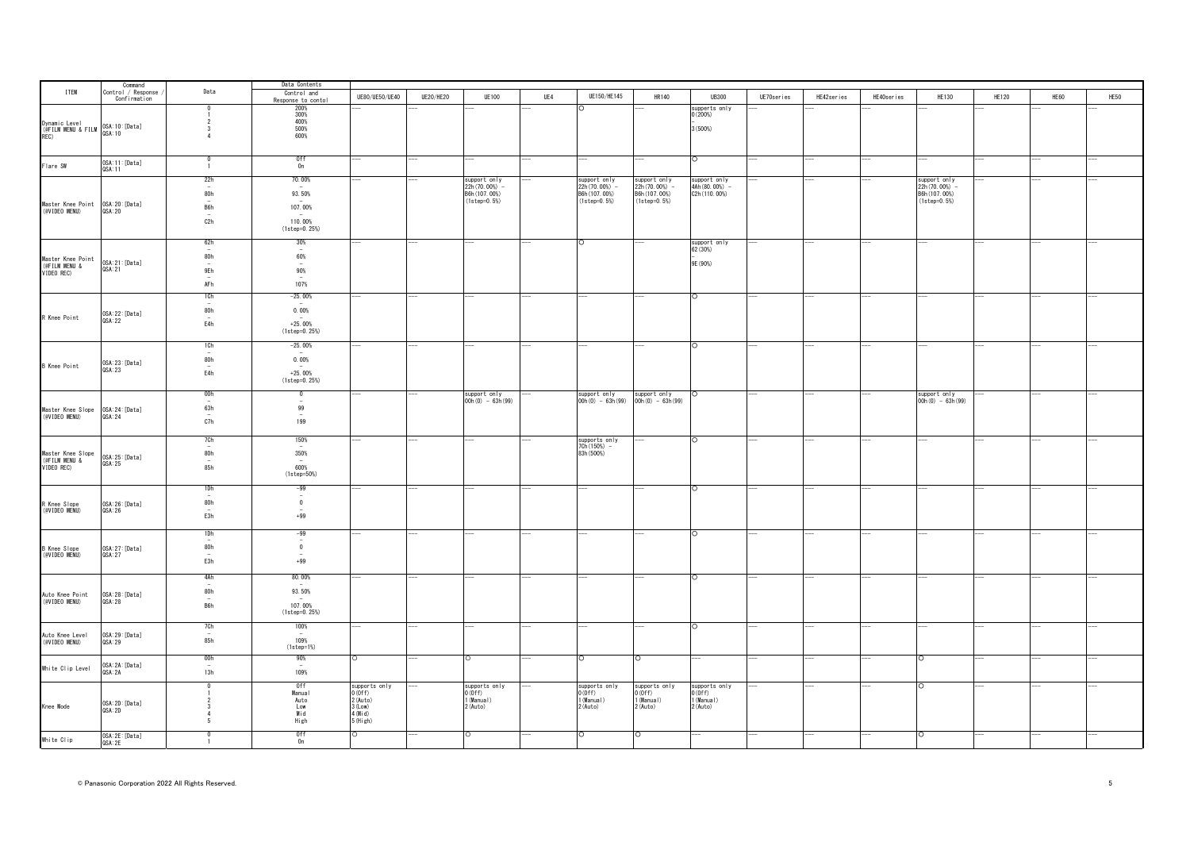| ITEM | Command Control / Response / Confirmation | Data | Data Contents Control and Response to contol | UE80/UE50/UE40 | UE20/HE20 | UE100 | UE4 | UE150/HE145 | HR140 | UB300 | UE70series | HE42series | HE40series | HE130 | HE120 | HE60 | HE50 |
|---|---|---|---|---|---|---|---|---|---|---|---|---|---|---|---|---|---|
| Dynamic Level (#FILM MENU & FILM REC) | OSA:10:[Data] QSA:10 | 0<br>1<br>2<br>3<br>4 | 200%<br>300%<br>400%<br>500%<br>600% | --- | --- | --- | --- | ○ | --- | supports only 0(200%)<br>-<br>3(500%) | --- | --- | --- | --- | --- | --- | --- |
| Flare SW | OSA:11:[Data] QSA:11 | 0<br>1 | Off<br>On | --- | --- | --- | --- | --- | --- | ○ | --- | --- | --- | --- | --- | --- | --- |
| Master Knee Point (#VIDEO MENU) | OSA:20:[Data] QSA:20 | 22h<br>-<br>80h<br>-<br>B6h<br>-<br>C2h | 70.00%<br>-<br>93.50%<br>-<br>107.00%<br>-<br>110.00%<br>(1step=0.25%) | --- | --- | support only 22h(70.00%) - B6h(107.00%) (1step=0.5%) | --- | support only 22h(70.00%) - B6h(107.00%) (1step=0.5%) | support only 22h(70.00%) - B6h(107.00%) (1step=0.5%) | support only 4Ah(80.00%) - C2h(110.00%) | --- | --- | --- | support only 22h(70.00%) - B6h(107.00%) (1step=0.5%) | --- | --- | --- |
| Master Knee Point (#FILM MENU & VIDEO REC) | OSA:21:[Data] QSA:21 | 62h<br>-<br>80h<br>-<br>9Eh<br>-<br>AFh | 30%<br>-<br>60%<br>-<br>90%<br>-<br>107% | --- | --- | --- | --- | ○ | --- | support only 62(30%)<br>-<br>9E(90%) | --- | --- | --- | --- | --- | --- | --- |
| R Knee Point | OSA:22:[Data] QSA:22 | 1Ch<br>-<br>80h<br>-<br>E4h | -25.00%<br>-<br>0.00%<br>-<br>+25.00%<br>(1step=0.25%) | --- | --- | --- | --- | --- | --- | ○ | --- | --- | --- | --- | --- | --- | --- |
| B Knee Point | OSA:23:[Data] QSA:23 | 1Ch<br>-<br>80h<br>-<br>E4h | -25.00%<br>-<br>0.00%<br>-<br>+25.00%<br>(1step=0.25%) | --- | --- | --- | --- | --- | --- | ○ | --- | --- | --- | --- | --- | --- | --- |
| Master Knee Slope (#VIDEO MENU) | OSA:24:[Data] QSA:24 | 00h<br>-<br>63h<br>-<br>C7h | 0<br>-<br>99<br>-<br>199 | --- | --- | support only 00h(0) - 63h(99) | --- | support only 00h(0) - 63h(99) | support only 00h(0) - 63h(99) | ○ | --- | --- | --- | support only 00h(0) - 63h(99) | --- | --- | --- |
| Master Knee Slope (#FILM MENU & VIDEO REC) | OSA:25:[Data] QSA:25 | 7Ch<br>-<br>80h<br>-<br>85h | 150%<br>-<br>350%<br>-<br>600%<br>(1step=50%) | --- | --- | --- | --- | supports only 7Ch(150%) - 83h(500%) | --- | ○ | --- | --- | --- | --- | --- | --- | --- |
| R Knee Slope (#VIDEO MENU) | OSA:26:[Data] QSA:26 | 1Dh<br>-<br>80h<br>-<br>E3h | -99<br>-<br>0<br>-<br>+99 | --- | --- | --- | --- | --- | --- | ○ | --- | --- | --- | --- | --- | --- | --- |
| B Knee Slope (#VIDEO MENU) | OSA:27:[Data] QSA:27 | 1Dh<br>-<br>80h<br>-<br>E3h | -99<br>-<br>0<br>-<br>+99 | --- | --- | --- | --- | --- | --- | ○ | --- | --- | --- | --- | --- | --- | --- |
| Auto Knee Point (#VIDEO MENU) | OSA:28:[Data] QSA:28 | 4Ah<br>-<br>80h<br>-<br>B6h | 80.00%<br>-<br>93.50%<br>-<br>107.00%<br>(1step=0.25%) | --- | --- | --- | --- | --- | --- | ○ | --- | --- | --- | --- | --- | --- | --- |
| Auto Knee Level (#VIDEO MENU) | OSA:29:[Data] QSA:29 | 7Ch<br>-<br>85h | 100%<br>-<br>109%<br>(1step=1%) | --- | --- | --- | --- | --- | --- | ○ | --- | --- | --- | --- | --- | --- | --- |
| White Clip Level | OSA:2A:[Data] QSA:2A | 00h<br>-<br>13h | 90%<br>-<br>109% | ○ | --- | ○ | --- | ○ | ○ | --- | --- | --- | --- | ○ | --- | --- | --- |
| Knee Mode | OSA:2D:[Data] QSA:2D | 0<br>1<br>2<br>3<br>4<br>5 | Off<br>Manual<br>Auto<br>Low<br>Mid<br>High | supports only 0(Off) 2(Auto) 3(Low) 4(Mid) 5(High) | --- | supports only 0(Off) 1(Manual) 2(Auto) | --- | supports only 0(Off) 1(Manual) 2(Auto) | supports only 0(Off) 1(Manual) 2(Auto) | supports only 0(Off) 1(Manual) 2(Auto) | --- | --- | --- | ○ | --- | --- | --- |
| White Clip | OSA:2E:[Data] QSA:2E | 0<br>1 | Off<br>On | ○ | --- | ○ | --- | ○ | ○ | --- | --- | --- | --- | ○ | --- | --- | --- |

© Panasonic Corporation 2022 All Rights Reserved.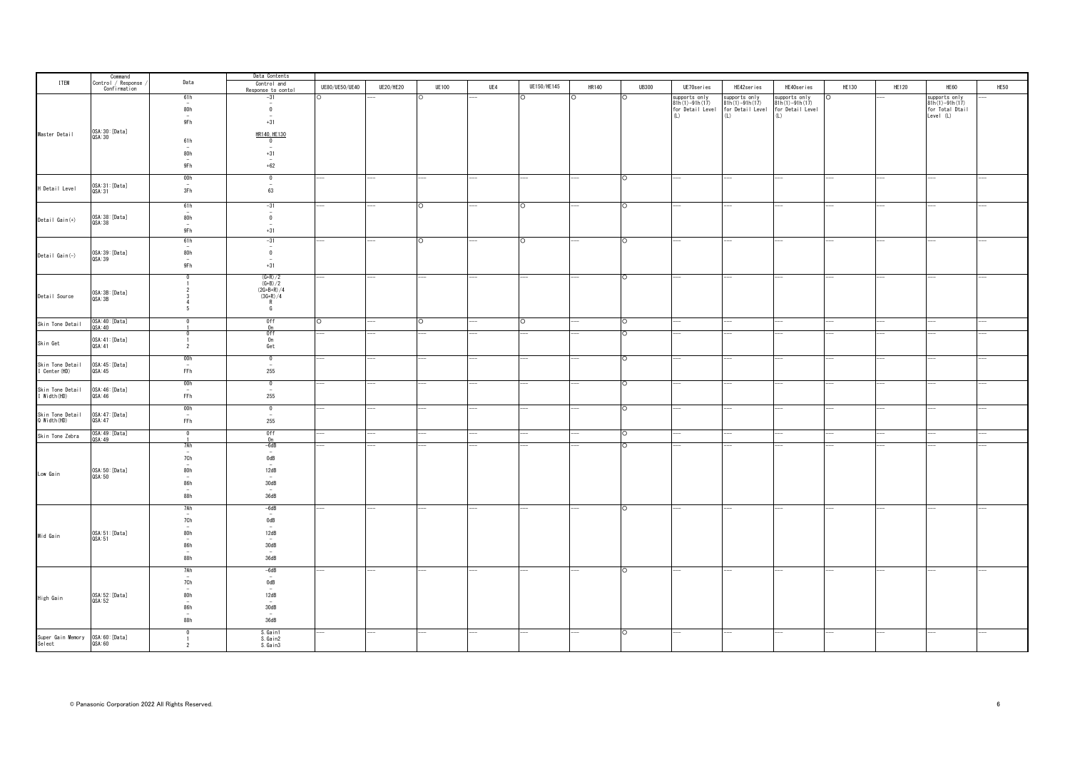| ITEM | Command Control / Response / Confirmation | Data | Data Contents Control and Response to contol | UE80/UE50/UE40 | UE20/HE20 | UE100 | UE4 | UE150/HE145 | HR140 | UB300 | UE70series | HE42series | HE40series | HE130 | HE120 | HE60 | HE50 |
|---|---|---|---|---|---|---|---|---|---|---|---|---|---|---|---|---|---|
| Master Detail | OSA:30:[Data]<br>QSA:30 | 61h<br>–<br>80h<br>–<br>9Fh<br><br>61h<br>–<br>80h<br>–<br>9Fh | -31<br>–<br>0<br>–<br>+31<br><br>HR140,HE130<br>0<br>–<br>+31<br>–<br>+62 | ○ | --- | ○ | --- | ○ | ○ | ○ | supports only 81h(1)-91h(17) for Detail Level (L) | supports only 81h(1)-91h(17) for Detail Level (L) | supports only 81h(1)-91h(17) for Detail Level (L) | ○ | --- | supports only 81h(1)-91h(17) for Total Dtail Level (L) | --- |
| H Detail Level | OSA:31:[Data]<br>QSA:31 | 00h<br>–<br>3Fh | 0<br>–<br>63 | --- | --- | --- | --- | --- | --- | ○ | --- | --- | --- | --- | --- | --- | --- |
| Detail Gain(+) | OSA:38:[Data]<br>QSA:38 | 61h<br>–<br>80h<br>–<br>9Fh | -31<br>–<br>0<br>–<br>+31 | --- | --- | ○ | --- | ○ | --- | ○ | --- | --- | --- | --- | --- | --- | --- |
| Detail Gain(-) | OSA:39:[Data]<br>QSA:39 | 61h<br>–<br>80h<br>–<br>9Fh | -31<br>–<br>0<br>–<br>+31 | --- | --- | ○ | --- | ○ | --- | ○ | --- | --- | --- | --- | --- | --- | --- |
| Detail Source | OSA:3B:[Data]<br>QSA:3B | 0<br>1<br>2<br>3<br>4<br>5 | (G+R)/2<br>(G+B)/2<br>(2G+B+R)/4<br>(3G+R)/4<br>R<br>G | --- | --- | --- | --- | --- | --- | ○ | --- | --- | --- | --- | --- | --- | --- |
| Skin Tone Detail | OSA:40:[Data]<br>QSA:40 | 0<br>1 | Off<br>On | ○ | --- | ○ | --- | ○ | --- | ○ | --- | --- | --- | --- | --- | --- | --- |
| Skin Get | OSA:41:[Data]<br>QSA:41 | 0<br>1<br>2 | Off<br>On<br>Get | --- | --- | --- | --- | --- | --- | ○ | --- | --- | --- | --- | --- | --- | --- |
| Skin Tone Detail I Center(HD) | OSA:45:[Data]<br>QSA:45 | 00h<br>–<br>FFh | 0<br>–<br>255 | --- | --- | --- | --- | --- | --- | ○ | --- | --- | --- | --- | --- | --- | --- |
| Skin Tone Detail I Width(HD) | OSA:46:[Data]<br>QSA:46 | 00h<br>–<br>FFh | 0<br>–<br>255 | --- | --- | --- | --- | --- | --- | ○ | --- | --- | --- | --- | --- | --- | --- |
| Skin Tone Detail Q Width(HD) | OSA:47:[Data]<br>QSA:47 | 00h<br>–<br>FFh | 0<br>–<br>255 | --- | --- | --- | --- | --- | --- | ○ | --- | --- | --- | --- | --- | --- | --- |
| Skin Tone Zebra | OSA:49:[Data]<br>QSA:49 | 0<br>1 | Off<br>On | --- | --- | --- | --- | --- | --- | ○ | --- | --- | --- | --- | --- | --- | --- |
| Low Gain | OSA:50:[Data]<br>QSA:50 | 7Ah<br>–<br>7Ch<br>–<br>80h<br>–<br>86h<br>–<br>88h | -6dB<br>–<br>0dB<br>–<br>12dB<br>–<br>30dB<br>–<br>36dB | --- | --- | --- | --- | --- | --- | ○ | --- | --- | --- | --- | --- | --- | --- |
| Mid Gain | OSA:51:[Data]<br>QSA:51 | 7Ah<br>–<br>7Ch<br>–<br>80h<br>–<br>86h<br>–<br>88h | -6dB<br>–<br>0dB<br>–<br>12dB<br>–<br>30dB<br>–<br>36dB | --- | --- | --- | --- | --- | --- | ○ | --- | --- | --- | --- | --- | --- | --- |
| High Gain | OSA:52:[Data]<br>QSA:52 | 7Ah<br>–<br>7Ch<br>–<br>80h<br>–<br>86h<br>–<br>88h | -6dB<br>–<br>0dB<br>–<br>12dB<br>–<br>30dB<br>–<br>36dB | --- | --- | --- | --- | --- | --- | ○ | --- | --- | --- | --- | --- | --- | --- |
| Super Gain Memory Select | OSA:60:[Data]<br>QSA:60 | 0<br>1<br>2 | S.Gain1<br>S.Gain2<br>S.Gain3 | --- | --- | --- | --- | --- | --- | ○ | --- | --- | --- | --- | --- | --- | --- |

© Panasonic Corporation 2022 All Rights Reserved.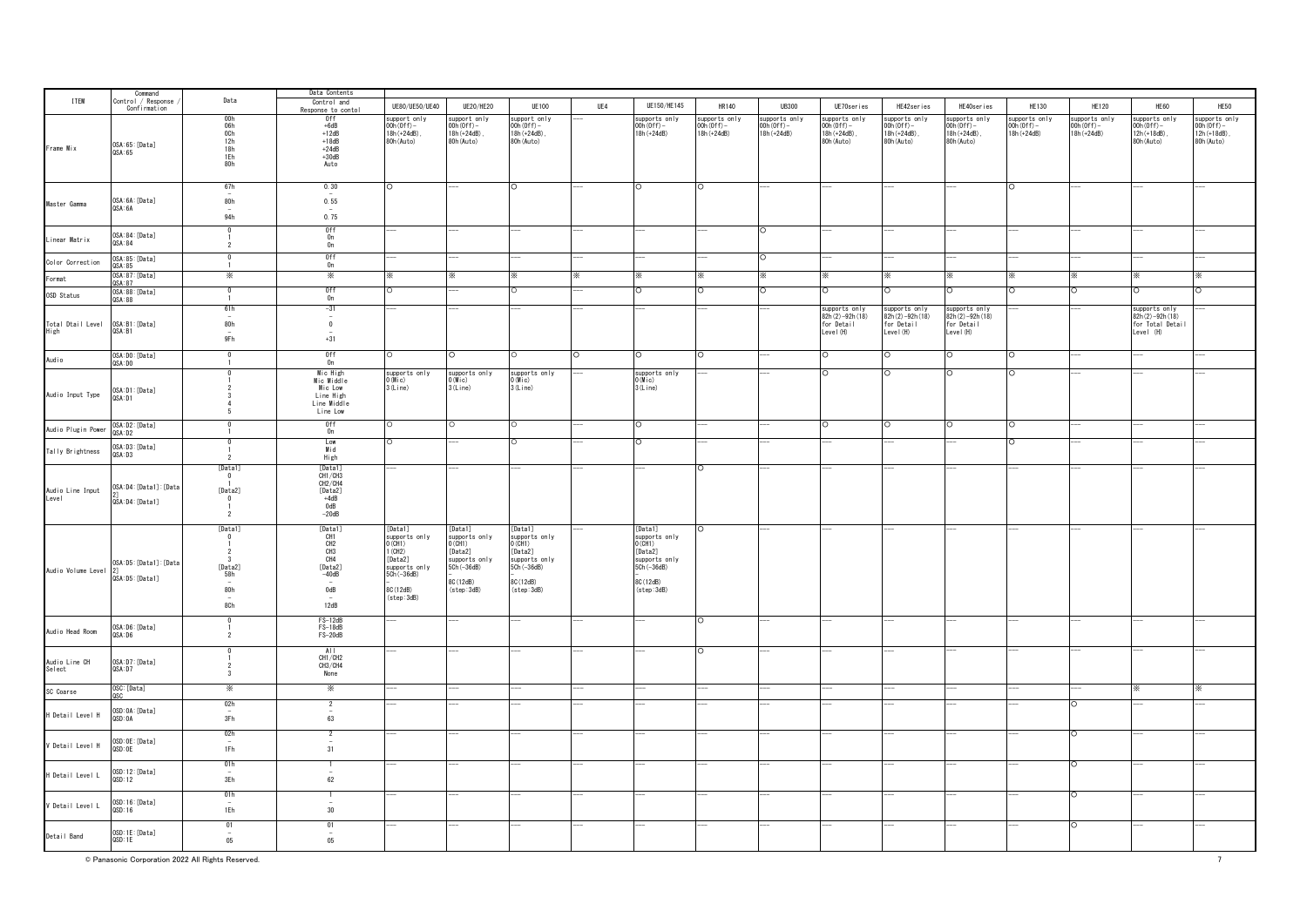| ITEM | Command Control / Response / Confirmation | Data | Data Contents Control and Response to contol | UE80/UE50/UE40 | UE20/HE20 | UE100 | UE4 | UE150/HE145 | HR140 | UB300 | UE70series | HE42series | HE40series | HE130 | HE120 | HE60 | HE50 |
|---|---|---|---|---|---|---|---|---|---|---|---|---|---|---|---|---|---|
| Frame Mix | OSA:65:[Data]<br>QSA:65 | 00h<br>06h<br>0Ch<br>12h<br>18h<br>1Eh<br>80h | Off<br>+6dB<br>+12dB<br>+18dB<br>+24dB<br>+30dB<br>Auto | support only 00h(Off)–18h(+24dB), 80h(Auto) | support only 00h(Off)–18h(+24dB), 80h(Auto) | support only 00h(Off)–18h(+24dB), 80h(Auto) | --- | supports only 00h(Off)–18h(+24dB) | supports only 00h(Off)–18h(+24dB) | supports only 00h(Off)–18h(+24dB) | supports only 00h(Off)–18h(+24dB), 80h(Auto) | supports only 00h(Off)–18h(+24dB), 80h(Auto) | supports only 00h(Off)–18h(+24dB), 80h(Auto) | supports only 00h(Off)–18h(+24dB) | supports only 00h(Off)–18h(+24dB) | supports only 00h(Off)–12h(+18dB), 80h(Auto) | supports only 00h(Off)–12h(+18dB), 80h(Auto) |
| Master Gamma | OSA:6A:[Data]<br>QSA:6A | 67h<br>–<br>80h<br>–<br>94h | 0.30<br>–<br>0.55<br>–<br>0.75 | ○ | --- | ○ | --- | ○ | ○ | --- | --- | --- | --- | ○ | --- | --- | --- |
| Linear Matrix | OSA:84:[Data]<br>QSA:84 | 0<br>1<br>2 | Off<br>On<br>On | --- | --- | --- | --- | --- | --- | ○ | --- | --- | --- | --- | --- | --- | --- |
| Color Correction | OSA:85:[Data]<br>QSA:85 | 0<br>1 | Off<br>On | --- | --- | --- | --- | --- | --- | ○ | --- | --- | --- | --- | --- | --- | --- |
| Format | OSA:87:[Data]<br>QSA:87 | ※ | ※ | ※ | ※ | ※ | ※ | ※ | ※ | ※ | ※ | ※ | ※ | ※ | ※ | ※ | ※ |
| OSD Status | OSA:88:[Data]<br>QSA:88 | 0<br>1 | Off<br>On | ○ | --- | ○ | --- | ○ | ○ | ○ | ○ | ○ | ○ | ○ | ○ | ○ | ○ |
| Total Dtail Level High | OSA:B1:[Data]<br>QSA:B1 | 61h<br>–<br>80h<br>–<br>9Fh | -31<br>–<br>0<br>–<br>+31 | --- | --- | --- | --- | --- | --- | --- | supports only 82h(2)–92h(18) for Detail Level(H) | supports only 82h(2)–92h(18) for Detail Level(H) | supports only 82h(2)–92h(18) for Detail Level(H) | --- | --- | supports only 82h(2)–92h(18) for Total Detail Level (H) | --- |
| Audio | OSA:D0:[Data]<br>QSA:D0 | 0<br>1 | Off<br>On | ○ | ○ | ○ | ○ | ○ | ○ | --- | ○ | ○ | ○ | ○ | --- | --- | --- |
| Audio Input Type | OSA:D1:[Data]<br>QSA:D1 | 0<br>1<br>2<br>3<br>4<br>5 | Mic High<br>Mic Middle<br>Mic Low<br>Line High<br>Line Middle<br>Line Low | supports only 0(Mic) 3(Line) | supports only 0(Mic) 3(Line) | supports only 0(Mic) 3(Line) | --- | supports only 0(Mic) 3(Line) | --- | --- | ○ | ○ | ○ | ○ | --- | --- | --- |
| Audio Plugin Power | OSA:D2:[Data]<br>QSA:D2 | 0<br>1 | Off<br>On | ○ | ○ | ○ | --- | ○ | --- | --- | ○ | ○ | ○ | ○ | --- | --- | --- |
| Tally Brightness | OSA:D3:[Data]<br>QSA:D3 | 0<br>1<br>2 | Low<br>Mid<br>High | ○ | --- | ○ | --- | ○ | --- | --- | --- | --- | --- | ○ | --- | --- | --- |
| Audio Line Input Level | OSA:D4:[Data1]:[Data2]<br>QSA:D4:[Data1] | [Data1]<br>0<br>1<br>[Data2]<br>0<br>1<br>2 | [Data1]<br>CH1/CH3<br>CH2/CH4<br>[Data2]<br>+4dB<br>0dB<br>-20dB | --- | --- | --- | --- | --- | ○ | --- | --- | --- | --- | --- | --- | --- | --- |
| Audio Volume Level | OSA:D5:[Data1]:[Data2]<br>QSA:D5:[Data1] | [Data1]<br>0<br>1<br>2<br>3<br>[Data2]<br>58h<br>–<br>80h<br>–<br>8Ch | [Data1]<br>CH1<br>CH2<br>CH3<br>CH4<br>[Data2]<br>-40dB<br>–<br>0dB<br>12dB | [Data1] supports only 0(CH1) 1(CH2) [Data2] supports only 5Ch(-36dB) – 8C(12dB) (step:3dB) | [Data1] supports only 0(CH1) [Data2] supports only 5Ch(-36dB) – 8C(12dB) (step:3dB) | [Data1] supports only 0(CH1) [Data2] supports only 5Ch(-36dB) – 8C(12dB) (step:3dB) | --- | [Data1] supports only 0(CH1) [Data2] supports only 5Ch(-36dB) – 8C(12dB) (step:3dB) | ○ | --- | --- | --- | --- | --- | --- | --- | --- |
| Audio Head Room | OSA:D6:[Data]<br>QSA:D6 | 0<br>1<br>2 | FS-12dB<br>FS-18dB<br>FS-20dB | --- | --- | --- | --- | --- | ○ | --- | --- | --- | --- | --- | --- | --- | --- |
| Audio Line CH Select | OSA:D7:[Data]<br>QSA:D7 | 0<br>1<br>2<br>3 | All<br>CH1/CH2<br>CH3/CH4<br>None | --- | --- | --- | --- | --- | ○ | --- | --- | --- | --- | --- | --- | --- | --- |
| SC Coarse | OSC:[Data]<br>QSC | ※ | ※ | --- | --- | --- | --- | --- | --- | --- | --- | --- | --- | --- | --- | ※ | ※ |
| H Detail Level H | OSD:0A:[Data]<br>QSD:0A | 02h<br>–<br>3Fh | 2<br>–<br>63 | --- | --- | --- | --- | --- | --- | --- | --- | --- | --- | --- | ○ | --- | --- |
| V Detail Level H | OSD:0E:[Data]<br>QSD:0E | 02h<br>–<br>1Fh | 2<br>–<br>31 | --- | --- | --- | --- | --- | --- | --- | --- | --- | --- | --- | ○ | --- | --- |
| H Detail Level L | OSD:12:[Data]<br>QSD:12 | 01h<br>–<br>3Eh | 1<br>–<br>62 | --- | --- | --- | --- | --- | --- | --- | --- | --- | --- | --- | ○ | --- | --- |
| V Detail Level L | OSD:16:[Data]<br>QSD:16 | 01h<br>–<br>1Eh | 1<br>–<br>30 | --- | --- | --- | --- | --- | --- | --- | --- | --- | --- | --- | ○ | --- | --- |
| Detail Band | OSD:1E:[Data]<br>QSD:1E | 01<br>–<br>05 | 01<br>–<br>05 | --- | --- | --- | --- | --- | --- | --- | --- | --- | --- | --- | ○ | --- | --- |

© Panasonic Corporation 2022 All Rights Reserved.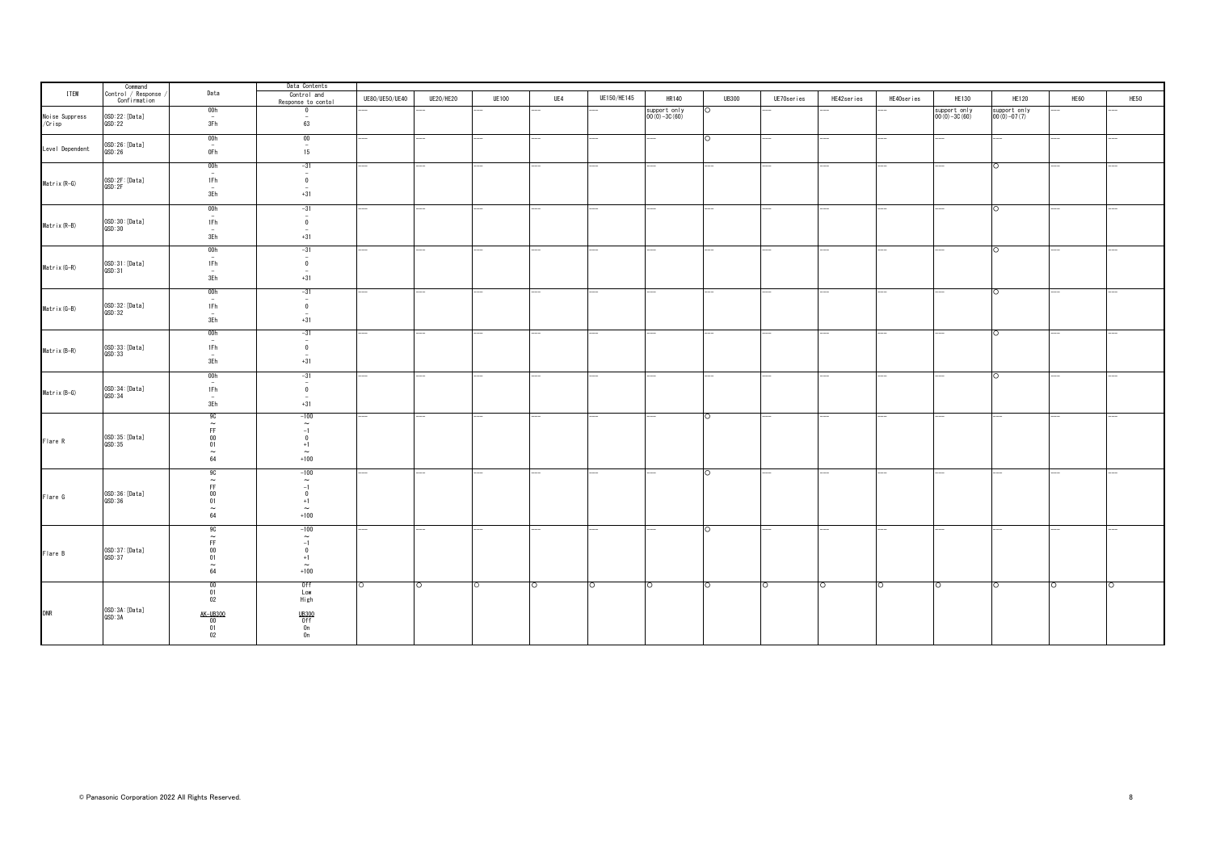| ITEM | Command Control / Response / Confirmation | Data | Data Contents Control and Response to contol | UE80/UE50/UE40 | UE20/HE20 | UE100 | UE4 | UE150/HE145 | HR140 | UB300 | UE70series | HE42series | HE40series | HE130 | HE120 | HE60 | HE50 |
|---|---|---|---|---|---|---|---|---|---|---|---|---|---|---|---|---|---|
| Noise Suppress /Crisp | OSD:22:[Data] QSD:22 | 00h – 3Fh | 0 – 63 | --- | --- | --- | --- | --- | support only 00(0)-3C(60) | ○ | --- | --- | --- | support only 00(0)-3C(60) | support only 00(0)-07(7) | --- | --- |
| Level Dependent | OSD:26:[Data] QSD:26 | 00h – 0Fh | 00 – 15 | --- | --- | --- | --- | --- | --- | ○ | --- | --- | --- | --- | --- | --- | --- |
| Matrix(R-G) | OSD:2F:[Data] QSD:2F | 00h – 1Fh – 3Eh | -31 – 0 – +31 | --- | --- | --- | --- | --- | --- | --- | --- | --- | --- | --- | ○ | --- | --- |
| Matrix(R-B) | OSD:30:[Data] QSD:30 | 00h – 1Fh – 3Eh | -31 – 0 – +31 | --- | --- | --- | --- | --- | --- | --- | --- | --- | --- | --- | ○ | --- | --- |
| Matrix(G-R) | OSD:31:[Data] QSD:31 | 00h – 1Fh – 3Eh | -31 – 0 – +31 | --- | --- | --- | --- | --- | --- | --- | --- | --- | --- | --- | ○ | --- | --- |
| Matrix(G-B) | OSD:32:[Data] QSD:32 | 00h – 1Fh – 3Eh | -31 – 0 – +31 | --- | --- | --- | --- | --- | --- | --- | --- | --- | --- | --- | ○ | --- | --- |
| Matrix(B-R) | OSD:33:[Data] QSD:33 | 00h – 1Fh – 3Eh | -31 – 0 – +31 | --- | --- | --- | --- | --- | --- | --- | --- | --- | --- | --- | ○ | --- | --- |
| Matrix(B-G) | OSD:34:[Data] QSD:34 | 00h – 1Fh – 3Eh | -31 – 0 – +31 | --- | --- | --- | --- | --- | --- | --- | --- | --- | --- | --- | ○ | --- | --- |
| Flare R | OSD:35:[Data] QSD:35 | 9C ～ FF 00 01 ～ 64 | -100 ～ -1 0 +1 ～ +100 | --- | --- | --- | --- | --- | --- | ○ | --- | --- | --- | --- | --- | --- | --- |
| Flare G | OSD:36:[Data] QSD:36 | 9C ～ FF 00 01 ～ 64 | -100 ～ -1 0 +1 ～ +100 | --- | --- | --- | --- | --- | --- | ○ | --- | --- | --- | --- | --- | --- | --- |
| Flare B | OSD:37:[Data] QSD:37 | 9C ～ FF 00 01 ～ 64 | -100 ～ -1 0 +1 ～ +100 | --- | --- | --- | --- | --- | --- | ○ | --- | --- | --- | --- | --- | --- | --- |
| DNR | OSD:3A:[Data] QSD:3A | 00 01 02 AK-UB300 00 01 02 | Off Low High UB300 Off On On | ○ | ○ | ○ | ○ | ○ | ○ | ○ | ○ | ○ | ○ | ○ | ○ | ○ | ○ |

© Panasonic Corporation 2022 All Rights Reserved.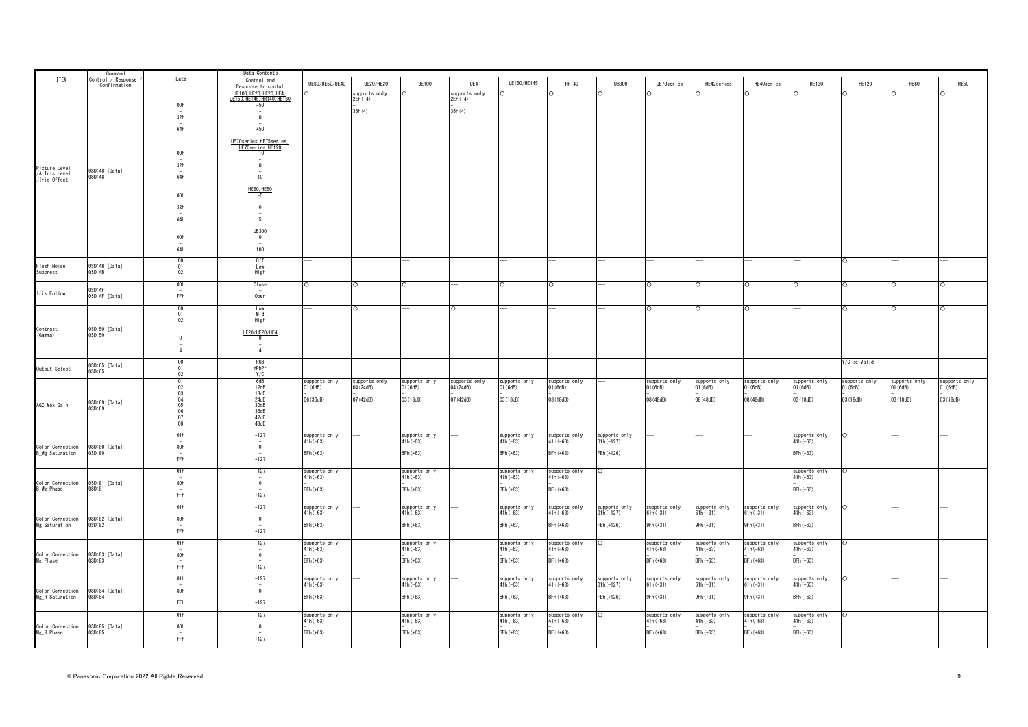| ITEM | Command Control / Response / Confirmation | Data | Data Contents Control and Response to contol | UE80/UE50/UE40 | UE20/HE20 | UE100 | UE4 | UE150/HE145 | HR140 | UB300 | UE70series | HE42series | HE40series | HE130 | HE120 | HE60 | HE50 |
|---|---|---|---|---|---|---|---|---|---|---|---|---|---|---|---|---|---|
| Picture Level /A.Iris Level /Iris Offset | OSD:48:[Data] QSD:48 | 00h ~ 32h ~ 64h<br><br>00h ~ 32h ~ 64h<br><br>00h ~ 32h ~ 64h<br><br>00h ~ 64h | UE100,UE20,HE20,UE4, UE150,HE145,HR140,HE130<br>-50 ~ 0 ~ +50<br><br>UE70series,HE75series, HE70series,HE120<br>-10 ~ 0 ~ 10<br><br>HE60,HE50<br>-5 ~ 0 ~ 5<br><br>UB300<br>0 ~ 100 | ○ | supports only 2Eh(-4) ~ 36h(4) | ○ | supports only 2Eh(-4) ~ 36h(4) | ○ | ○ | ○ | ○ | ○ | ○ | ○ | ○ | ○ | ○ |
| Flesh Noise Suppress | OSD:4B:[Data] QSD:4B | 00<br>01<br>02 | Off<br>Low<br>High | --- | | --- | | --- | --- | --- | --- | --- | --- | --- | ○ | --- | --- |
| Iris Follow | QSD:4F<br>OSD:4F:[Data] | 00h ~ FFh | Close ~ Open | ○ | ○ | ○ | --- | ○ | ○ | --- | ○ | ○ | ○ | ○ | ○ | ○ | ○ |
| Contrast (Gamma) | OSD:50:[Data] QSD:50 | 00<br>01<br>02<br><br>0 ~ 4 | Low<br>Mid<br>High<br><br>UE20/HE20/UE4<br>0 ~ 4 | --- | ○ | --- | ○ | --- | --- | --- | ○ | ○ | ○ | --- | ○ | ○ | ○ |
| Output Select | OSD:65:[Data] QSD:65 | 00<br>01<br>02 | RGB<br>YPbPr<br>Y/C | --- | --- | --- | --- | --- | --- | --- | --- | --- | --- | --- | Y/C is Valid | --- | --- |
| AGC Max Gain | OSD:69:[Data] QSD:69 | 01<br>02<br>03<br>04<br>05<br>06<br>07<br>08 | 6dB<br>12dB<br>18dB<br>24dB<br>30dB<br>36dB<br>42dB<br>48dB | supports only 01(6dB) ~ 06(36dB) | supports only 04(24dB) ~ 07(42dB) | supports only 01(6dB) ~ 03(18dB) | supports only 04(24dB) ~ 07(42dB) | supports only 01(6dB) ~ 03(18dB) | supports only 01(6dB) ~ 03(18dB) | --- | supports only 01(6dB) ~ 08(48dB) | supports only 01(6dB) ~ 08(48dB) | supports only 01(6dB) ~ 08(48dB) | supports only 01(6dB) ~ 03(18dB) | supports only 01(6dB) ~ 03(18dB) | supports only 01(6dB) ~ 03(18dB) | supports only 01(6dB) ~ 03(18dB) |
| Color Correction B_Mg Saturation | OSD:80:[Data] QSD:80 | 01h ~ 80h ~ FFh | -127 ~ 0 ~ +127 | supports only 41h(-63) ~ BFh(+63) | --- | supports only 41h(-63) ~ BFh(+63) | --- | supports only 41h(-63) ~ BFh(+63) | supports only 41h(-63) ~ BFh(+63) | supports only 01h(-127) ~ FEh(+126) | --- | --- | --- | supports only 41h(-63) ~ BFh(+63) | ○ | --- | --- |
| Color Correction B_Mg Phase | OSD:81:[Data] QSD:81 | 01h ~ 80h ~ FFh | -127 ~ 0 ~ +127 | supports only 41h(-63) ~ BFh(+63) | --- | supports only 41h(-63) ~ BFh(+63) | --- | supports only 41h(-63) ~ BFh(+63) | supports only 41h(-63) ~ BFh(+63) | ○ | --- | --- | --- | supports only 41h(-63) ~ BFh(+63) | ○ | --- | --- |
| Color Correction Mg Saturation | OSD:82:[Data] QSD:82 | 01h ~ 80h ~ FFh | -127 ~ 0 ~ +127 | supports only 41h(-63) ~ BFh(+63) | --- | supports only 41h(-63) ~ BFh(+63) | --- | supports only 41h(-63) ~ BFh(+63) | supports only 41h(-63) ~ BFh(+63) | supports only 01h(-127) ~ FEh(+126) | supports only 61h(-31) ~ 9Fh(+31) | supports only 61h(-31) ~ 9Fh(+31) | supports only 61h(-31) ~ 9Fh(+31) | supports only 41h(-63) ~ BFh(+63) | ○ | --- | --- |
| Color Correction Mg Phase | OSD:83:[Data] QSD:83 | 01h ~ 80h ~ FFh | -127 ~ 0 ~ +127 | supports only 41h(-63) ~ BFh(+63) | --- | supports only 41h(-63) ~ BFh(+63) | --- | supports only 41h(-63) ~ BFh(+63) | supports only 41h(-63) ~ BFh(+63) | ○ | supports only 41h(-63) ~ BFh(+63) | supports only 41h(-63) ~ BFh(+63) | supports only 41h(-63) ~ BFh(+63) | supports only 41h(-63) ~ BFh(+63) | ○ | --- | --- |
| Color Correction Mg_R Saturation | OSD:84:[Data] QSD:84 | 01h ~ 80h ~ FFh | -127 ~ 0 ~ +127 | supports only 41h(-63) ~ BFh(+63) | --- | supports only 41h(-63) ~ BFh(+63) | --- | supports only 41h(-63) ~ BFh(+63) | supports only 41h(-63) ~ BFh(+63) | supports only 01h(-127) ~ FEh(+126) | supports only 61h(-31) ~ 9Fh(+31) | supports only 61h(-31) ~ 9Fh(+31) | supports only 61h(-31) ~ 9Fh(+31) | supports only 41h(-63) ~ BFh(+63) | ○ | --- | --- |
| Color Correction Mg_R Phase | OSD:85:[Data] QSD:85 | 01h ~ 80h ~ FFh | -127 ~ 0 ~ +127 | supports only 41h(-63) ~ BFh(+63) | --- | supports only 41h(-63) ~ BFh(+63) | --- | supports only 41h(-63) ~ BFh(+63) | supports only 41h(-63) ~ BFh(+63) | ○ | supports only 41h(-63) ~ BFh(+63) | supports only 41h(-63) ~ BFh(+63) | supports only 41h(-63) ~ BFh(+63) | supports only 41h(-63) ~ BFh(+63) | ○ | --- | --- |

© Panasonic Corporation 2022 All Rights Reserved.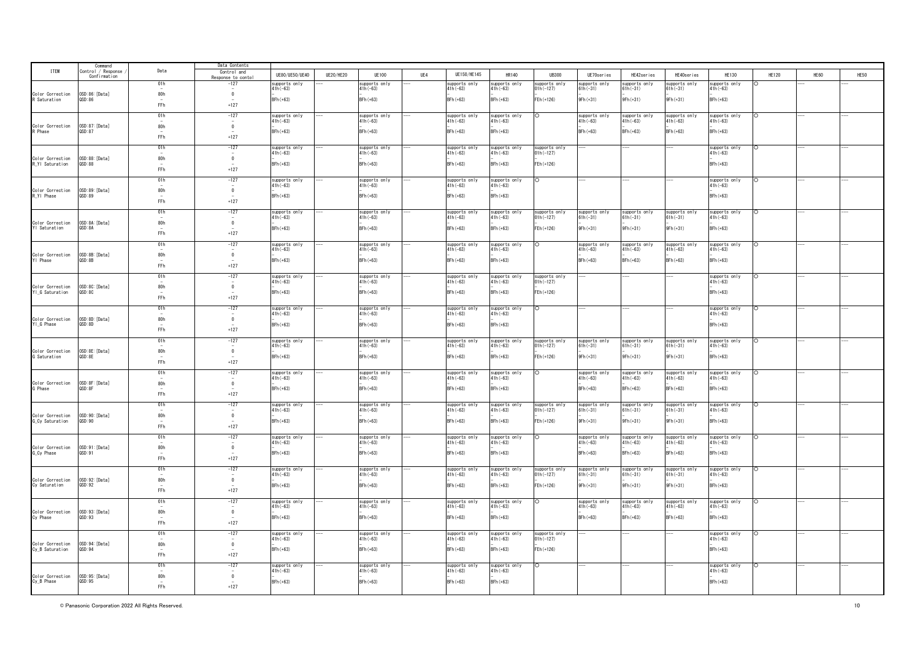| ITEM | Command Control / Response / Confirmation | Data | Data Contents Control and Response to contol | UE80/UE50/UE40 | UE20/HE20 | UE100 | UE4 | UE150/HE145 | HR140 | UB300 | UE70series | HE42series | HE40series | HE130 | HE120 | HE60 | HE50 |
|---|---|---|---|---|---|---|---|---|---|---|---|---|---|---|---|---|---|
| Color Correction R Saturation | OSD:86:[Data] QSD:86 | 01h - 80h - FFh | -127 - 0 - +127 | supports only 41h(-63) - BFh(+63) | --- | supports only 41h(-63) - BFh(+63) | --- | supports only 41h(-63) - BFh(+63) | supports only 41h(-63) - BFh(+63) | supports only 01h(-127) - FEh(+126) | supports only 61h(-31) - 9Fh(+31) | supports only 61h(-31) - 9Fh(+31) | supports only 61h(-31) - 9Fh(+31) | supports only 41h(-63) - BFh(+63) | ○ | --- | --- |
| Color Correction R Phase | OSD:87:[Data] QSD:87 | 01h - 80h - FFh | -127 - 0 - +127 | supports only 41h(-63) - BFh(+63) | --- | supports only 41h(-63) - BFh(+63) | --- | supports only 41h(-63) - BFh(+63) | supports only 41h(-63) - BFh(+63) | ○ | supports only 41h(-63) - BFh(+63) | supports only 41h(-63) - BFh(+63) | supports only 41h(-63) - BFh(+63) | supports only 41h(-63) - BFh(+63) | ○ | --- | --- |
| Color Correction R_Yl Saturation | OSD:88:[Data] QSD:88 | 01h - 80h - FFh | -127 - 0 - +127 | supports only 41h(-63) - BFh(+63) | --- | supports only 41h(-63) - BFh(+63) | --- | supports only 41h(-63) - BFh(+63) | supports only 41h(-63) - BFh(+63) | supports only 01h(-127) - FEh(+126) | --- | --- | --- | supports only 41h(-63) - BFh(+63) | ○ | --- | --- |
| Color Correction R_Yl Phase | OSD:89:[Data] QSD:89 | 01h - 80h - FFh | -127 - 0 - +127 | supports only 41h(-63) - BFh(+63) | --- | supports only 41h(-63) - BFh(+63) | --- | supports only 41h(-63) - BFh(+63) | supports only 41h(-63) - BFh(+63) | ○ | --- | --- | --- | supports only 41h(-63) - BFh(+63) | ○ | --- | --- |
| Color Correction Yl Saturation | OSD:8A:[Data] QSD:8A | 01h - 80h - FFh | -127 - 0 - +127 | supports only 41h(-63) - BFh(+63) | --- | supports only 41h(-63) - BFh(+63) | --- | supports only 41h(-63) - BFh(+63) | supports only 41h(-63) - BFh(+63) | supports only 01h(-127) - FEh(+126) | supports only 61h(-31) - 9Fh(+31) | supports only 61h(-31) - 9Fh(+31) | supports only 61h(-31) - 9Fh(+31) | supports only 41h(-63) - BFh(+63) | ○ | --- | --- |
| Color Correction Yl Phase | OSD:8B:[Data] QSD:8B | 01h - 80h - FFh | -127 - 0 - +127 | supports only 41h(-63) - BFh(+63) | --- | supports only 41h(-63) - BFh(+63) | --- | supports only 41h(-63) - BFh(+63) | supports only 41h(-63) - BFh(+63) | ○ | supports only 41h(-63) - BFh(+63) | supports only 41h(-63) - BFh(+63) | supports only 41h(-63) - BFh(+63) | supports only 41h(-63) - BFh(+63) | ○ | --- | --- |
| Color Correction Yl_G Saturation | OSD:8C:[Data] QSD:8C | 01h - 80h - FFh | -127 - 0 - +127 | supports only 41h(-63) - BFh(+63) | --- | supports only 41h(-63) - BFh(+63) | --- | supports only 41h(-63) - BFh(+63) | supports only 41h(-63) - BFh(+63) | supports only 01h(-127) - FEh(+126) | --- | --- | --- | supports only 41h(-63) - BFh(+63) | ○ | --- | --- |
| Color Correction Yl_G Phase | OSD:8D:[Data] QSD:8D | 01h - 80h - FFh | -127 - 0 - +127 | supports only 41h(-63) - BFh(+63) | --- | supports only 41h(-63) - BFh(+63) | --- | supports only 41h(-63) - BFh(+63) | supports only 41h(-63) - BFh(+63) | ○ | --- | --- | --- | supports only 41h(-63) - BFh(+63) | ○ | --- | --- |
| Color Correction G Saturation | OSD:8E:[Data] QSD:8E | 01h - 80h - FFh | -127 - 0 - +127 | supports only 41h(-63) - BFh(+63) | --- | supports only 41h(-63) - BFh(+63) | --- | supports only 41h(-63) - BFh(+63) | supports only 41h(-63) - BFh(+63) | supports only 01h(-127) - FEh(+126) | supports only 61h(-31) - 9Fh(+31) | supports only 61h(-31) - 9Fh(+31) | supports only 61h(-31) - 9Fh(+31) | supports only 41h(-63) - BFh(+63) | ○ | --- | --- |
| Color Correction G Phase | OSD:8F:[Data] QSD:8F | 01h - 80h - FFh | -127 - 0 - +127 | supports only 41h(-63) - BFh(+63) | --- | supports only 41h(-63) - BFh(+63) | --- | supports only 41h(-63) - BFh(+63) | supports only 41h(-63) - BFh(+63) | ○ | supports only 41h(-63) - BFh(+63) | supports only 41h(-63) - BFh(+63) | supports only 41h(-63) - BFh(+63) | supports only 41h(-63) - BFh(+63) | ○ | --- | --- |
| Color Correction G_Cy Saturation | OSD:90:[Data] QSD:90 | 01h - 80h - FFh | -127 - 0 - +127 | supports only 41h(-63) - BFh(+63) | --- | supports only 41h(-63) - BFh(+63) | --- | supports only 41h(-63) - BFh(+63) | supports only 41h(-63) - BFh(+63) | supports only 01h(-127) - FEh(+126) | supports only 61h(-31) - 9Fh(+31) | supports only 61h(-31) - 9Fh(+31) | supports only 61h(-31) - 9Fh(+31) | supports only 41h(-63) - BFh(+63) | ○ | --- | --- |
| Color Correction G_Cy Phase | OSD:91:[Data] QSD:91 | 01h - 80h - FFh | -127 - 0 - +127 | supports only 41h(-63) - BFh(+63) | --- | supports only 41h(-63) - BFh(+63) | --- | supports only 41h(-63) - BFh(+63) | supports only 41h(-63) - BFh(+63) | ○ | supports only 41h(-63) - BFh(+63) | supports only 41h(-63) - BFh(+63) | supports only 41h(-63) - BFh(+63) | supports only 41h(-63) - BFh(+63) | ○ | --- | --- |
| Color Correction Cy Saturation | OSD:92:[Data] QSD:92 | 01h - 80h - FFh | -127 - 0 - +127 | supports only 41h(-63) - BFh(+63) | --- | supports only 41h(-63) - BFh(+63) | --- | supports only 41h(-63) - BFh(+63) | supports only 41h(-63) - BFh(+63) | supports only 01h(-127) - FEh(+126) | supports only 61h(-31) - 9Fh(+31) | supports only 61h(-31) - 9Fh(+31) | supports only 61h(-31) - 9Fh(+31) | supports only 41h(-63) - BFh(+63) | ○ | --- | --- |
| Color Correction Cy Phase | OSD:93:[Data] QSD:93 | 01h - 80h - FFh | -127 - 0 - +127 | supports only 41h(-63) - BFh(+63) | --- | supports only 41h(-63) - BFh(+63) | --- | supports only 41h(-63) - BFh(+63) | supports only 41h(-63) - BFh(+63) | ○ | supports only 41h(-63) - BFh(+63) | supports only 41h(-63) - BFh(+63) | supports only 41h(-63) - BFh(+63) | supports only 41h(-63) - BFh(+63) | ○ | --- | --- |
| Color Correction Cy_B Saturation | OSD:94:[Data] QSD:94 | 01h - 80h - FFh | -127 - 0 - +127 | supports only 41h(-63) - BFh(+63) | --- | supports only 41h(-63) - BFh(+63) | --- | supports only 41h(-63) - BFh(+63) | supports only 41h(-63) - BFh(+63) | supports only 01h(-127) - FEh(+126) | --- | --- | --- | supports only 41h(-63) - BFh(+63) | ○ | --- | --- |
| Color Correction Cy_B Phase | OSD:95:[Data] QSD:95 | 01h - 80h - FFh | -127 - 0 - +127 | supports only 41h(-63) - BFh(+63) | --- | supports only 41h(-63) - BFh(+63) | --- | supports only 41h(-63) - BFh(+63) | supports only 41h(-63) - BFh(+63) | ○ | --- | --- | --- | supports only 41h(-63) - BFh(+63) | ○ | --- | --- |

© Panasonic Corporation 2022 All Rights Reserved.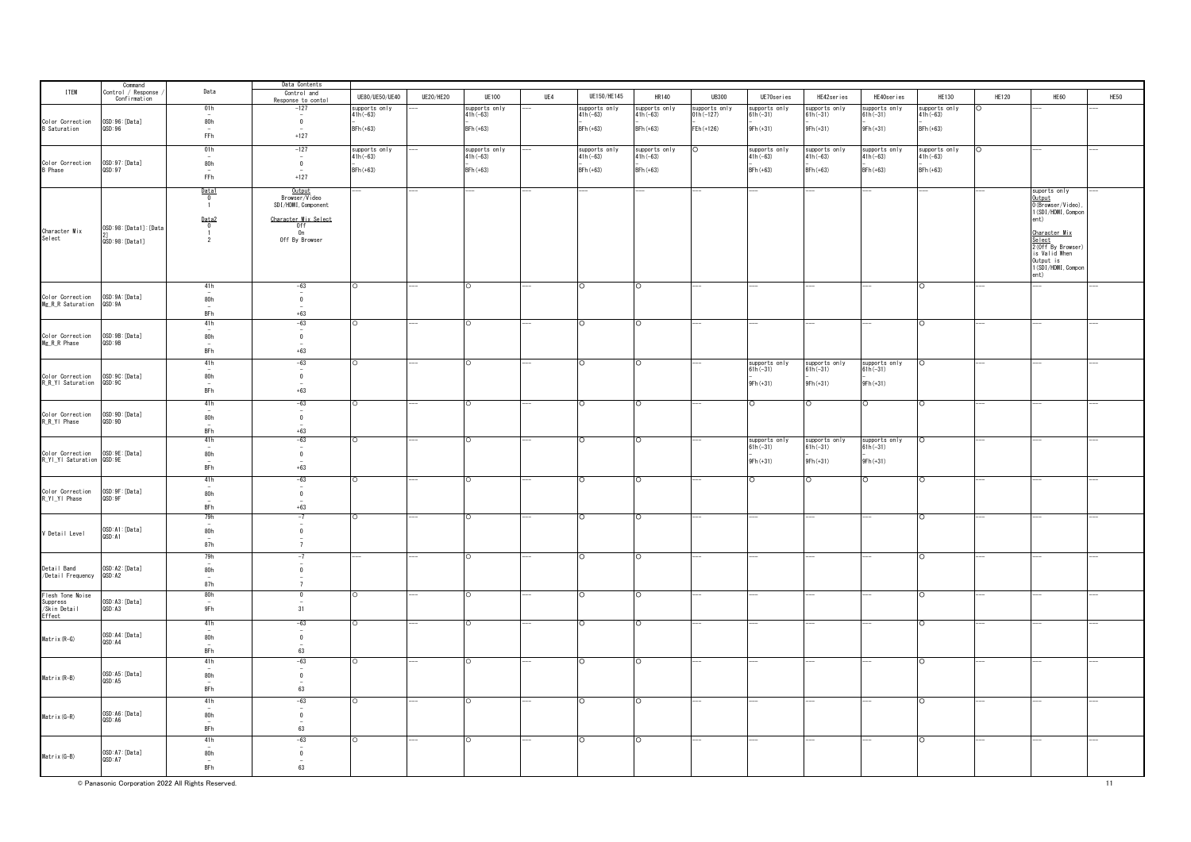| ITEM | Command Control / Response / Confirmation | Data | Data Contents Control and Response to contol | UE80/UE50/UE40 | UE20/HE20 | UE100 | UE4 | UE150/HE145 | HR140 | UB300 | UE70series | HE42series | HE40series | HE130 | HE120 | HE60 | HE50 |
|---|---|---|---|---|---|---|---|---|---|---|---|---|---|---|---|---|---|
| Color Correction B Saturation | OSD:96:[Data]<br>QSD:96 | 01h<br>-<br>80h<br>-<br>FFh | -127<br>-<br>0<br>-<br>+127 | supports only 41h(-63)<br>-<br>BFh(+63) | --- | supports only 41h(-63)<br>-<br>BFh(+63) | --- | supports only 41h(-63)<br>-<br>BFh(+63) | supports only 41h(-63)<br>-<br>BFh(+63) | supports only 01h(-127)<br>-<br>FEh(+126) | supports only 61h(-31)<br>-<br>9Fh(+31) | supports only 61h(-31)<br>-<br>9Fh(+31) | supports only 61h(-31)<br>-<br>9Fh(+31) | supports only 41h(-63)<br>-<br>BFh(+63) | ○ | --- | --- |
| Color Correction B Phase | OSD:97:[Data]<br>QSD:97 | 01h<br>-<br>80h<br>-<br>FFh | -127<br>-<br>0<br>-<br>+127 | supports only 41h(-63)<br>-<br>BFh(+63) | --- | supports only 41h(-63)<br>-<br>BFh(+63) | --- | supports only 41h(-63)<br>-<br>BFh(+63) | supports only 41h(-63)<br>-<br>BFh(+63) | ○ | supports only 41h(-63)<br>-<br>BFh(+63) | supports only 41h(-63)<br>-<br>BFh(+63) | supports only 41h(-63)<br>-<br>BFh(+63) | supports only 41h(-63)<br>-<br>BFh(+63) | ○ | --- | --- |
| Character Mix Select | OSD:98:[Data1]:[Data2]<br>QSD:98:[Data1] | Data1<br>0<br>1<br><br>Data2<br>0<br>1<br>2 | Output<br>Browser/Video<br>SDI/HDMI,Component<br><br>Character Mix Select<br>Off<br>On<br>Off By Browser | --- | --- | --- | --- | --- | --- | --- | --- | --- | --- | --- | --- | suports only<br>Output<br>0(Browser/Video),<br>1(SDI/HDMI,Component)<br><br>Character Mix Select<br>2(Off By Browser) is Valid When Output is 1(SDI/HDMI,Component) | --- |
| Color Correction Mg_R_R Saturation | OSD:9A:[Data]<br>QSD:9A | 41h<br>-<br>80h<br>-<br>BFh | -63<br>-<br>0<br>-<br>+63 | ○ | --- | ○ | --- | ○ | ○ | --- | --- | --- | --- | ○ | --- | --- | --- |
| Color Correction Mg_R_R Phase | OSD:9B:[Data]<br>QSD:9B | 41h<br>-<br>80h<br>-<br>BFh | -63<br>-<br>0<br>-<br>+63 | ○ | --- | ○ | --- | ○ | ○ | --- | --- | --- | --- | ○ | --- | --- | --- |
| Color Correction R_R_Yl Saturation | OSD:9C:[Data]<br>QSD:9C | 41h<br>-<br>80h<br>-<br>BFh | -63<br>-<br>0<br>-<br>+63 | ○ | --- | ○ | --- | ○ | ○ | --- | supports only 61h(-31)<br>-<br>9Fh(+31) | supports only 61h(-31)<br>-<br>9Fh(+31) | supports only 61h(-31)<br>-<br>9Fh(+31) | ○ | --- | --- | --- |
| Color Correction R_R_Yl Phase | OSD:9D:[Data]<br>QSD:9D | 41h<br>-<br>80h<br>-<br>BFh | -63<br>-<br>0<br>-<br>+63 | ○ | --- | ○ | --- | ○ | ○ | --- | ○ | ○ | ○ | ○ | --- | --- | --- |
| Color Correction R_Yl_Yl Saturation | OSD:9E:[Data]<br>QSD:9E | 41h<br>-<br>80h<br>-<br>BFh | -63<br>-<br>0<br>-<br>+63 | ○ | --- | ○ | --- | ○ | ○ | --- | supports only 61h(-31)<br>-<br>9Fh(+31) | supports only 61h(-31)<br>-<br>9Fh(+31) | supports only 61h(-31)<br>-<br>9Fh(+31) | ○ | --- | --- | --- |
| Color Correction R_Yl_Yl Phase | OSD:9F:[Data]<br>QSD:9F | 41h<br>-<br>80h<br>-<br>BFh | -63<br>-<br>0<br>-<br>+63 | ○ | --- | ○ | --- | ○ | ○ | --- | ○ | ○ | ○ | ○ | --- | --- | --- |
| V Detail Level | OSD:A1:[Data]<br>QSD:A1 | 79h<br>-<br>80h<br>-<br>87h | -7<br>-<br>0<br>-<br>7 | ○ | --- | ○ | --- | ○ | ○ | --- | --- | --- | --- | ○ | --- | --- | --- |
| Detail Band /Detail Frequency | OSD:A2:[Data]<br>QSD:A2 | 79h<br>-<br>80h<br>-<br>87h | -7<br>-<br>0<br>-<br>7 | --- | --- | ○ | --- | ○ | ○ | --- | --- | --- | --- | ○ | --- | --- | --- |
| Flesh Tone Noise Suppress /Skin Detail Effect | OSD:A3:[Data]<br>QSD:A3 | 80h<br>-<br>9Fh | 0<br>-<br>31 | ○ | --- | ○ | --- | ○ | ○ | --- | --- | --- | --- | ○ | --- | --- | --- |
| Matrix(R-G) | OSD:A4:[Data]<br>QSD:A4 | 41h<br>-<br>80h<br>-<br>BFh | -63<br>-<br>0<br>-<br>63 | ○ | --- | ○ | --- | ○ | ○ | --- | --- | --- | --- | ○ | --- | --- | --- |
| Matrix(R-B) | OSD:A5:[Data]<br>QSD:A5 | 41h<br>-<br>80h<br>-<br>BFh | -63<br>-<br>0<br>-<br>63 | ○ | --- | ○ | --- | ○ | ○ | --- | --- | --- | --- | ○ | --- | --- | --- |
| Matrix(G-R) | OSD:A6:[Data]<br>QSD:A6 | 41h<br>-<br>80h<br>-<br>BFh | -63<br>-<br>0<br>-<br>63 | ○ | --- | ○ | --- | ○ | ○ | --- | --- | --- | --- | ○ | --- | --- | --- |
| Matrix(G-B) | OSD:A7:[Data]<br>QSD:A7 | 41h<br>-<br>80h<br>-<br>BFh | -63<br>-<br>0<br>-<br>63 | ○ | --- | ○ | --- | ○ | ○ | --- | --- | --- | --- | ○ | --- | --- | --- |

© Panasonic Corporation 2022 All Rights Reserved.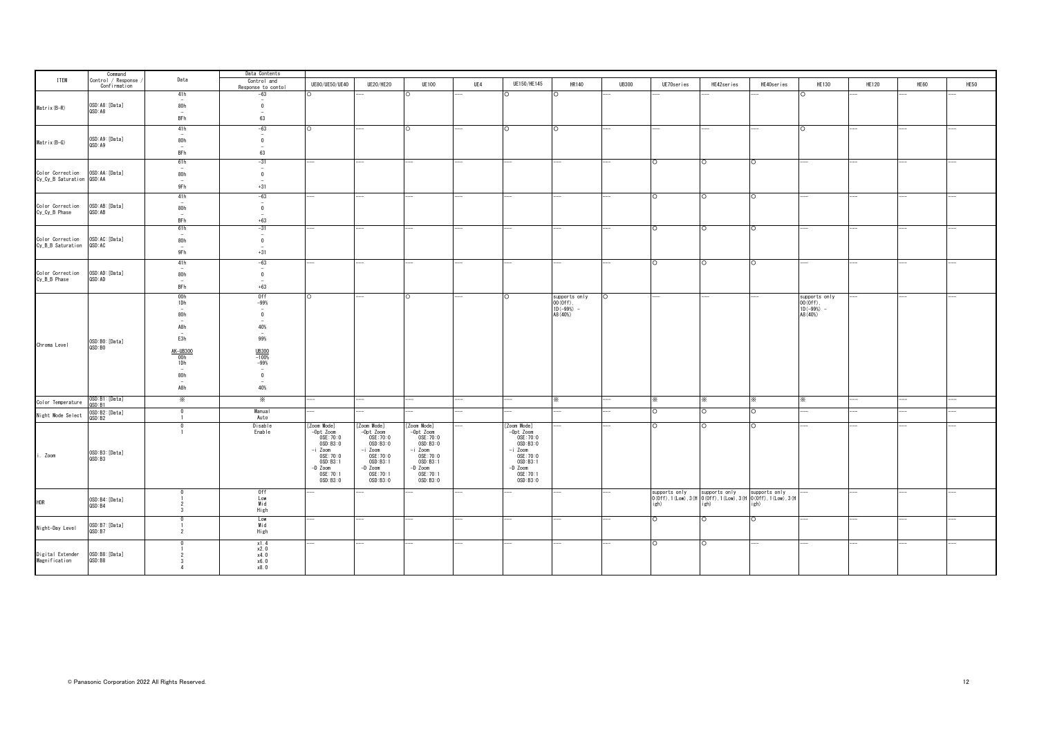| ITEM | Command Control / Response / Confirmation | Data | Data Contents Control and Response to contol | UE80/UE50/UE40 | UE20/HE20 | UE100 | UE4 | UE150/HE145 | HR140 | UB300 | UE70series | HE42series | HE40series | HE130 | HE120 | HE60 | HE50 |
|---|---|---|---|---|---|---|---|---|---|---|---|---|---|---|---|---|---|
| Matrix(B-R) | OSD:A8:[Data]<br>QSD:A8 | 41h<br>–<br>80h<br>–<br>BFh | -63<br>–<br>0<br>–<br>63 | ○ | --- | ○ | --- | ○ | ○ | --- | --- | --- | --- | ○ | --- | --- | --- |
| Matrix(B-G) | OSD:A9:[Data]<br>QSD:A9 | 41h<br>–<br>80h<br>–<br>BFh | -63<br>–<br>0<br>–<br>63 | ○ | --- | ○ | --- | ○ | ○ | --- | --- | --- | --- | ○ | --- | --- | --- |
| Color Correction Cy_Cy_B Saturation | OSD:AA:[Data]<br>QSD:AA | 61h<br>–<br>80h<br>–<br>9Fh | -31<br>–<br>0<br>–<br>+31 | --- | --- | --- | --- | --- | --- | --- | ○ | ○ | ○ | --- | --- | --- | --- |
| Color Correction Cy_Cy_B Phase | OSD:AB:[Data]<br>QSD:AB | 41h<br>–<br>80h<br>–<br>BFh | -63<br>–<br>0<br>–<br>+63 | --- | --- | --- | --- | --- | --- | --- | ○ | ○ | ○ | --- | --- | --- | --- |
| Color Correction Cy_B_B Saturation | OSD:AC:[Data]<br>QSD:AC | 61h<br>–<br>80h<br>–<br>9Fh | -31<br>–<br>0<br>–<br>+31 | --- | --- | --- | --- | --- | --- | --- | ○ | ○ | ○ | --- | --- | --- | --- |
| Color Correction Cy_B_B Phase | OSD:AD:[Data]<br>QSD:AD | 41h<br>–<br>80h<br>–<br>BFh | -63<br>–<br>0<br>–<br>+63 | --- | --- | --- | --- | --- | --- | --- | ○ | ○ | ○ | --- | --- | --- | --- |
| Chroma Level | OSD:B0:[Data]<br>QSD:B0 | 00h<br>1Dh<br>–<br>80h<br>–<br>A8h<br>–<br>E3h<br><br>AK-UB300<br>00h<br>1Dh<br>–<br>80h<br>–<br>A8h | Off<br>-99%<br>–<br>0<br>–<br>40%<br>–<br>99%<br><br>UB300<br>-100%<br>-99%<br>–<br>0<br>–<br>40% | ○ | --- | ○ | --- | ○ | supports only 00(Off), 1D(-99%) - A8(40%) | ○ | --- | --- | --- | supports only 00(Off), 1D(-99%) - A8(40%) | --- | --- | --- |
| Color Temperature | OSD:B1:[Data]<br>QSD:B1 | ※ | ※ | --- | --- | --- | --- | --- | ※ | --- | ※ | ※ | ※ | ※ | --- | --- | --- |
| Night Mode Select | OSD:B2:[Data]<br>QSD:B2 | 0<br>1 | Manual<br>Auto | --- | --- | --- | --- | --- | --- | --- | ○ | ○ | ○ | --- | --- | --- | --- |
| i. Zoom | OSD:B3:[Data]<br>QSD:B3 | 0<br>1 | Disable<br>Enable | [Zoom Mode]<br>-Opt Zoom<br>OSE:70:0<br>OSD:B3:0<br>-i Zoom<br>OSE:70:0<br>OSD:B3:1<br>-D Zoom<br>OSE:70:1<br>OSD:B3:0 | [Zoom Mode]<br>-Opt Zoom<br>OSE:70:0<br>OSD:B3:0<br>-i Zoom<br>OSE:70:0<br>OSD:B3:1<br>-D Zoom<br>OSE:70:1<br>OSD:B3:0 | [Zoom Mode]<br>-Opt Zoom<br>OSE:70:0<br>OSD:B3:0<br>-i Zoom<br>OSE:70:0<br>OSD:B3:1<br>-D Zoom<br>OSE:70:1<br>OSD:B3:0 | --- | [Zoom Mode]<br>-Opt Zoom<br>OSE:70:0<br>OSD:B3:0<br>-i Zoom<br>OSE:70:0<br>OSD:B3:1<br>-D Zoom<br>OSE:70:1<br>OSD:B3:0 | --- | --- | ○ | ○ | ○ | --- | --- | --- | --- |
| HDR | OSD:B4:[Data]<br>QSD:B4 | 0<br>1<br>2<br>3 | Off<br>Low<br>Mid<br>High | --- | --- | --- | --- | --- | --- | --- | supports only 0(Off),1(Low),3(High) | supports only 0(Off),1(Low),3(High) | supports only 0(Off),1(Low),3(High) | --- | --- | --- | --- |
| Night-Day Level | OSD:B7:[Data]<br>QSD:B7 | 0<br>1<br>2 | Low<br>Mid<br>High | --- | --- | --- | --- | --- | --- | --- | ○ | ○ | ○ | --- | --- | --- | --- |
| Digital Extender Magnification | OSD:B8:[Data]<br>QSD:B8 | 0<br>1<br>2<br>3<br>4 | x1.4<br>x2.0<br>x4.0<br>x6.0<br>x8.0 | --- | --- | --- | --- | --- | --- | --- | ○ | ○ | --- | --- | --- | --- | --- |

© Panasonic Corporation 2022 All Rights Reserved.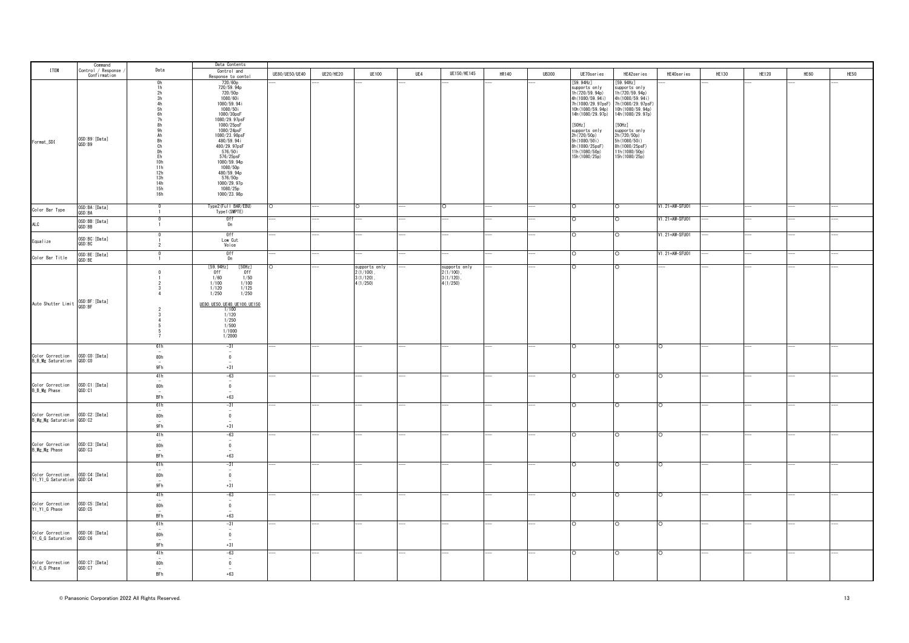| ITEM | Command Control / Response / Confirmation | Data | Data Contents Control and Response to contol | UE80/UE50/UE40 | UE20/HE20 | UE100 | UE4 | UE150/HE145 | HR140 | UB300 | UE70series | HE42series | HE40series | HE130 | HE120 | HE60 | HE50 |
|---|---|---|---|---|---|---|---|---|---|---|---|---|---|---|---|---|---|
| Format_SDI | OSD:B9:[Data]<br>QSD:B9 | 0h<br>1h<br>2h<br>3h<br>4h<br>5h<br>6h<br>7h<br>8h<br>9h<br>Ah<br>Bh<br>Ch<br>Dh<br>Eh<br>10h<br>11h<br>12h<br>13h<br>14h<br>15h<br>16h | 720/60p<br>720/59.94p<br>720/50p<br>1080/60i<br>1080/59.94i<br>1080/50i<br>1080/30psF<br>1080/29.97psF<br>1080/25psF<br>1080/24psF<br>1080/23.98psF<br>480/59.94i<br>480/29.97psF<br>576/50i<br>576/25psF<br>1080/59.94p<br>1080/50p<br>480/59.94p<br>576/50p<br>1080/29.97p<br>1080/25p<br>1080/23.98p | --- | --- | --- | --- | --- | --- | --- | [59.94Hz]<br>supports only<br>1h(720/59.94p)<br>4h(1080/59.94i)<br>7h(1080/29.97psF)<br>10h(1080/59.94p)<br>14h(1080/29.97p)<br><br>[50Hz]<br>supports only<br>2h(720/50p)<br>5h(1080/50i)<br>8h(1080/25psF)<br>11h(1080/50p)<br>15h(1080/25p) | [59.94Hz]<br>supports only<br>1h(720/59.94p)<br>4h(1080/59.94i)<br>7h(1080/29.97psF)<br>10h(1080/59.94p)<br>14h(1080/29.97p)<br><br>[50Hz]<br>supports only<br>2h(720/50p)<br>5h(1080/50i)<br>8h(1080/25psF)<br>11h(1080/50p)<br>15h(1080/25p) | --- | --- | --- | --- | --- |
| Color Bar Type | OSD:BA:[Data]<br>QSD:BA | 0<br>1 | Type2(Full BAR/EBU)<br>Type1(SMPTE) | ○ | --- | ○ | --- | ○ | --- | --- | ○ | ○ | V1.21+AW-SFU01 | --- | --- | --- | --- |
| ALC | OSD:BB:[Data]<br>QSD:BB | 0<br>1 | Off<br>On | --- | --- | --- | --- | --- | --- | --- | ○ | ○ | V1.21+AW-SFU01 | --- | --- | --- | --- |
| Equalize | OSD:BC:[Data]<br>QSD:BC | 0<br>1<br>2 | Off<br>Low Cut<br>Voice | --- | --- | --- | --- | --- | --- | --- | ○ | ○ | V1.21+AW-SFU01 | --- | --- | --- | --- |
| Color Bar Title | OSD:BE:[Data]<br>QSD:BE | 0<br>1 | Off<br>On | --- | --- | --- | --- | --- | --- | --- | ○ | ○ | V1.21+AW-SFU01 | --- | --- | --- | --- |
| Auto Shutter Limit | OSD:BF:[Data]<br>QSD:BF | 0<br>1<br>2<br>3<br>4<br><br>2<br>3<br>4<br>5<br>5<br>7 | [59.94Hz] [50Hz]<br>Off Off<br>1/60 1/50<br>1/100 1/100<br>1/120 1/125<br>1/250 1/250<br><br>UE80,UE50,UE40,UE100,UE150<br>1/100<br>1/120<br>1/250<br>1/500<br>1/1000<br>1/2000 | ○ | --- | supports only<br>2(1/100),<br>3(1/120),<br>4(1/250) | --- | supports only<br>2(1/100),<br>3(1/120),<br>4(1/250) | --- | --- | ○ | ○ | --- | --- | --- | --- | --- |
| Color Correction B_B_Mg Saturation | OSD:C0:[Data]<br>QSD:C0 | 61h<br>-<br>80h<br>-<br>9Fh | -31<br>-<br>0<br>-<br>+31 | --- | --- | --- | --- | --- | --- | --- | ○ | ○ | ○ | --- | --- | --- | --- |
| Color Correction B_B_Mg Phase | OSD:C1:[Data]<br>QSD:C1 | 41h<br>-<br>80h<br>-<br>BFh | -63<br>-<br>0<br>-<br>+63 | --- | --- | --- | --- | --- | --- | --- | ○ | ○ | ○ | --- | --- | --- | --- |
| Color Correction B_Mg_Mg Saturation | OSD:C2:[Data]<br>QSD:C2 | 61h<br>-<br>80h<br>-<br>9Fh | -31<br>-<br>0<br>-<br>+31 | --- | --- | --- | --- | --- | --- | --- | ○ | ○ | ○ | --- | --- | --- | --- |
| Color Correction B_Mg_Mg Phase | OSD:C3:[Data]<br>QSD:C3 | 41h<br>-<br>80h<br>-<br>BFh | -63<br>-<br>0<br>-<br>+63 | --- | --- | --- | --- | --- | --- | --- | ○ | ○ | ○ | --- | --- | --- | --- |
| Color Correction Yl_Yl_G Saturation | OSD:C4:[Data]<br>QSD:C4 | 61h<br>-<br>80h<br>-<br>9Fh | -31<br>-<br>0<br>-<br>+31 | --- | --- | --- | --- | --- | --- | --- | ○ | ○ | ○ | --- | --- | --- | --- |
| Color Correction Yl_Yl_G Phase | OSD:C5:[Data]<br>QSD:C5 | 41h<br>-<br>80h<br>-<br>BFh | -63<br>-<br>0<br>-<br>+63 | --- | --- | --- | --- | --- | --- | --- | ○ | ○ | ○ | --- | --- | --- | --- |
| Color Correction Yl_G_G Saturation | OSD:C6:[Data]<br>QSD:C6 | 61h<br>-<br>80h<br>-<br>9Fh | -31<br>-<br>0<br>-<br>+31 | --- | --- | --- | --- | --- | --- | --- | ○ | ○ | ○ | --- | --- | --- | --- |
| Color Correction Yl_G_G Phase | OSD:C7:[Data]<br>QSD:C7 | 41h<br>-<br>80h<br>-<br>BFh | -63<br>-<br>0<br>-<br>+63 | --- | --- | --- | --- | --- | --- | --- | ○ | ○ | ○ | --- | --- | --- | --- |

© Panasonic Corporation 2022 All Rights Reserved.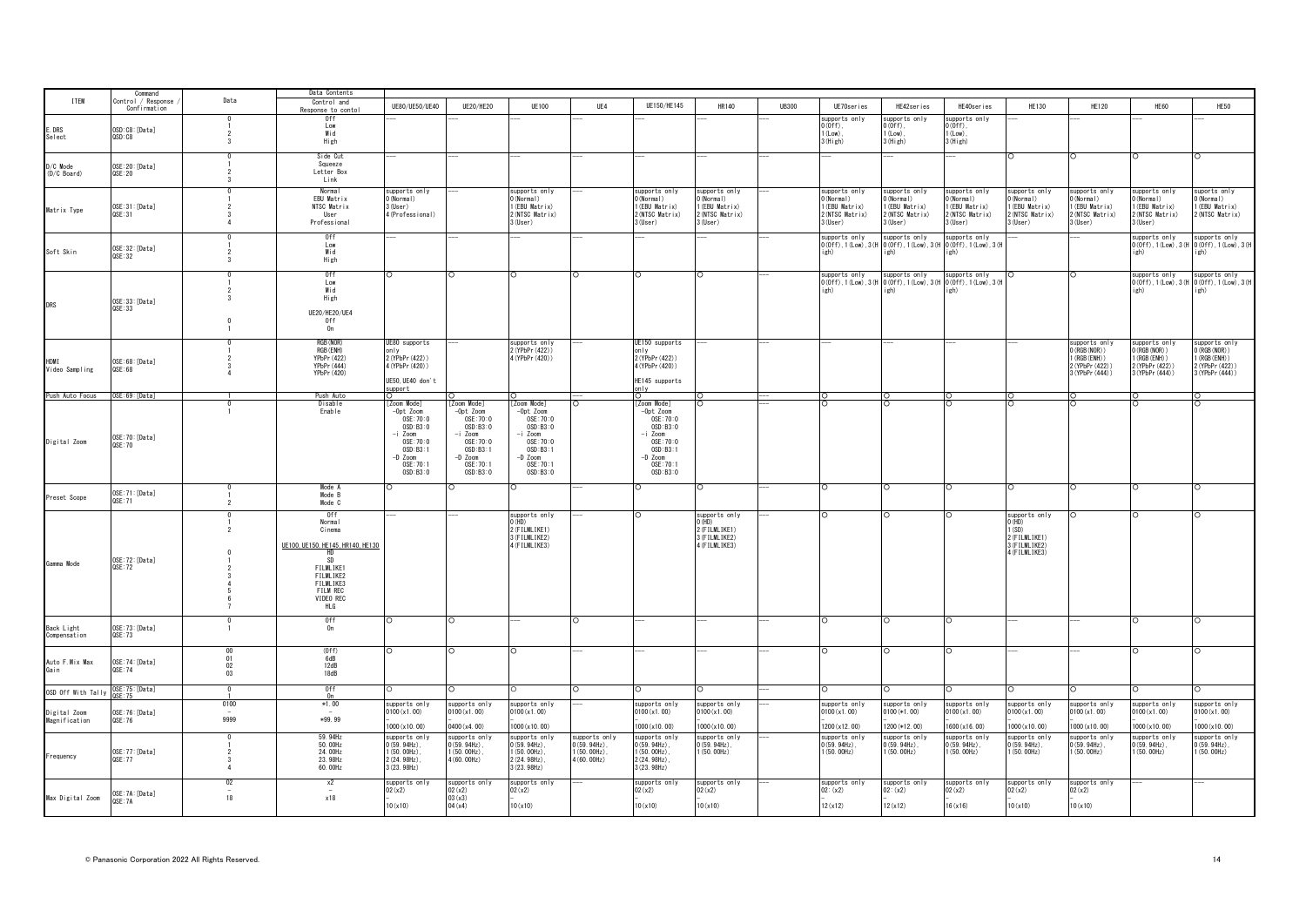| ITEM | Command Control / Response / Confirmation | Data | Data Contents Control and Response to contol | UE80/UE50/UE40 | UE20/HE20 | UE100 | UE4 | UE150/HE145 | HR140 | UB300 | UE70series | HE42series | HE40series | HE130 | HE120 | HE60 | HE50 |
|---|---|---|---|---|---|---|---|---|---|---|---|---|---|---|---|---|---|
| E.DRS Select | OSD:C8:[Data] QSD:C8 | 0 1 2 3 | Off Low Mid High | --- | --- | --- | --- | --- | --- | --- | supports only 0(Off), 1(Low), 3(High) | supports only 0(Off), 1(Low), 3(High) | supports only 0(Off), 1(Low), 3(High) | --- | --- | --- | --- |
| D/C Mode (D/C Board) | OSE:20:[Data] QSE:20 | 0 1 2 3 | Side Cut Squeeze Letter Box Link | --- | --- | --- | --- | --- | --- | --- | --- | --- | --- | ○ | ○ | ○ | ○ |
| Matrix Type | OSE:31:[Data] QSE:31 | 0 1 2 3 4 | Normal EBU Matrix NTSC Matrix User Professional | supports only 0(Normal) 3(User) 4(Professional) | --- | supports only 0(Normal) 1(EBU Matrix) 2(NTSC Matrix) 3(User) | --- | supports only 0(Normal) 1(EBU Matrix) 2(NTSC Matrix) 3(User) | supports only 0(Normal) 1(EBU Matrix) 2(NTSC Matrix) 3(User) | --- | supports only 0(Normal) 1(EBU Matrix) 2(NTSC Matrix) 3(User) | supports only 0(Normal) 1(EBU Matrix) 2(NTSC Matrix) 3(User) | supports only 0(Normal) 1(EBU Matrix) 2(NTSC Matrix) 3(User) | supports only 0(Normal) 1(EBU Matrix) 2(NTSC Matrix) 3(User) | supports only 0(Normal) 1(EBU Matrix) 2(NTSC Matrix) 3(User) | supports only 0(Normal) 1(EBU Matrix) 2(NTSC Matrix) 3(User) | suports only 0(Normal) 1(EBU Matrix) 2(NTSC Matrix) |
| Soft Skin | OSE:32:[Data] QSE:32 | 0 1 2 3 | Off Low Mid High | --- | --- | --- | --- | --- | --- | --- | supports only 0(Off), 1(Low), 3(High) | supports only 0(Off), 1(Low), 3(High) | supports only 0(Off), 1(Low), 3(High) | | --- | supports only 0(Off), 1(Low), 3(High) | supports only 0(Off), 1(Low), 3(High) |
| DRS | OSE:33:[Data] QSE:33 | 0 1 2 3 <br> 0 1 | Off Low Mid High <br> UE20/HE20/UE4 Off On | ○ | ○ | ○ | ○ | ○ | ○ | --- | supports only 0(Off), 1(Low), 3(High) | supports only 0(Off), 1(Low), 3(High) | supports only 0(Off), 1(Low), 3(High) | ○ | ○ | supports only 0(Off), 1(Low), 3(High) | supports only 0(Off), 1(Low), 3(High) |
| HDMI Video Sampling | OSE:68:[Data] QSE:68 | 0 1 2 3 4 | RGB(NOR) RGB(ENH) YPbPr(422) YPbPr(444) YPbPr(420) | UE80 supports only 2(YPbPr(422)) 4(YPbPr(420)) <br> UE50, UE40 don't support | --- | supports only 2(YPbPr(422)) 4(YPbPr(420)) | --- | UE150 supports only 2(YPbPr(422)) 4(YPbPr(420)) <br> HE145 supports only | --- | --- | --- | --- | --- | --- | supports only 0(RGB(NOR)) 1(RGB(ENH)) 2(YPbPr(422)) 3(YPbPr(444)) | supports only 0(RGB(NOR)) 1(RGB(ENH)) 2(YPbPr(422)) 3(YPbPr(444)) | supports only 0(RGB(NOR)) 1(RGB(ENH)) 2(YPbPr(422)) 3(YPbPr(444)) |
| Push Auto Focus | OSE:69:[Data] | 1 | Push Auto | ○ | ○ | ○ | --- | ○ | ○ | --- | ○ | ○ | ○ | ○ | ○ | ○ | ○ |
| Digital Zoom | OSE:70:[Data] QSE:70 | 0 1 | Disable Enable | [Zoom Mode] -Opt Zoom OSE:70:0 OSD:B3:0 -i Zoom OSE:70:0 OSD:B3:1 -D Zoom OSE:70:1 OSD:B3:0 | [Zoom Mode] -Opt Zoom OSE:70:0 OSD:B3:0 -i Zoom OSE:70:0 OSD:B3:1 -D Zoom OSE:70:1 OSD:B3:0 | [Zoom Mode] -Opt Zoom OSE:70:0 OSD:B3:0 -i Zoom OSE:70:0 OSD:B3:1 -D Zoom OSE:70:1 OSD:B3:0 | ○ | [Zoom Mode] -Opt Zoom OSE:70:0 OSD:B3:0 -i Zoom OSE:70:0 OSD:B3:1 -D Zoom OSE:70:1 OSD:B3:0 | ○ | --- | ○ | ○ | ○ | ○ | ○ | ○ | ○ |
| Preset Scope | OSE:71:[Data] QSE:71 | 0 1 2 | Mode A Mode B Mode C | ○ | ○ | ○ | --- | ○ | ○ | --- | ○ | ○ | ○ | ○ | ○ | ○ | ○ |
| Gamma Mode | OSE:72:[Data] QSE:72 | 0 1 2 <br> 0 1 2 3 4 5 6 7 | Off Normal Cinema <br> UE100, UE150, HE145, HR140, HE130 HD SD FILMLIKE1 FILMLIKE2 FILMLIKE3 FILM REC VIDEO REC HLG | --- | --- | supports only 0(HD) 2(FILMLIKE1) 3(FILMLIKE2) 4(FILMLIKE3) | --- | ○ | supports only 0(HD) 2(FILMLIKE1) 3(FILMLIKE2) 4(FILMLIKE3) | --- | ○ | ○ | ○ | supports only 0(HD) 1(SD) 2(FILMLIKE1) 3(FILMLIKE2) 4(FILMLIKE3) | ○ | ○ | ○ |
| Back Light Compensation | OSE:73:[Data] QSE:73 | 0 1 | Off On | ○ | ○ | --- | ○ | --- | --- | --- | ○ | ○ | ○ | --- | --- | ○ | ○ |
| Auto F.Mix Max Gain | OSE:74:[Data] QSE:74 | 00 01 02 03 | (Off) 6dB 12dB 18dB | ○ | ○ | ○ | --- | --- | --- | --- | ○ | ○ | ○ | --- | --- | ○ | ○ |
| OSD Off With Tally | OSE:75:[Data] QSE:75 | 0 1 | Off On | ○ | ○ | ○ | ○ | ○ | ○ | --- | ○ | ○ | ○ | ○ | ○ | ○ | ○ |
| Digital Zoom Magnification | OSE:76:[Data] QSE:76 | 0100 - 9999 | *1.00 - *99.99 | supports only 0100(x1.00) - 1000(x10.00) | supports only 0100(x1.00) - 0400(x4.00) | supports only 0100(x1.00) - 1000(x10.00) | --- | supports only 0100(x1.00) - 1000(x10.00) | supports only 0100(x1.00) - 1000(x10.00) | --- | supports only 0100(x1.00) - 1200(x12.00) | supports only 0100(*1.00) - 1200(*12.00) | supports only 0100(x1.00) - 1600(x16.00) | supports only 0100(x1.00) - 1000(x10.00) | supports only 0100(x1.00) - 1000(x10.00) | supports only 0100(x1.00) - 1000(x10.00) | supports only 0100(x1.00) - 1000(x10.00) |
| Frequency | OSE:77:[Data] QSE:77 | 0 1 2 3 4 | 59.94Hz 50.00Hz 24.00Hz 23.98Hz 60.00Hz | supports only 0(59.94Hz), 1(50.00Hz), 2(24.98Hz), 3(23.98Hz) | supports only 0(59.94Hz), 1(50.00Hz), 4(60.00Hz) | supports only 0(59.94Hz), 1(50.00Hz), 2(24.98Hz), 3(23.98Hz) | supports only 0(59.94Hz), 1(50.00Hz), 4(60.00Hz) | supports only 0(59.94Hz), 1(50.00Hz), 2(24.98Hz), 3(23.98Hz) | supports only 0(59.94Hz), 1(50.00Hz) | --- | supports only 0(59.94Hz), 1(50.00Hz) | supports only 0(59.94Hz), 1(50.00Hz) | supports only 0(59.94Hz), 1(50.00Hz) | supports only 0(59.94Hz), 1(50.00Hz) | supports only 0(59.94Hz), 1(50.00Hz) | supports only 0(59.94Hz), 1(50.00Hz) | supports only 0(59.94Hz), 1(50.00Hz) |
| Max Digital Zoom | OSE:7A:[Data] QSE:7A | 02 - 18 | x2 - x18 | supports only 02(x2) - 10(x10) | supports only 02(x2) 03(x3) 04(x4) | supports only 02(x2) - 10(x10) | --- | supports only 02(x2) - 10(x10) | supports only 02(x2) - 10(x10) | --- | supports only 02:(x2) - 12(x12) | supports only 02:(x2) - 12(x12) | supports only 02(x2) - 16(x16) | supports only 02(x2) - 10(x10) | supports only 02(x2) - 10(x10) | --- | --- |

© Panasonic Corporation 2022 All Rights Reserved.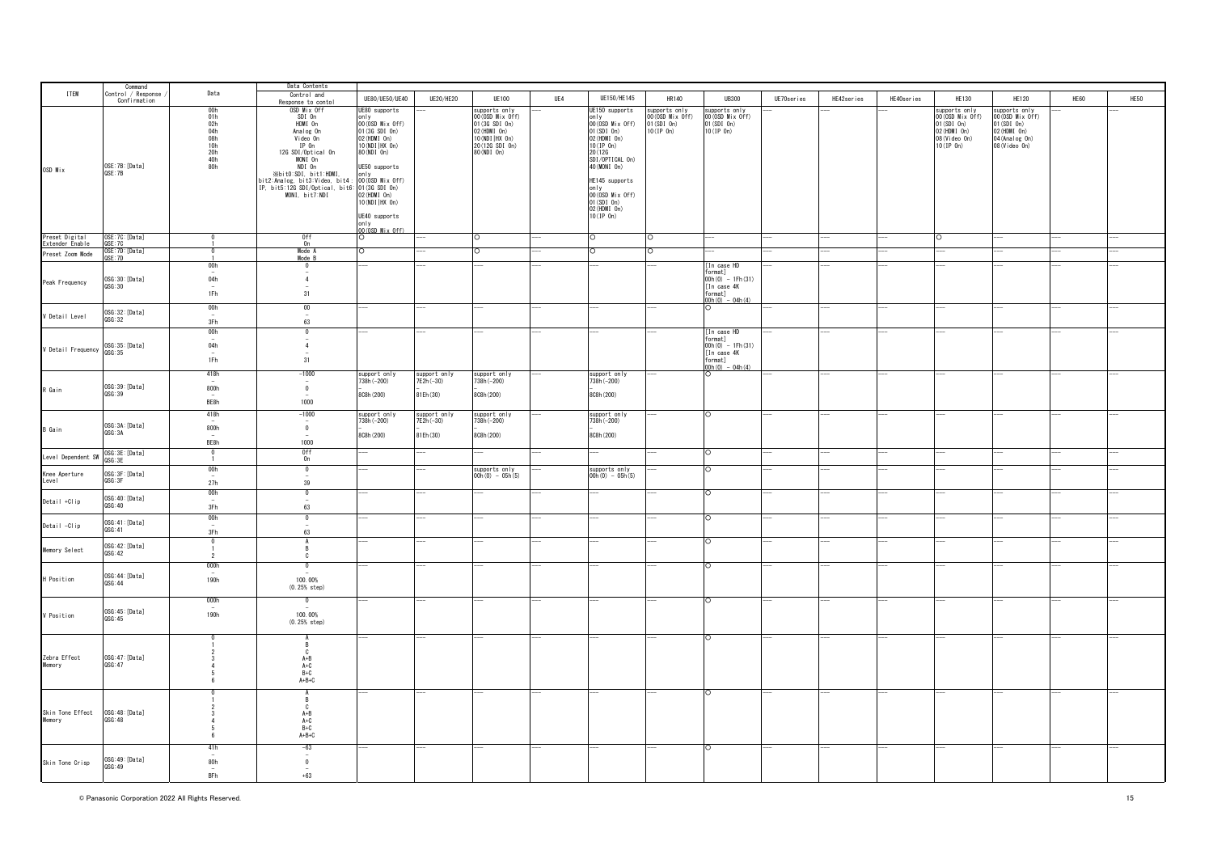| ITEM | Command Control / Response / Confirmation | Data | Data Contents Control and Response to contol | UE80/UE50/UE40 | UE20/HE20 | UE100 | UE4 | UE150/HE145 | HR140 | UB300 | UE70series | HE42series | HE40series | HE130 | HE120 | HE60 | HE50 |
|---|---|---|---|---|---|---|---|---|---|---|---|---|---|---|---|---|---|
| OSD Mix | OSE:7B:[Data]<br>QSE:7B | 00h<br>01h<br>02h<br>04h<br>08h<br>10h<br>20h<br>40h<br>80h | OSD Mix Off<br>SDI On<br>HDMI On<br>Analog On<br>Video On<br>IP On<br>12G SDI/Optical On<br>MONI On<br>NDI On<br>※bit0:SDI, bit1:HDMI, bit2:Analog, bit3:Video, bit4:IP, bit5:12G SDI/Optical, bit6:MONI, bit7:NDI | UE80 supports only<br>00(OSD Mix Off)<br>01(3G SDI On)<br>02(HDMI On)<br>10(NDI\|HX On)<br>80(NDI On)<br><br>UE50 supports only<br>00(OSD Mix Off)<br>01(3G SDI On)<br>02(HDMI On)<br>10(NDI\|HX On)<br><br>UE40 supports only<br>00(OSD Mix Off) | ---- | supports only<br>00(OSD Mix Off)<br>01(3G SDI On)<br>02(HDMI On)<br>10(NDI\|HX On)<br>20(12G SDI On)<br>80(NDI On) | ---- | UE150 supports only<br>00(OSD Mix Off)<br>01(SDI On)<br>02(HDMI On)<br>10(IP On)<br>20(12G SDI/OPTICAL On)<br>40(MONI On)<br><br>HE145 supports only<br>00(OSD Mix Off)<br>01(SDI On)<br>02(HDMI On)<br>10(IP On) | supports only<br>00(OSD Mix Off)<br>01(SDI On)<br>10(IP On) | supports only<br>00(OSD Mix Off)<br>01(SDI On)<br>10(IP On) | ---- | ---- | ---- | supports only<br>00(OSD Mix Off)<br>01(SDI On)<br>02(HDMI On)<br>08(Video On)<br>10(IP On) | supports only<br>00(OSD Mix Off)<br>01(SDI On)<br>02(HDMI On)<br>04(Analog On)<br>08(Video On) | ---- | ---- |
| Preset Digital Extender Enable | OSE:7C:[Data]<br>QSE:7C | 0<br>1 | Off<br>On | ○ | ---- | ○ | ---- | ○ | ○ | ---- | ---- | ---- | ---- | ○ | ---- | ---- | ---- |
| Preset Zoom Mode | OSE:7D:[Data]<br>QSE:7D | 0<br>1 | Mode A<br>Mode B | ○ | ---- | ○ | ---- | ○ | ○ | ---- | ---- | ---- | ---- | ---- | ---- | ---- | ---- |
| Peak Frequency | OSG:30:[Data]<br>QSG:30 | 00h<br>-<br>04h<br>-<br>1Fh | 0<br>-<br>4<br>-<br>31 | ---- | ---- | ---- | ---- | ---- | ---- | [In case HD format]<br>00h(0) - 1Fh(31)<br>[In case 4K format]<br>00h(0) - 04h(4) | ---- | ---- | ---- | ---- | ---- | ---- | ---- |
| V Detail Level | OSG:32:[Data]<br>QSG:32 | 00h<br>-<br>3Fh | 00<br>-<br>63 | ---- | ---- | ---- | ---- | ---- | ---- | ○ | ---- | ---- | ---- | ---- | ---- | ---- | ---- |
| V Detail Frequency | OSG:35:[Data]<br>QSG:35 | 00h<br>-<br>04h<br>-<br>1Fh | 0<br>-<br>4<br>-<br>31 | ---- | ---- | ---- | ---- | ---- | ---- | [In case HD format]<br>00h(0) - 1Fh(31)<br>[In case 4K format]<br>00h(0) - 04h(4) | ---- | ---- | ---- | ---- | ---- | ---- | ---- |
| R Gain | OSG:39:[Data]<br>QSG:39 | 418h<br>-<br>800h<br>-<br>BE8h | -1000<br>-<br>0<br>-<br>1000 | support only<br>738h(-200)<br>-<br>8C8h(200) | support only<br>7E2h(-30)<br>-<br>81Eh(30) | support only<br>738h(-200)<br>-<br>8C8h(200) | ---- | support only<br>738h(-200)<br>-<br>8C8h(200) | ---- | ○ | ---- | ---- | ---- | ---- | ---- | ---- | ---- |
| B Gain | OSG:3A:[Data]<br>QSG:3A | 418h<br>-<br>800h<br>-<br>BE8h | -1000<br>-<br>0<br>-<br>1000 | support only<br>738h(-200)<br>-<br>8C8h(200) | support only<br>7E2h(-30)<br>-<br>81Eh(30) | support only<br>738h(-200)<br>-<br>8C8h(200) | ---- | support only<br>738h(-200)<br>-<br>8C8h(200) | ---- | ○ | ---- | ---- | ---- | ---- | ---- | ---- | ---- |
| Level Dependent SW | OSG:3E:[Data]<br>QSG:3E | 0<br>1 | Off<br>On | ---- | ---- | ---- | ---- | ---- | ---- | ○ | ---- | ---- | ---- | ---- | ---- | ---- | ---- |
| Knee Aperture Level | OSG:3F:[Data]<br>QSG:3F | 00h<br>-<br>27h | 0<br>-<br>39 | ---- | ---- | supports only<br>00h(0) - 05h(5) | ---- | supports only<br>00h(0) - 05h(5) | ---- | ○ | ---- | ---- | ---- | ---- | ---- | ---- | ---- |
| Detail +Clip | OSG:40:[Data]<br>QSG:40 | 00h<br>-<br>3Fh | 0<br>-<br>63 | ---- | ---- | ---- | ---- | ---- | ---- | ○ | ---- | ---- | ---- | ---- | ---- | ---- | ---- |
| Detail -Clip | OSG:41:[Data]<br>QSG:41 | 00h<br>-<br>3Fh | 0<br>-<br>63 | ---- | ---- | ---- | ---- | ---- | ---- | ○ | ---- | ---- | ---- | ---- | ---- | ---- | ---- |
| Memory Select | OSG:42:[Data]<br>QSG:42 | 0<br>1<br>2 | A<br>B<br>C | ---- | ---- | ---- | ---- | ---- | ---- | ○ | ---- | ---- | ---- | ---- | ---- | ---- | ---- |
| H Position | OSG:44:[Data]<br>QSG:44 | 000h<br>-<br>190h | 0<br>-<br>100.00%<br>(0.25% step) | ---- | ---- | ---- | ---- | ---- | ---- | ○ | ---- | ---- | ---- | ---- | ---- | ---- | ---- |
| V Position | OSG:45:[Data]<br>QSG:45 | 000h<br>-<br>190h | 0<br>-<br>100.00%<br>(0.25% step) | ---- | ---- | ---- | ---- | ---- | ---- | ○ | ---- | ---- | ---- | ---- | ---- | ---- | ---- |
| Zebra Effect Memory | OSG:47:[Data]<br>QSG:47 | 0<br>1<br>2<br>3<br>4<br>5<br>6 | A<br>B<br>C<br>A+B<br>A+C<br>B+C<br>A+B+C | ---- | ---- | ---- | ---- | ---- | ---- | ○ | ---- | ---- | ---- | ---- | ---- | ---- | ---- |
| Skin Tone Effect Memory | OSG:48:[Data]<br>QSG:48 | 0<br>1<br>2<br>3<br>4<br>5<br>6 | A<br>B<br>C<br>A+B<br>A+C<br>B+C<br>A+B+C | ---- | ---- | ---- | ---- | ---- | ---- | ○ | ---- | ---- | ---- | ---- | ---- | ---- | ---- |
| Skin Tone Crisp | OSG:49:[Data]<br>QSG:49 | 41h<br>-<br>80h<br>-<br>BFh | -63<br>-<br>0<br>-<br>+63 | ---- | ---- | ---- | ---- | ---- | ---- | ○ | ---- | ---- | ---- | ---- | ---- | ---- | ---- |

© Panasonic Corporation 2022 All Rights Reserved.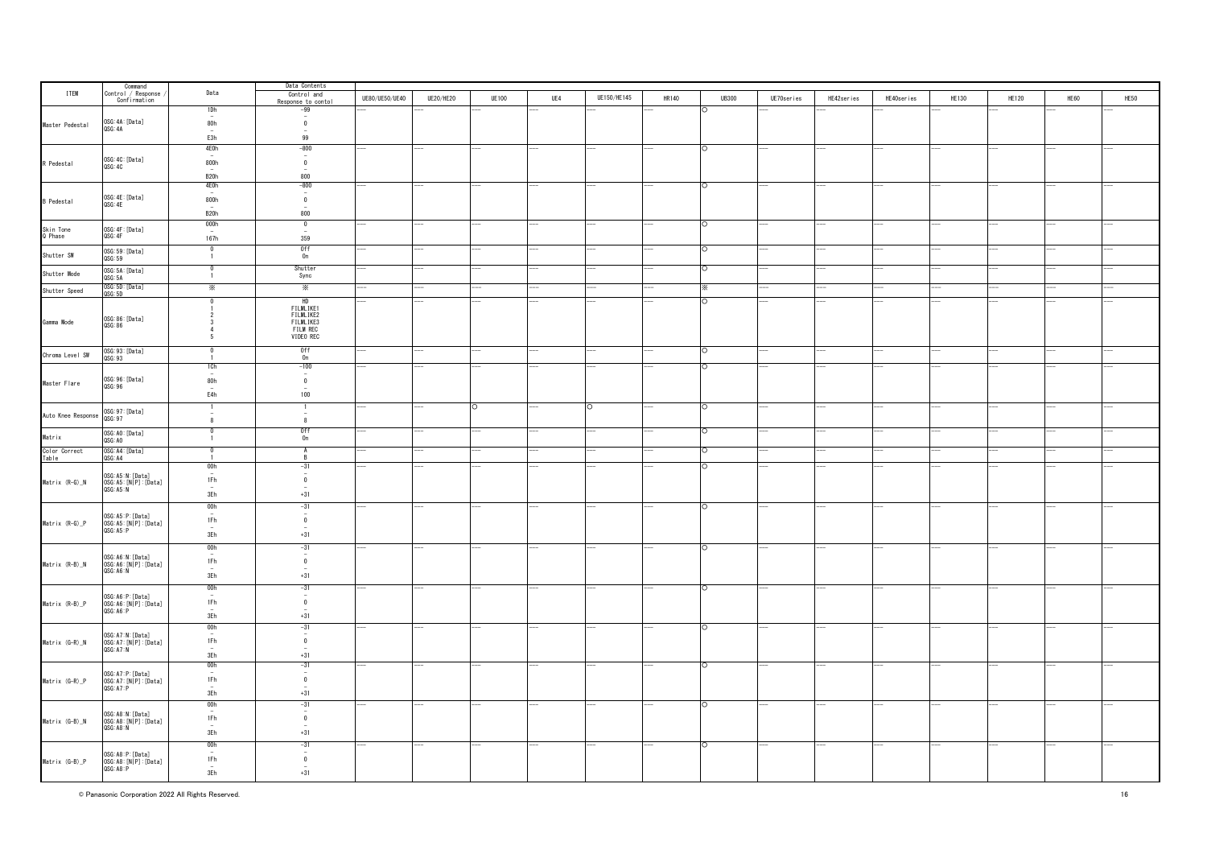| ITEM | Command Control / Response / Confirmation | Data | Data Contents Control and Response to contol | UE80/UE50/UE40 | UE20/HE20 | UE100 | UE4 | UE150/HE145 | HR140 | UB300 | UE70series | HE42series | HE40series | HE130 | HE120 | HE60 | HE50 |
|---|---|---|---|---|---|---|---|---|---|---|---|---|---|---|---|---|---|
| Master Pedestal | OSG:4A:[Data]<br>QSG:4A | 1Dh<br>–<br>80h<br>–<br>E3h | -99<br>–<br>0<br>–<br>99 | ---- | ---- | ---- | ---- | ---- | ---- | ○ | ---- | ---- | ---- | ---- | ---- | ---- | ---- |
| R Pedestal | OSG:4C:[Data]<br>QSG:4C | 4E0h<br>–<br>800h<br>–<br>B20h | -800<br>–<br>0<br>–<br>800 | ---- | ---- | ---- | ---- | ---- | ---- | ○ | ---- | ---- | ---- | ---- | ---- | ---- | ---- |
| B Pedestal | OSG:4E:[Data]<br>QSG:4E | 4E0h<br>–<br>800h<br>–<br>B20h | -800<br>–<br>0<br>–<br>800 | ---- | ---- | ---- | ---- | ---- | ---- | ○ | ---- | ---- | ---- | ---- | ---- | ---- | ---- |
| Skin Tone Q Phase | OSG:4F:[Data]<br>QSG:4F | 000h<br>–<br>167h | 0<br>–<br>359 | ---- | ---- | ---- | ---- | ---- | ---- | ○ | ---- | ---- | ---- | ---- | ---- | ---- | ---- |
| Shutter SW | OSG:59:[Data]<br>QSG:59 | 0<br>1 | Off<br>On | ---- | ---- | ---- | ---- | ---- | ---- | ○ | ---- | ---- | ---- | ---- | ---- | ---- | ---- |
| Shutter Mode | OSG:5A:[Data]<br>QSG:5A | 0<br>1 | Shutter<br>Sync | ---- | ---- | ---- | ---- | ---- | ---- | ○ | ---- | ---- | ---- | ---- | ---- | ---- | ---- |
| Shutter Speed | OSG:5D:[Data]<br>QSG:5D | ※ | ※ | ---- | ---- | ---- | ---- | ---- | ---- | ※ | ---- | ---- | ---- | ---- | ---- | ---- | ---- |
| Gamma Mode | OSG:86:[Data]<br>QSG:86 | 0<br>1<br>2<br>3<br>4<br>5 | HD<br>FILMLIKE1<br>FILMLIKE2<br>FILMLIKE3<br>FILM REC<br>VIDEO REC | ---- | ---- | ---- | ---- | ---- | ---- | ○ | ---- | ---- | ---- | ---- | ---- | ---- | ---- |
| Chroma Level SW | OSG:93:[Data]<br>QSG:93 | 0<br>1 | Off<br>On | ---- | ---- | ---- | ---- | ---- | ---- | ○ | ---- | ---- | ---- | ---- | ---- | ---- | ---- |
| Master Flare | OSG:96:[Data]<br>QSG:96 | 1Ch<br>–<br>80h<br>–<br>E4h | -100<br>–<br>0<br>–<br>100 | ---- | ---- | ---- | ---- | ---- | ---- | ○ | ---- | ---- | ---- | ---- | ---- | ---- | ---- |
| Auto Knee Response | OSG:97:[Data]<br>QSG:97 | 1<br>–<br>8 | 1<br>–<br>8 | ---- | ---- | ○ | ---- | ○ | ---- | ○ | ---- | ---- | ---- | ---- | ---- | ---- | ---- |
| Matrix | OSG:A0:[Data]<br>QSG:A0 | 0<br>1 | Off<br>On | ---- | ---- | ---- | ---- | ---- | ---- | ○ | ---- | ---- | ---- | ---- | ---- | ---- | ---- |
| Color Correct Table | OSG:A4:[Data]<br>QSG:A4 | 0<br>1 | A<br>B | ---- | ---- | ---- | ---- | ---- | ---- | ○ | ---- | ---- | ---- | ---- | ---- | ---- | ---- |
| Matrix (R-G)_N | OSG:A5:N:[Data]<br>OSG:A5:[N|P]:[Data]<br>QSG:A5:N | 00h<br>–<br>1Fh<br>–<br>3Eh | -31<br>–<br>0<br>–<br>+31 | ---- | ---- | ---- | ---- | ---- | ---- | ○ | ---- | ---- | ---- | ---- | ---- | ---- | ---- |
| Matrix (R-G)_P | OSG:A5:P:[Data]<br>OSG:A5:[N|P]:[Data]<br>QSG:A5:P | 00h<br>–<br>1Fh<br>–<br>3Eh | -31<br>–<br>0<br>–<br>+31 | ---- | ---- | ---- | ---- | ---- | ---- | ○ | ---- | ---- | ---- | ---- | ---- | ---- | ---- |
| Matrix (R-B)_N | OSG:A6:N:[Data]<br>OSG:A6:[N|P]:[Data]<br>QSG:A6:N | 00h<br>–<br>1Fh<br>–<br>3Eh | -31<br>–<br>0<br>–<br>+31 | ---- | ---- | ---- | ---- | ---- | ---- | ○ | ---- | ---- | ---- | ---- | ---- | ---- | ---- |
| Matrix (R-B)_P | OSG:A6:P:[Data]<br>OSG:A6:[N|P]:[Data]<br>QSG:A6:P | 00h<br>–<br>1Fh<br>–<br>3Eh | -31<br>–<br>0<br>–<br>+31 | ---- | ---- | ---- | ---- | ---- | ---- | ○ | ---- | ---- | ---- | ---- | ---- | ---- | ---- |
| Matrix (G-R)_N | OSG:A7:N:[Data]<br>OSG:A7:[N|P]:[Data]<br>QSG:A7:N | 00h<br>–<br>1Fh<br>–<br>3Eh | -31<br>–<br>0<br>–<br>+31 | ---- | ---- | ---- | ---- | ---- | ---- | ○ | ---- | ---- | ---- | ---- | ---- | ---- | ---- |
| Matrix (G-R)_P | OSG:A7:P:[Data]<br>OSG:A7:[N|P]:[Data]<br>QSG:A7:P | 00h<br>–<br>1Fh<br>–<br>3Eh | -31<br>–<br>0<br>–<br>+31 | ---- | ---- | ---- | ---- | ---- | ---- | ○ | ---- | ---- | ---- | ---- | ---- | ---- | ---- |
| Matrix (G-B)_N | OSG:A8:N:[Data]<br>OSG:A8:[N|P]:[Data]<br>QSG:A8:N | 00h<br>–<br>1Fh<br>–<br>3Eh | -31<br>–<br>0<br>–<br>+31 | ---- | ---- | ---- | ---- | ---- | ---- | ○ | ---- | ---- | ---- | ---- | ---- | ---- | ---- |
| Matrix (G-B)_P | OSG:A8:P:[Data]<br>OSG:A8:[N|P]:[Data]<br>QSG:A8:P | 00h<br>–<br>1Fh<br>–<br>3Eh | -31<br>–<br>0<br>–<br>+31 | ---- | ---- | ---- | ---- | ---- | ---- | ○ | ---- | ---- | ---- | ---- | ---- | ---- | ---- |

© Panasonic Corporation 2022 All Rights Reserved.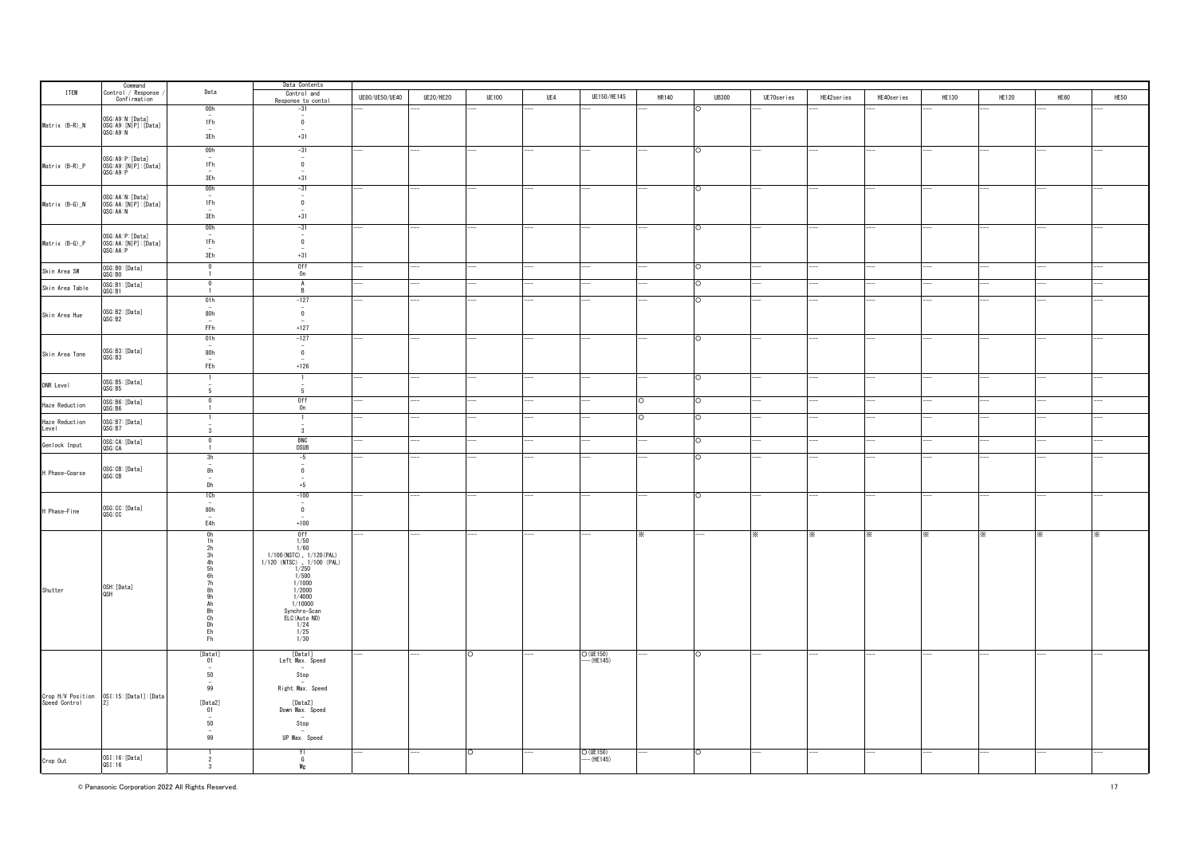| ITEM | Command Control / Response / Confirmation | Data | Data Contents Control and Response to contol | UE80/UE50/UE40 | UE20/HE20 | UE100 | UE4 | UE150/HE145 | HR140 | UB300 | UE70series | HE42series | HE40series | HE130 | HE120 | HE60 | HE50 |
|---|---|---|---|---|---|---|---|---|---|---|---|---|---|---|---|---|---|
| Matrix (B-R)_N | OSG:A9:N:[Data]<br>OSG:A9:[N\|P]:[Data]<br>QSG:A9:N | 00h<br>–<br>1Fh<br>–<br>3Eh | -31<br>–<br>0<br>–<br>+31 | --- | --- | --- | --- | --- | --- | ○ | --- | --- | --- | --- | --- | --- | --- |
| Matrix (B-R)_P | OSG:A9:P:[Data]<br>OSG:A9:[N\|P]:[Data]<br>QSG:A9:P | 00h<br>–<br>1Fh<br>–<br>3Eh | -31<br>–<br>0<br>–<br>+31 | --- | --- | --- | --- | --- | --- | ○ | --- | --- | --- | --- | --- | --- | --- |
| Matrix (B-G)_N | OSG:AA:N:[Data]<br>OSG:AA:[N\|P]:[Data]<br>QSG:AA:N | 00h<br>–<br>1Fh<br>–<br>3Eh | -31<br>–<br>0<br>–<br>+31 | --- | --- | --- | --- | --- | --- | ○ | --- | --- | --- | --- | --- | --- | --- |
| Matrix (B-G)_P | OSG:AA:P:[Data]<br>OSG:AA:[N\|P]:[Data]<br>QSG:AA:P | 00h<br>–<br>1Fh<br>–<br>3Eh | -31<br>–<br>0<br>–<br>+31 | --- | --- | --- | --- | --- | --- | ○ | --- | --- | --- | --- | --- | --- | --- |
| Skin Area SW | OSG:B0:[Data]<br>QSG:B0 | 0<br>1 | Off<br>On | --- | --- | --- | --- | --- | --- | ○ | --- | --- | --- | --- | --- | --- | --- |
| Skin Area Table | OSG:B1:[Data]<br>QSG:B1 | 0<br>1 | A<br>B | --- | --- | --- | --- | --- | --- | ○ | --- | --- | --- | --- | --- | --- | --- |
| Skin Area Hue | OSG:B2:[Data]<br>QSG:B2 | 01h<br>–<br>80h<br>–<br>FFh | -127<br>–<br>0<br>–<br>+127 | --- | --- | --- | --- | --- | --- | ○ | --- | --- | --- | --- | --- | --- | --- |
| Skin Area Tone | OSG:B3:[Data]<br>QSG:B3 | 01h<br>–<br>80h<br>–<br>FEh | -127<br>–<br>0<br>–<br>+126 | --- | --- | --- | --- | --- | --- | ○ | --- | --- | --- | --- | --- | --- | --- |
| DNR Level | OSG:B5:[Data]<br>QSG:B5 | 1<br>–<br>5 | 1<br>–<br>5 | --- | --- | --- | --- | --- | --- | ○ | --- | --- | --- | --- | --- | --- | --- |
| Haze Reduction | OSG:B6:[Data]<br>QSG:B6 | 0<br>1 | Off<br>On | --- | --- | --- | --- | --- | ○ | ○ | --- | --- | --- | --- | --- | --- | --- |
| Haze Reduction Level | OSG:B7:[Data]<br>QSG:B7 | 1<br>–<br>3 | 1<br>–<br>3 | --- | --- | --- | --- | --- | ○ | ○ | --- | --- | --- | --- | --- | --- | --- |
| Genlock Input | OSG:CA:[Data]<br>QSG:CA | 0<br>1 | BNC<br>DSUB | --- | --- | --- | --- | --- | --- | ○ | --- | --- | --- | --- | --- | --- | --- |
| H Phase-Coarse | OSG:CB:[Data]<br>QSG:CB | 3h<br>–<br>8h<br>–<br>Dh | -5<br>–<br>0<br>–<br>+5 | --- | --- | --- | --- | --- | --- | ○ | --- | --- | --- | --- | --- | --- | --- |
| H Phase-Fine | OSG:CC:[Data]<br>QSG:CC | 1Ch<br>–<br>80h<br>–<br>E4h | -100<br>–<br>0<br>–<br>+100 | --- | --- | --- | --- | --- | --- | ○ | --- | --- | --- | --- | --- | --- | --- |
| Shutter | OSH:[Data]<br>QSH | 0h<br>1h<br>2h<br>3h<br>4h<br>5h<br>6h<br>7h<br>8h<br>9h<br>Ah<br>Bh<br>Ch<br>Dh<br>Eh<br>Fh | Off<br>1/50<br>1/60<br>1/100(NSTC), 1/120(PAL)<br>1/120 (NTSC) , 1/100 (PAL)<br>1/250<br>1/500<br>1/1000<br>1/2000<br>1/4000<br>1/10000<br>Synchro-Scan<br>ELC(Auto ND)<br>1/24<br>1/25<br>1/30 | --- | --- | --- | --- | --- | ※ | --- | ※ | ※ | ※ | ※ | ※ | ※ | ※ |
| Crop H/V Position Speed Control | OSI:15:[Data1]:[Data2] | [Data1]<br>01<br>–<br>50<br>–<br>99<br><br>[Data2]<br>01<br>–<br>50<br>–<br>99 | [Data1]<br>Left Max. Speed<br>–<br>Stop<br>–<br>Right Max. Speed<br><br>[Data2]<br>Down Max. Speed<br>–<br>Stop<br>–<br>UP Max. Speed | --- | --- | ○ | --- | ○(UE150)<br>---(HE145) | --- | ○ | --- | --- | --- | --- | --- | --- | --- |
| Crop Out | OSI:16:[Data]<br>QSI:16 | 1<br>2<br>3 | Yl<br>G<br>Mg | --- | --- | ○ | --- | ○(UE150)<br>---(HE145) | --- | ○ | --- | --- | --- | --- | --- | --- | --- |

© Panasonic Corporation 2022 All Rights Reserved.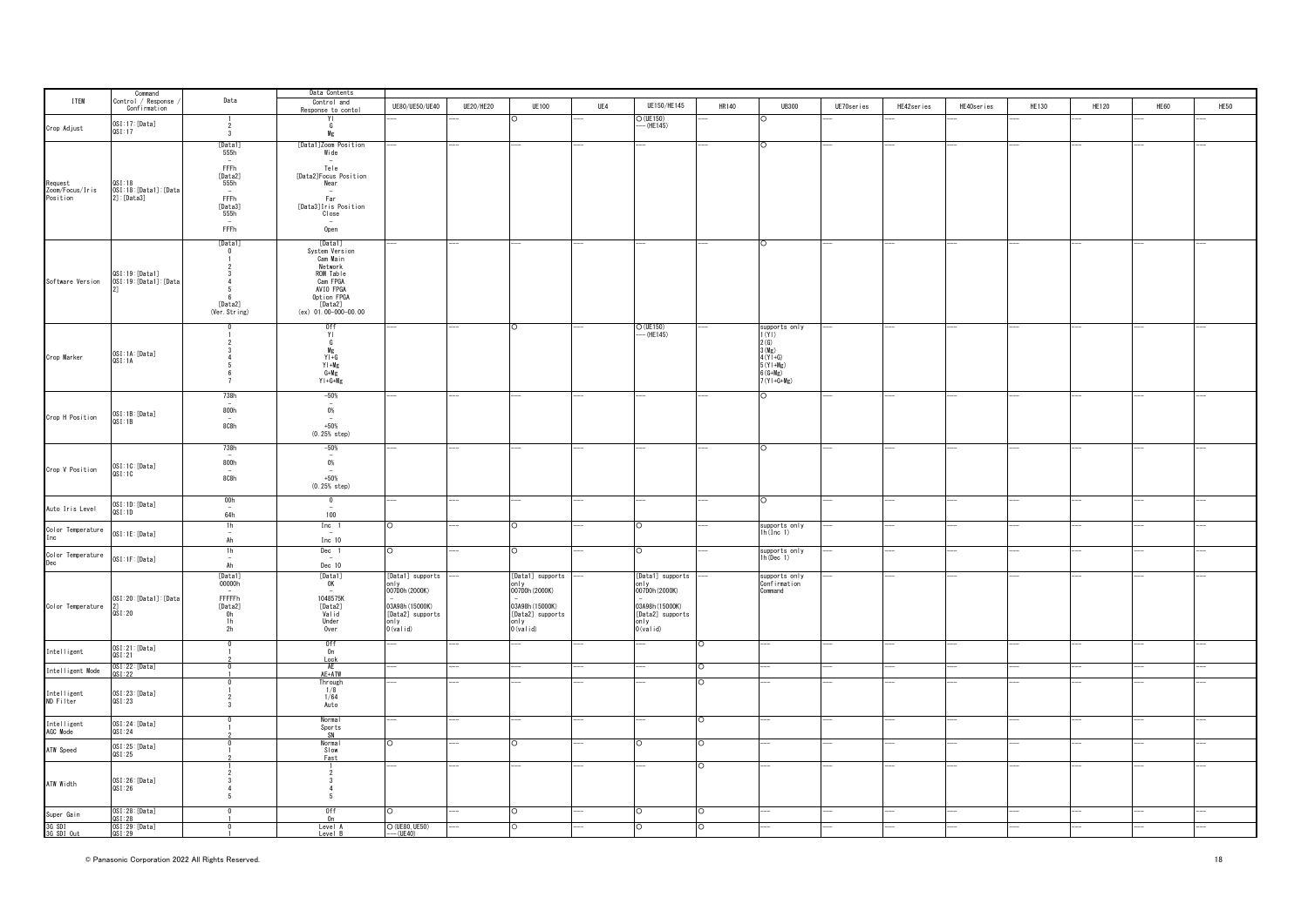| ITEM | Command Control / Response / Confirmation | Data | Data Contents Control and Response to contol | UE80/UE50/UE40 | UE20/HE20 | UE100 | UE4 | UE150/HE145 | HR140 | UB300 | UE70series | HE42series | HE40series | HE130 | HE120 | HE60 | HE50 |
|---|---|---|---|---|---|---|---|---|---|---|---|---|---|---|---|---|---|
| Crop Adjust | OSI:17:[Data]<br>QSI:17 | 1<br>2<br>3 | Yl<br>G<br>Mg | --- | --- | ○ | --- | ○(UE150)<br>---(HE145) | --- | ○ | --- | --- | --- | --- | --- | --- | --- |
| Request Zoom/Focus/Iris Position | QSI:18<br>OSI:18:[Data1]:[Data2]:[Data3] | [Data1]<br>555h<br>~<br>FFFh<br>[Data2]<br>555h<br>~<br>FFFh<br>[Data3]<br>555h<br>~<br>FFFh | [Data1]Zoom Position<br>Wide<br>~<br>Tele<br>[Data2]Focus Position<br>Near<br>~<br>Far<br>[Data3]Iris Position<br>Close<br>~<br>Open | --- | --- | --- | --- | --- | --- | ○ | --- | --- | --- | --- | --- | --- | --- |
| Software Version | QSI:19:[Data1]<br>OSI:19:[Data1]:[Data2] | [Data1]<br>0<br>1<br>2<br>3<br>4<br>5<br>6<br>[Data2]<br>(Ver.String) | [Data1]<br>System Version<br>Cam Main<br>Network<br>ROM Table<br>Cam FPGA<br>AVIO FPGA<br>Option FPGA<br>[Data2]<br>(ex) 01.00-000-00.00 | --- | --- | --- | --- | --- | --- | ○ | --- | --- | --- | --- | --- | --- | --- |
| Crop Marker | OSI:1A:[Data]<br>QSI:1A | 0<br>1<br>2<br>3<br>4<br>5<br>6<br>7 | Off<br>Yl<br>G<br>Mg<br>Yl+G<br>Yl+Mg<br>G+Mg<br>Yl+G+Mg | --- | --- | ○ | --- | ○(UE150)<br>---(HE145) | --- | supports only<br>1(Yl)<br>2(G)<br>3(Mg)<br>4(Yl+G)<br>5(Yl+Mg)<br>6(G+Mg)<br>7(Yl+G+Mg) | --- | --- | --- | --- | --- | --- | --- |
| Crop H Position | OSI:1B:[Data]<br>QSI:1B | 738h<br>~<br>800h<br>~<br>8C8h | -50%<br>~<br>0%<br>~<br>+50%<br>(0.25% step) | --- | --- | --- | --- | --- | --- | ○ | --- | --- | --- | --- | --- | --- | --- |
| Crop V Position | OSI:1C:[Data]<br>QSI:1C | 738h<br>~<br>800h<br>~<br>8C8h | -50%<br>~<br>0%<br>~<br>+50%<br>(0.25% step) | --- | --- | --- | --- | --- | --- | ○ | --- | --- | --- | --- | --- | --- | --- |
| Auto Iris Level | OSI:1D:[Data]<br>QSI:1D | 00h<br>~<br>64h | 0<br>~<br>100 | --- | --- | --- | --- | --- | --- | ○ | --- | --- | --- | --- | --- | --- | --- |
| Color Temperature Inc | OSI:1E:[Data] | 1h<br>~<br>Ah | Inc 1<br>~<br>Inc 10 | ○ | --- | ○ | --- | ○ | --- | supports only<br>1h(Inc 1) | --- | --- | --- | --- | --- | --- | --- |
| Color Temperature Dec | OSI:1F:[Data] | 1h<br>~<br>Ah | Dec 1<br>~<br>Dec 10 | ○ | --- | ○ | --- | ○ | --- | supports only<br>1h(Dec 1) | --- | --- | --- | --- | --- | --- | --- |
| Color Temperature | OSI:20:[Data1]:[Data2]<br>QSI:20 | [Data1]<br>00000h<br>~<br>FFFFFh<br>[Data2]<br>0h<br>1h<br>2h | [Data1]<br>0K<br>~<br>1048575K<br>[Data2]<br>Valid<br>Under<br>Over | [Data1] supports only<br>007D0h(2000K)<br>~<br>03A98h(15000K)<br>[Data2] supports only<br>0(valid) | --- | [Data1] supports only<br>007D0h(2000K)<br>~<br>03A98h(15000K)<br>[Data2] supports only<br>0(valid) | --- | [Data1] supports only<br>007D0h(2000K)<br>~<br>03A98h(15000K)<br>[Data2] supports only<br>0(valid) | --- | supports only<br>Confirmation<br>Command | --- | --- | --- | --- | --- | --- | --- |
| Intelligent | OSI:21:[Data]<br>QSI:21 | 0<br>1<br>2 | Off<br>On<br>Lock | --- | --- | --- | --- | --- | ○ | --- | --- | --- | --- | --- | --- | --- | --- |
| Intelligent Mode | OSI:22:[Data]<br>QSI:22 | 0<br>1 | AE<br>AE+ATW | --- | --- | --- | --- | --- | ○ | --- | --- | --- | --- | --- | --- | --- | --- |
| Intelligent ND Filter | OSI:23:[Data]<br>QSI:23 | 0<br>1<br>2<br>3 | Through<br>1/8<br>1/64<br>Auto | --- | --- | --- | --- | --- | ○ | --- | --- | --- | --- | --- | --- | --- | --- |
| Intelligent AGC Mode | OSI:24:[Data]<br>QSI:24 | 0<br>1<br>2 | Normal<br>Sports<br>SN | --- | --- | --- | --- | --- | ○ | --- | --- | --- | --- | --- | --- | --- | --- |
| ATW Speed | OSI:25:[Data]<br>QSI:25 | 0<br>1<br>2 | Normal<br>Slow<br>Fast | ○ | --- | ○ | --- | ○ | ○ | --- | --- | --- | --- | --- | --- | --- | --- |
| ATW Width | OSI:26:[Data]<br>QSI:26 | 1<br>2<br>3<br>4<br>5 | 1<br>2<br>3<br>4<br>5 | --- | --- | --- | --- | --- | ○ | --- | --- | --- | --- | --- | --- | --- | --- |
| Super Gain | OSI:28:[Data]<br>QSI:28 | 0<br>1 | Off<br>On | ○ | --- | ○ | --- | ○ | ○ | --- | --- | --- | --- | --- | --- | --- | --- |
| 3G SDI<br>3G SDI Out | OSI:29:[Data]<br>QSI:29 | 0<br>1 | Level A<br>Level B | ○(UE80,UE50)<br>---(UE40) | --- | ○ | --- | ○ | ○ | --- | --- | --- | --- | --- | --- | --- | --- |

© Panasonic Corporation 2022 All Rights Reserved.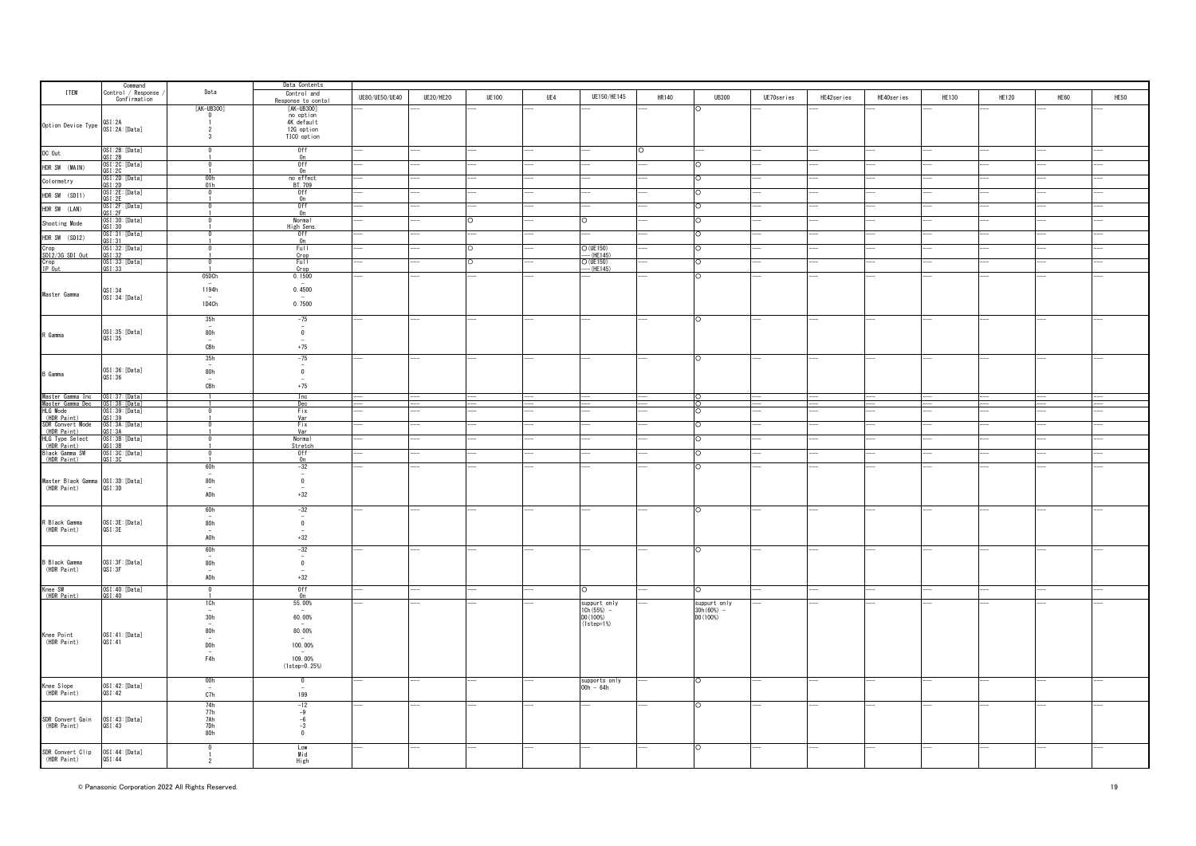| ITEM | Command Control / Response / Confirmation | Data | Data Contents Control and Response to contol | UE80/UE50/UE40 | UE20/HE20 | UE100 | UE4 | UE150/HE145 | HR140 | UB300 | UE70series | HE42series | HE40series | HE130 | HE120 | HE60 | HE50 |
|---|---|---|---|---|---|---|---|---|---|---|---|---|---|---|---|---|---|
| Option Device Type | QSI:2A<br>OSI:2A:[Data] | [AK-UB300]<br>0<br>1<br>2<br>3 | [AK-UB300]<br>no option<br>4K default<br>12G option<br>TICO option | --- | --- | --- | --- | --- | --- | ○ | --- | --- | --- | --- | --- | --- | --- |
| DC Out | OSI:2B:[Data]<br>QSI:2B | 0<br>1 | Off<br>On | --- | --- | --- | --- | --- | ○ | --- | --- | --- | --- | --- | --- | --- | --- |
| HDR SW (MAIN) | OSI:2C:[Data]<br>QSI:2C | 0<br>1 | Off<br>On | --- | --- | --- | --- | --- | --- | ○ | --- | --- | --- | --- | --- | --- | --- |
| Colormetry | OSI:2D:[Data]<br>QSI:2D | 00h<br>01h | no effect<br>BT.709 | --- | --- | --- | --- | --- | --- | ○ | --- | --- | --- | --- | --- | --- | --- |
| HDR SW (SDI1) | OSI:2E:[Data]<br>QSI:2E | 0<br>1 | Off<br>On | --- | --- | --- | --- | --- | --- | ○ | --- | --- | --- | --- | --- | --- | --- |
| HDR SW (LAN) | OSI:2F:[Data]<br>QSI:2F | 0<br>1 | Off<br>On | --- | --- | --- | --- | --- | --- | ○ | --- | --- | --- | --- | --- | --- | --- |
| Shooting Mode | OSI:30:[Data]<br>QSI:30 | 0<br>1 | Normal<br>High Sens. | --- | --- | ○ | --- | ○ | --- | ○ | --- | --- | --- | --- | --- | --- | --- |
| HDR SW (SDI2) | OSI:31:[Data]<br>QSI:31 | 0<br>1 | Off<br>On | --- | --- | --- | --- | --- | --- | ○ | --- | --- | --- | --- | --- | --- | --- |
| Crop SDI2/3G SDI Out | OSI:32:[Data]<br>QSI:32 | 0<br>1 | Full<br>Crop | --- | --- | ○ | --- | ○(UE150)<br>---(HE145) | --- | ○ | --- | --- | --- | --- | --- | --- | --- |
| Crop IP Out | OSI:33:[Data]<br>QSI:33 | 0<br>1 | Full<br>Crop | --- | --- | ○ | --- | ○(UE150)<br>---(HE145) | --- | ○ | --- | --- | --- | --- | --- | --- | --- |
| Master Gamma | QSI:34<br>OSI:34:[Data] | 05DCh<br>~<br>1194h<br>~<br>1D4Ch | 0.1500<br>~<br>0.4500<br>~<br>0.7500 | --- | --- | --- | --- | --- | --- | ○ | --- | --- | --- | --- | --- | --- | --- |
| R Gamma | OSI:35:[Data]<br>QSI:35 | 35h<br>~<br>80h<br>~<br>CBh | -75<br>~<br>0<br>~<br>+75 | --- | --- | --- | --- | --- | --- | ○ | --- | --- | --- | --- | --- | --- | --- |
| B Gamma | OSI:36:[Data]<br>QSI:36 | 35h<br>~<br>80h<br>~<br>CBh | -75<br>~<br>0<br>~<br>+75 | --- | --- | --- | --- | --- | --- | ○ | --- | --- | --- | --- | --- | --- | --- |
| Master Gamma Inc | OSI:37:[Data] | 1 | Inc | --- | --- | --- | --- | --- | --- | ○ | --- | --- | --- | --- | --- | --- | --- |
| Master Gamma Dec | OSI:38:[Data] | 1 | Dec | --- | --- | --- | --- | --- | --- | ○ | --- | --- | --- | --- | --- | --- | --- |
| HLG Mode (HDR Paint) | OSI:39:[Data]<br>QSI:39 | 0<br>1 | Fix<br>Var | --- | --- | --- | --- | --- | --- | ○ | --- | --- | --- | --- | --- | --- | --- |
| SDR Convert Mode (HDR Paint) | OSI:3A:[Data]<br>QSI:3A | 0<br>1 | Fix<br>Var | --- | --- | --- | --- | --- | --- | ○ | --- | --- | --- | --- | --- | --- | --- |
| HLG Type Select (HDR Paint) | OSI:3B:[Data]<br>QSI:3B | 0<br>1 | Normal<br>Stretch | --- | --- | --- | --- | --- | --- | ○ | --- | --- | --- | --- | --- | --- | --- |
| Black Gamma SW (HDR Paint) | OSI:3C:[Data]<br>QSI:3C | 0<br>1 | Off<br>On | --- | --- | --- | --- | --- | --- | ○ | --- | --- | --- | --- | --- | --- | --- |
| Master Black Gamma (HDR Paint) | OSI:3D:[Data]<br>QSI:3D | 60h<br>~<br>80h<br>~<br>A0h | -32<br>~<br>0<br>~<br>+32 | --- | --- | --- | --- | --- | --- | ○ | --- | --- | --- | --- | --- | --- | --- |
| R Black Gamma (HDR Paint) | OSI:3E:[Data]<br>QSI:3E | 60h<br>~<br>80h<br>~<br>A0h | -32<br>~<br>0<br>~<br>+32 | --- | --- | --- | --- | --- | --- | ○ | --- | --- | --- | --- | --- | --- | --- |
| B Black Gamma (HDR Paint) | OSI:3F:[Data]<br>QSI:3F | 60h<br>~<br>80h<br>~<br>A0h | -32<br>~<br>0<br>~<br>+32 | --- | --- | --- | --- | --- | --- | ○ | --- | --- | --- | --- | --- | --- | --- |
| Knee SW (HDR Paint) | OSI:40:[Data]<br>QSI:40 | 0<br>1 | Off<br>On | --- | --- | --- | --- | ○ | --- | ○ | --- | --- | --- | --- | --- | --- | --- |
| Knee Point (HDR Paint) | OSI:41:[Data]<br>QSI:41 | 1Ch<br>~<br>30h<br>~<br>80h<br>~<br>D0h<br>~<br>F4h | 55.00%<br>~<br>60.00%<br>~<br>80.00%<br>~<br>100.00%<br>~<br>109.00%<br>(1step=0.25%) | --- | --- | --- | --- | suppurt only 1Ch(55%) - D0(100%)<br>(1step=1%) | --- | suppurt only 30h(60%) - D0(100%) | --- | --- | --- | --- | --- | --- | --- |
| Knee Slope (HDR Paint) | OSI:42:[Data]<br>QSI:42 | 00h<br>~<br>C7h | 0<br>~<br>199 | --- | --- | --- | --- | supports only 00h - 64h | --- | ○ | --- | --- | --- | --- | --- | --- | --- |
| SDR Convert Gain (HDR Paint) | OSI:43:[Data]<br>QSI:43 | 74h<br>77h<br>7Ah<br>7Dh<br>80h | -12<br>-9<br>-6<br>-3<br>0 | --- | --- | --- | --- | --- | --- | ○ | --- | --- | --- | --- | --- | --- | --- |
| SDR Convert Clip (HDR Paint) | OSI:44:[Data]<br>QSI:44 | 0<br>1<br>2 | Low<br>Mid<br>High | --- | --- | --- | --- | --- | --- | ○ | --- | --- | --- | --- | --- | --- | --- |

© Panasonic Corporation 2022 All Rights Reserved.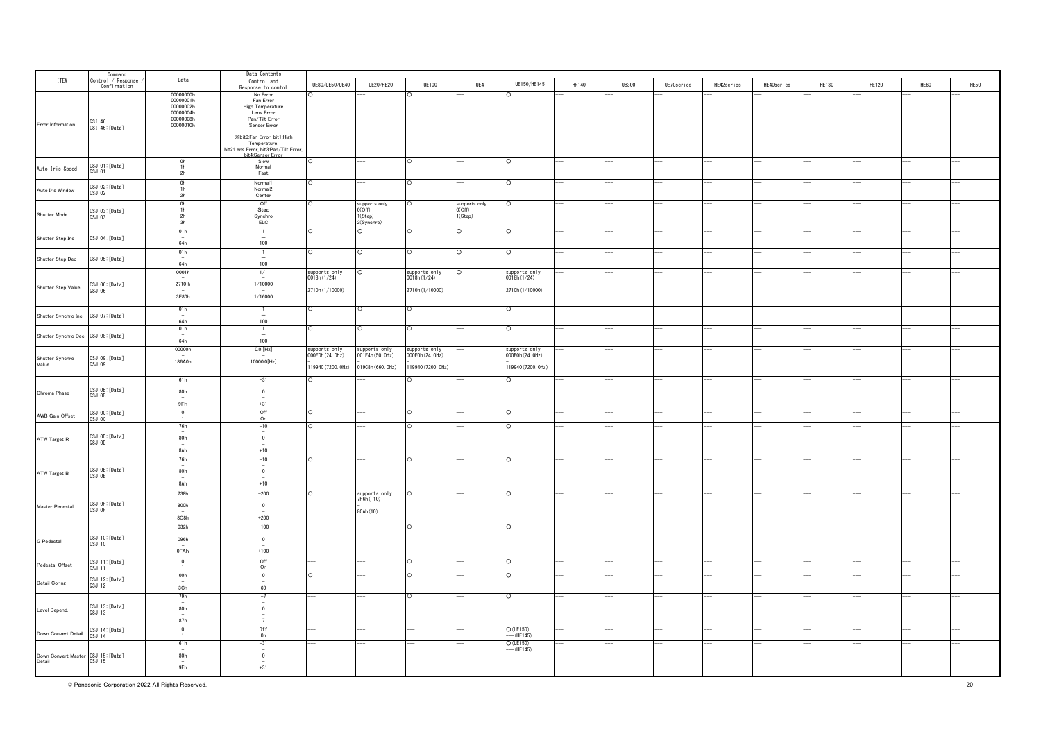| ITEM | Command Control / Response / Confirmation | Data | Data Contents Control and Response to contol | UE80/UE50/UE40 | UE20/HE20 | UE100 | UE4 | UE150/HE145 | HR140 | UB300 | UE70series | HE42series | HE40series | HE130 | HE120 | HE60 | HE50 |
|---|---|---|---|---|---|---|---|---|---|---|---|---|---|---|---|---|---|
| Error Information | QSI:46<br>OSI:46:[Data] | 00000000h<br>00000001h<br>00000002h<br>00000004h<br>00000008h<br>00000010h | No Error<br>Fan Error<br>High Temperature<br>Lens Error<br>Pan/Tilt Error<br>Sensor Error<br><br>※bit0:Fan Error, bit1:High Temperature, bit2:Lens Error, bit3:Pan/Tilt Error, bit4:Sensor Error | ○ | --- | ○ | --- | ○ | --- | --- | --- | --- | --- | --- | --- | --- | --- |
| Auto Iris Speed | OSJ:01:[Data]<br>QSJ:01 | 0h<br>1h<br>2h | Slow<br>Normal<br>Fast | ○ | --- | ○ | --- | ○ | --- | --- | --- | --- | --- | --- | --- | --- | --- |
| Auto Iris Window | OSJ:02:[Data]<br>QSJ:02 | 0h<br>1h<br>2h | Normal1<br>Normal2<br>Center | ○ | --- | ○ | --- | ○ | --- | --- | --- | --- | --- | --- | --- | --- | --- |
| Shutter Mode | OSJ:03:[Data]<br>QSJ:03 | 0h<br>1h<br>2h<br>3h | Off<br>Step<br>Synchro<br>ELC | ○ | supports only 0(Off) 1(Step) 2(Synchro) | ○ | supports only 0(Off) 1(Step) | ○ | --- | --- | --- | --- | --- | --- | --- | --- | --- |
| Shutter Step Inc | OSJ:04:[Data] | 01h<br>~<br>64h | 1<br>~<br>100 | ○ | ○ | ○ | ○ | ○ | --- | --- | --- | --- | --- | --- | --- | --- | --- |
| Shutter Step Dec | OSJ:05:[Data] | 01h<br>~<br>64h | 1<br>~<br>100 | ○ | ○ | ○ | ○ | ○ | --- | --- | --- | --- | --- | --- | --- | --- | --- |
| Shutter Step Value | OSJ:06:[Data]<br>QSJ:06 | 0001h<br>~<br>2710 h<br>~<br>3E80h | 1/1<br>~<br>1/10000<br>~<br>1/16000 | supports only 0018h(1/24)<br>~<br>2710h(1/10000) | ○ | supports only 0018h(1/24)<br>~<br>2710h(1/10000) | ○ | supports only 0018h(1/24)<br>~<br>2710h(1/10000) | --- | --- | --- | --- | --- | --- | --- | --- | --- |
| Shutter Synchro Inc | OSJ:07:[Data] | 01h<br>~<br>64h | 1<br>~<br>100 | ○ | ○ | ○ | --- | ○ | --- | --- | --- | --- | --- | --- | --- | --- | --- |
| Shutter Synchro Dec | OSJ:08:[Data] | 01h<br>~<br>64h | 1<br>~<br>100 | ○ | ○ | ○ | --- | ○ | --- | --- | --- | --- | --- | --- | --- | --- | --- |
| Shutter Synchro Value | OSJ:09:[Data]<br>QSJ:09 | 00000h<br>~<br>186A0h | 0.0 [Hz]<br>~<br>10000.0[Hz] | supports only 000F0h(24.0Hz)<br>~<br>119940(7200.0Hz) | supports only 001F4h(50.0Hz)<br>~<br>019C8h(660.0Hz) | supports only 000F0h(24.0Hz)<br>~<br>119940(7200.0Hz) | --- | supports only 000F0h(24.0Hz)<br>~<br>119940(7200.0Hz) | --- | --- | --- | --- | --- | --- | --- | --- | --- |
| Chroma Phase | OSJ:0B:[Data]<br>QSJ:0B | 61h<br>~<br>80h<br>~<br>9Fh | -31<br>~<br>0<br>~<br>+31 | ○ | --- | ○ | --- | ○ | --- | --- | --- | --- | --- | --- | --- | --- | --- |
| AWB Gain Offset | OSJ:0C:[Data]<br>QSJ:0C | 0<br>1 | Off<br>On | ○ | --- | ○ | --- | ○ | --- | --- | --- | --- | --- | --- | --- | --- | --- |
| ATW Target R | OSJ:0D:[Data]<br>QSJ:0D | 76h<br>~<br>80h<br>~<br>8Ah | -10<br>~<br>0<br>~<br>+10 | ○ | --- | ○ | --- | ○ | --- | --- | --- | --- | --- | --- | --- | --- | --- |
| ATW Target B | OSJ:0E:[Data]<br>QSJ:0E | 76h<br>~<br>80h<br>~<br>8Ah | -10<br>~<br>0<br>~<br>+10 | ○ | --- | ○ | --- | ○ | --- | --- | --- | --- | --- | --- | --- | --- | --- |
| Master Pedestal | OSJ:0F:[Data]<br>QSJ:0F | 738h<br>~<br>800h<br>~<br>8C8h | -200<br>~<br>0<br>~<br>+200 | ○ | supports only 7F6h(-10)<br>~<br>80Ah(10) | ○ | --- | ○ | --- | --- | --- | --- | --- | --- | --- | --- | --- |
| G Pedestal | OSJ:10:[Data]<br>QSJ:10 | 032h<br>~<br>096h<br>~<br>0FAh | -100<br>~<br>0<br>~<br>+100 | --- | --- | ○ | --- | ○ | --- | --- | --- | --- | --- | --- | --- | --- | --- |
| Pedestal Offset | OSJ:11:[Data]<br>QSJ:11 | 0<br>1 | Off<br>On | --- | --- | ○ | --- | ○ | --- | --- | --- | --- | --- | --- | --- | --- | --- |
| Detail Coring | OSJ:12:[Data]<br>QSJ:12 | 00h<br>~<br>3Ch | 0<br>~<br>60 | ○ | --- | ○ | --- | ○ | --- | --- | --- | --- | --- | --- | --- | --- | --- |
| Level Depend. | OSJ:13:[Data]<br>QSJ:13 | 79h<br>~<br>80h<br>~<br>87h | -7<br>~<br>0<br>~<br>7 | --- | --- | ○ | --- | ○ | --- | --- | --- | --- | --- | --- | --- | --- | --- |
| Down Convert Detail | OSJ:14:[Data]<br>QSJ:14 | 0<br>1 | Off<br>On | --- | --- | --- | --- | ○(UE150)<br>---(HE145) | --- | --- | --- | --- | --- | --- | --- | --- | --- |
| Down Convert Master Detail | OSJ:15:[Data]<br>QSJ:15 | 61h<br>~<br>80h<br>~<br>9Fh | -31<br>~<br>0<br>~<br>+31 | --- | --- | --- | --- | ○(UE150)<br>---(HE145) | --- | --- | --- | --- | --- | --- | --- | --- | --- |

© Panasonic Corporation 2022 All Rights Reserved.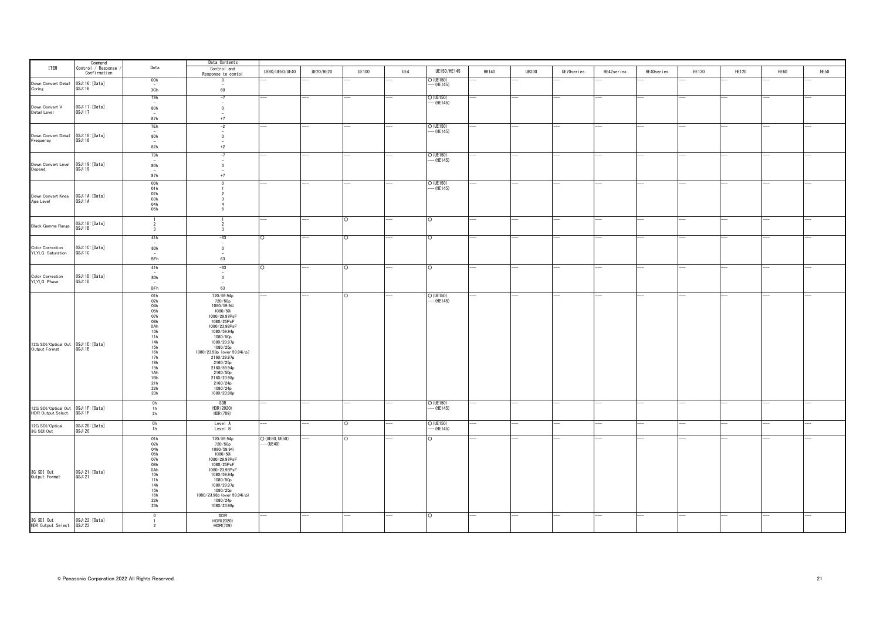| ITEM | Command Control / Response / Confirmation | Data | Data Contents Control and Response to contol | UE80/UE50/UE40 | UE20/HE20 | UE100 | UE4 | UE150/HE145 | HR140 | UB300 | UE70series | HE42series | HE40series | HE130 | HE120 | HE60 | HE50 |
|---|---|---|---|---|---|---|---|---|---|---|---|---|---|---|---|---|---|
| Down Convert Detail Coring | OSJ:16:[Data]<br>QSJ:16 | 00h<br>~<br>3Ch | 0<br>~<br>60 | --- | --- | --- | --- | ○(UE150)<br>---(HE145) | --- | --- | --- | --- | --- | --- | --- | --- | --- |
| Down Convert V Detail Level | OSJ:17:[Data]<br>QSJ:17 | 79h<br>~<br>80h<br>~<br>87h | -7<br>~<br>0<br>~<br>+7 | --- | --- | --- | --- | ○(UE150)<br>---(HE145) | --- | --- | --- | --- | --- | --- | --- | --- | --- |
| Down Convert Detail Frequency | OSJ:18:[Data]<br>QSJ:18 | 7Eh<br>~<br>80h<br>~<br>82h | -2<br>~<br>0<br>~<br>+2 | --- | --- | --- | --- | ○(UE150)<br>---(HE145) | --- | --- | --- | --- | --- | --- | --- | --- | --- |
| Down Convert Level Depend | OSJ:19:[Data]<br>QSJ:19 | 79h<br>~<br>80h<br>~<br>87h | -7<br>~<br>0<br>~<br>+7 | --- | --- | --- | --- | ○(UE150)<br>---(HE145) | --- | --- | --- | --- | --- | --- | --- | --- | --- |
| Down Convert Knee Ape Level | OSJ:1A:[Data]<br>QSJ:1A | 00h<br>01h<br>02h<br>03h<br>04h<br>05h | 0<br>1<br>2<br>3<br>4<br>5 | --- | --- | --- | --- | ○(UE150)<br>---(HE145) | --- | --- | --- | --- | --- | --- | --- | --- | --- |
| Black Gamma Range | OSJ:1B:[Data]<br>QSJ:1B | 1<br>2<br>3 | 1<br>2<br>3 | --- | --- | ○ | --- | ○ | --- | --- | --- | --- | --- | --- | --- | --- | --- |
| Color Correction YI_YI_G Saturation | OSJ:1C:[Data]<br>QSJ:1C | 41h<br>~<br>80h<br>~<br>BFh | -63<br>~<br>0<br>~<br>63 | ○ | --- | ○ | --- | ○ | --- | --- | --- | --- | --- | --- | --- | --- | --- |
| Color Correction YI_YI_G Phase | OSJ:1D:[Data]<br>QSJ:1D | 41h<br>~<br>80h<br>~<br>BFh | -63<br>~<br>0<br>~<br>63 | ○ | --- | ○ | --- | ○ | --- | --- | --- | --- | --- | --- | --- | --- | --- |
| 12G SDI/Optical Out Output Format | OSJ:1E:[Data]<br>QSJ:1E | 01h<br>02h<br>04h<br>05h<br>07h<br>08h<br>0Ah<br>10h<br>11h<br>14h<br>15h<br>16h<br>17h<br>18h<br>19h<br>1Ah<br>1Bh<br>21h<br>22h<br>23h | 720/59.94p<br>720/50p<br>1080/59.94i<br>1080/50i<br>1080/29.97PsF<br>1080/25PsF<br>1080/23.98PsF<br>1080/59.94p<br>1080/50p<br>1080/29.97p<br>1080/25p<br>1080/23.98p (over 59.94i/p)<br>2160/29.97p<br>2160/25p<br>2160/59.94p<br>2160/50p<br>2160/23.98p<br>2160/24p<br>1080/24p<br>1080/23.98p | --- | --- | ○ | --- | ○(UE150)<br>---(HE145) | --- | --- | --- | --- | --- | --- | --- | --- | --- |
| 12G SDI/Optical Out HDR Output Select | OSJ:1F:[Data]<br>QSJ:1F | 0h<br>1h<br>2h | SDR<br>HDR(2020)<br>HDR(709) | --- | --- | --- | --- | ○(UE150)<br>---(HE145) | --- | --- | --- | --- | --- | --- | --- | --- | --- |
| 12G SDI/Optical 3G SDI Out | OSJ:20:[Data]<br>QSJ:20 | 0h<br>1h | Level A<br>Level B | --- | --- | ○ | --- | ○(UE150)<br>---(HE145) | --- | --- | --- | --- | --- | --- | --- | --- | --- |
| 3G SDI Out Output Format | OSJ:21:[Data]<br>QSJ:21 | 01h<br>02h<br>04h<br>05h<br>07h<br>08h<br>0Ah<br>10h<br>11h<br>14h<br>15h<br>16h<br>22h<br>23h | 720/59.94p<br>720/50p<br>1080/59.94i<br>1080/50i<br>1080/29.97PsF<br>1080/25PsF<br>1080/23.98PsF<br>1080/59.94p<br>1080/50p<br>1080/29.97p<br>1080/25p<br>1080/23.98p (over 59.94i/p)<br>1080/24p<br>1080/23.98p | ○(UE80, UE50)<br>---(UE40) | --- | ○ | --- | ○ | --- | --- | --- | --- | --- | --- | --- | --- | --- |
| 3G SDI Out HDR Output Select | OSJ:22:[Data]<br>QSJ:22 | 0<br>1<br>2 | SDR<br>HDR(2020)<br>HDR(709) | --- | --- | --- | --- | ○ | --- | --- | --- | --- | --- | --- | --- | --- | --- |

© Panasonic Corporation 2022 All Rights Reserved.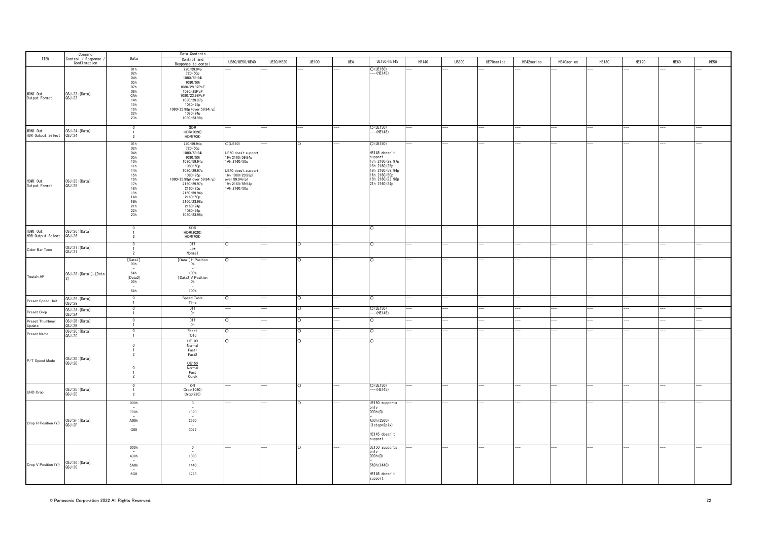| ITEM | Command Control / Response / Confirmation | Data | Data Contents Control and Response to contol | UE80/UE50/UE40 | UE20/HE20 | UE100 | UE4 | UE150/HE145 | HR140 | UB300 | UE70series | HE42series | HE40series | HE130 | HE120 | HE60 | HE50 |
|---|---|---|---|---|---|---|---|---|---|---|---|---|---|---|---|---|---|
| MONI Out Output Format | OSJ:23:[Data]<br>QSJ:23 | 01h<br>02h<br>04h<br>05h<br>07h<br>08h<br>0Ah<br>14h<br>15h<br>16h<br>22h<br>23h | 720/59.94p<br>720/50p<br>1080/59.94i<br>1080/50i<br>1080/29.97PsF<br>1080/25PsF<br>1080/23.98PsF<br>1080/29.97p<br>1080/25p<br>1080/23.98p (over 59.94i/p)<br>1080/24p<br>1080/23.98p | --- | --- | --- | --- | ○(UE150)<br>---(HE145) | --- | --- | --- | --- | --- | --- | --- | --- | --- |
| MONI Out HDR Output Select | OSJ:24:[Data]<br>QSJ:24 | 0<br>1<br>2 | SDR<br>HDR(2020)<br>HDR(709) | --- | --- | --- | --- | ○(UE150)<br>---(HE145) | --- | --- | --- | --- | --- | --- | --- | --- | --- |
| HDMI Out Output Format | OSJ:25:[Data]<br>QSJ:25 | 01h<br>02h<br>04h<br>05h<br>10h<br>11h<br>14h<br>15h<br>16h<br>17h<br>18h<br>19h<br>1Ah<br>1Bh<br>21h<br>22h<br>23h | 720/59.94p<br>720/50p<br>1080/59.94i<br>1080/50i<br>1080/59.94p<br>1080/50p<br>1080/29.97p<br>1080/25p<br>1080/23.98p( over 59.94i/p)<br>2160/29.97p<br>2160/25p<br>2160/59.94p<br>2160/50p<br>2160/23.98p<br>2160/24p<br>1080/24p<br>1080/23.98p | ○(UE80)<br><br>UE50 does't support<br>19h 2160/59.94p<br>1Ah 2160/50p<br><br>UE40 does't support<br>16h 1080/23.98p(over 59.94i/p)<br>19h 2160/59.94p<br>1Ah 2160/50p | --- | ○ | --- | ○(UE150)<br><br>HE145 doesn't support<br>17h 2160/29.97p<br>18h 2160/25p<br>19h 2160/59.94p<br>1Ah 2160/50p<br>1Bh 2160/23.98p<br>21h 2160/24p | --- | --- | --- | --- | --- | --- | --- | --- | --- |
| HDMI Out HDR Output Select | OSJ:26:[Data]<br>QSJ:26 | 0<br>1<br>2 | SDR<br>HDR(2020)<br>HDR(709) | --- | --- | --- | --- | ○ | --- | --- | --- | --- | --- | --- | --- | --- | --- |
| Color Bar Tone | OSJ:27:[Data]<br>QSJ:27 | 0<br>1<br>2 | Off<br>Low<br>Normal | ○ | --- | ○ | --- | ○ | --- | --- | --- | --- | --- | --- | --- | --- | --- |
| Toutch AF | OSJ:28:[Data1]:[Data2] | [Data1]<br>00h<br>~<br>64h<br>[Data2]<br>00h<br>~<br>64h | [Data1]H Position<br>0%<br>~<br>100%<br>[Data2]V Position<br>0%<br>~<br>100% | ○ | --- | ○ | --- | ○ | --- | --- | --- | --- | --- | --- | --- | --- | --- |
| Preset Speed Unit | OSJ:29:[Data]<br>QSJ:29 | 0<br>1 | Speed Table<br>Time | ○ | --- | ○ | --- | ○ | --- | --- | --- | --- | --- | --- | --- | --- | --- |
| Preset Crop | OSJ:2A:[Data]<br>QSJ:2A | 0<br>1 | Off<br>On | --- | --- | ○ | --- | ○(UE150)<br>---(HE145) | --- | --- | --- | --- | --- | --- | --- | --- | --- |
| Preset Thumbnail Update | OSJ:2B:[Data]<br>QSJ:2B | 0<br>1 | Off<br>On | ○ | --- | ○ | --- | ○ | --- | --- | --- | --- | --- | --- | --- | --- | --- |
| Preset Name | OSJ:2C:[Data]<br>QSJ:2C | 0<br>1 | Reset<br>Hold | ○ | --- | ○ | --- | ○ | --- | --- | --- | --- | --- | --- | --- | --- | --- |
| P/T Speed Mode | OSJ:2D:[Data]<br>QSJ:2D | 0<br>1<br>2<br><br>0<br>1<br>2 | UE100<br>Normal<br>Fast1<br>Fast2<br><br>UE150<br>Normal<br>Fast<br>Quick | ○ | --- | ○ | --- | ○ | --- | --- | --- | --- | --- | --- | --- | --- | --- |
| UHD Crop | OSJ:2E:[Data]<br>QSJ:2E | 0<br>1<br>2 | Off<br>Crop(1080)<br>Crop(720) | --- | --- | ○ | --- | ○(UE150)<br>---(HE145) | --- | --- | --- | --- | --- | --- | --- | --- | --- |
| Crop H Position (Y1) | OSJ:2F:[Data]<br>QSJ:2F | 000h<br>~<br>780h<br>~<br>A00h<br>~<br>C00 | 0<br>~<br>1920<br>~<br>2560<br>~<br>3072 | --- | --- | ○ | --- | UE150 supports only<br>000h(0)<br>~<br>A00h(2560)<br>(1step=2pix)<br><br>HE145 doesn't support | --- | --- | --- | --- | --- | --- | --- | --- | --- |
| Crop V Position (Y1) | OSJ:30:[Data]<br>QSJ:30 | 000h<br>~<br>438h<br>~<br>5A0h<br>~<br>6C0 | 0<br>~<br>1080<br>~<br>1440<br>~<br>1728 | --- | --- | ○ | --- | UE150 supports only<br>000h(0)<br>~<br>5A0h(1440)<br><br>HE145 doesn't support | --- | --- | --- | --- | --- | --- | --- | --- | --- |

© Panasonic Corporation 2022 All Rights Reserved.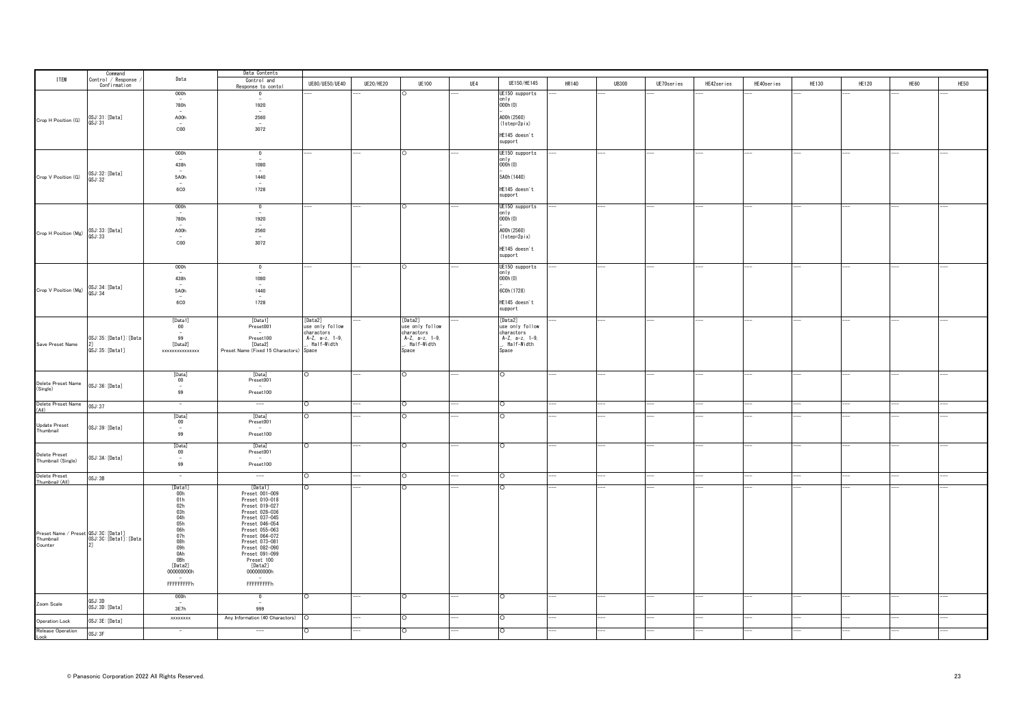| ITEM | Command Control / Response / Confirmation | Data | Data Contents Control and Response to contol | UE80/UE50/UE40 | UE20/HE20 | UE100 | UE4 | UE150/HE145 | HR140 | UB300 | UE70series | HE42series | HE40series | HE130 | HE120 | HE60 | HE50 |
|---|---|---|---|---|---|---|---|---|---|---|---|---|---|---|---|---|---|
| Crop H Position (G) | OSJ:31:[Data]<br>OSJ:31 | 000h<br>–<br>780h<br>–<br>A00h<br>–<br>C00 | 0<br>–<br>1920<br>–<br>2560<br>–<br>3072 | --- | --- | ○ | --- | UE150 supports only<br>000h(0)<br>–<br>A00h(2560)<br>(1step=2pix)<br><br>HE145 doesn't support | --- | --- | --- | --- | --- | --- | --- | --- | --- |
| Crop V Position (G) | OSJ:32:[Data]<br>OSJ:32 | 000h<br>–<br>438h<br>–<br>5A0h<br>–<br>6C0 | 0<br>–<br>1080<br>–<br>1440<br>–<br>1728 | --- | --- | ○ | --- | UE150 supports only<br>000h(0)<br>–<br>5A0h(1440)<br><br>HE145 doesn't support | --- | --- | --- | --- | --- | --- | --- | --- | --- |
| Crop H Position (Mg) | OSJ:33:[Data]<br>OSJ:33 | 000h<br>–<br>780h<br>–<br>A00h<br>–<br>C00 | 0<br>–<br>1920<br>–<br>2560<br>–<br>3072 | --- | --- | ○ | --- | UE150 supports only<br>000h(0)<br>–<br>A00h(2560)<br>(1step=2pix)<br><br>HE145 doesn't support | --- | --- | --- | --- | --- | --- | --- | --- | --- |
| Crop V Position (Mg) | OSJ:34:[Data]<br>OSJ:34 | 000h<br>–<br>438h<br>–<br>5A0h<br>–<br>6C0 | 0<br>–<br>1080<br>–<br>1440<br>–<br>1728 | --- | --- | ○ | --- | UE150 supports only<br>000h(0)<br>–<br>6C0h(1728)<br><br>HE145 doesn't support | --- | --- | --- | --- | --- | --- | --- | --- | --- |
| Save Preset Name | OSJ:35:[Data1]:[Data2]<br>OSJ:35:[Data1] | [Data1]<br>00<br>–<br>99<br>[Data2]<br>xxxxxxxxxxxxxx | [Data1]<br>Preset001<br>–<br>Preset100<br>[Data2]<br>Preset Name (Fixed 15 Charactors) | [Data2]<br>use only follow charactors<br>A-Z, a-z, 1-9, _, Half-Width Space | --- | [Data2]<br>use only follow charactors<br>A-Z, a-z, 1-9, _, Half-Width Space | --- | [Data2]<br>use only follow charactors<br>A-Z, a-z, 1-9, _, Half-Width Space | --- | --- | --- | --- | --- | --- | --- | --- | --- |
| Delete Preset Name (Single) | OSJ:36:[Data] | [Data]<br>00<br>–<br>99 | [Data]<br>Preset001<br>–<br>Preset100 | ○ | --- | ○ | --- | ○ | --- | --- | --- | --- | --- | --- | --- | --- | --- |
| Delete Preset Name (All) | OSJ:37 | – | --- | ○ | --- | ○ | --- | ○ | --- | --- | --- | --- | --- | --- | --- | --- | --- |
| Update Preset Thumbnail | OSJ:39:[Data] | [Data]<br>00<br>–<br>99 | [Data]<br>Preset001<br>–<br>Preset100 | ○ | --- | ○ | --- | ○ | --- | --- | --- | --- | --- | --- | --- | --- | --- |
| Delete Preset Thumbnail (Single) | OSJ:3A:[Data] | [Data]<br>00<br>–<br>99 | [Data]<br>Preset001<br>–<br>Preset100 | ○ | --- | ○ | --- | ○ | --- | --- | --- | --- | --- | --- | --- | --- | --- |
| Delete Preset Thumbnail (All) | OSJ:3B | – | --- | ○ | --- | ○ | --- | ○ | --- | --- | --- | --- | --- | --- | --- | --- | --- |
| Preset Name / Preset Thumbnail Counter | OSJ:3C:[Data1]<br>OSJ:3C:[Data1]:[Data2] | [Data1]<br>00h<br>01h<br>02h<br>03h<br>04h<br>05h<br>06h<br>07h<br>08h<br>09h<br>0Ah<br>0Bh<br>[Data2]<br>000000000h<br>–<br>FFFFFFFFFh | [Data1]<br>Preset 001-009<br>Preset 010-018<br>Preset 019-027<br>Preset 028-036<br>Preset 037-045<br>Preset 046-054<br>Preset 055-063<br>Preset 064-072<br>Preset 073-081<br>Preset 082-090<br>Preset 091-099<br>Preset 100<br>[Data2]<br>000000000h<br>–<br>FFFFFFFFFh | ○ | --- | ○ | --- | ○ | --- | --- | --- | --- | --- | --- | --- | --- | --- |
| Zoom Scale | QSJ:3D<br>OSJ:3D:[Data] | 000h<br>–<br>3E7h | 0<br>–<br>999 | ○ | --- | ○ | --- | ○ | --- | --- | --- | --- | --- | --- | --- | --- | --- |
| Operation Lock | OSJ:3E:[Data] | xxxxxxxx | Any Information (40 Charactors) | ○ | --- | ○ | --- | ○ | --- | --- | --- | --- | --- | --- | --- | --- | --- |
| Release Operation Lock | OSJ:3F | – | --- | ○ | --- | ○ | --- | ○ | --- | --- | --- | --- | --- | --- | --- | --- | --- |

© Panasonic Corporation 2022 All Rights Reserved.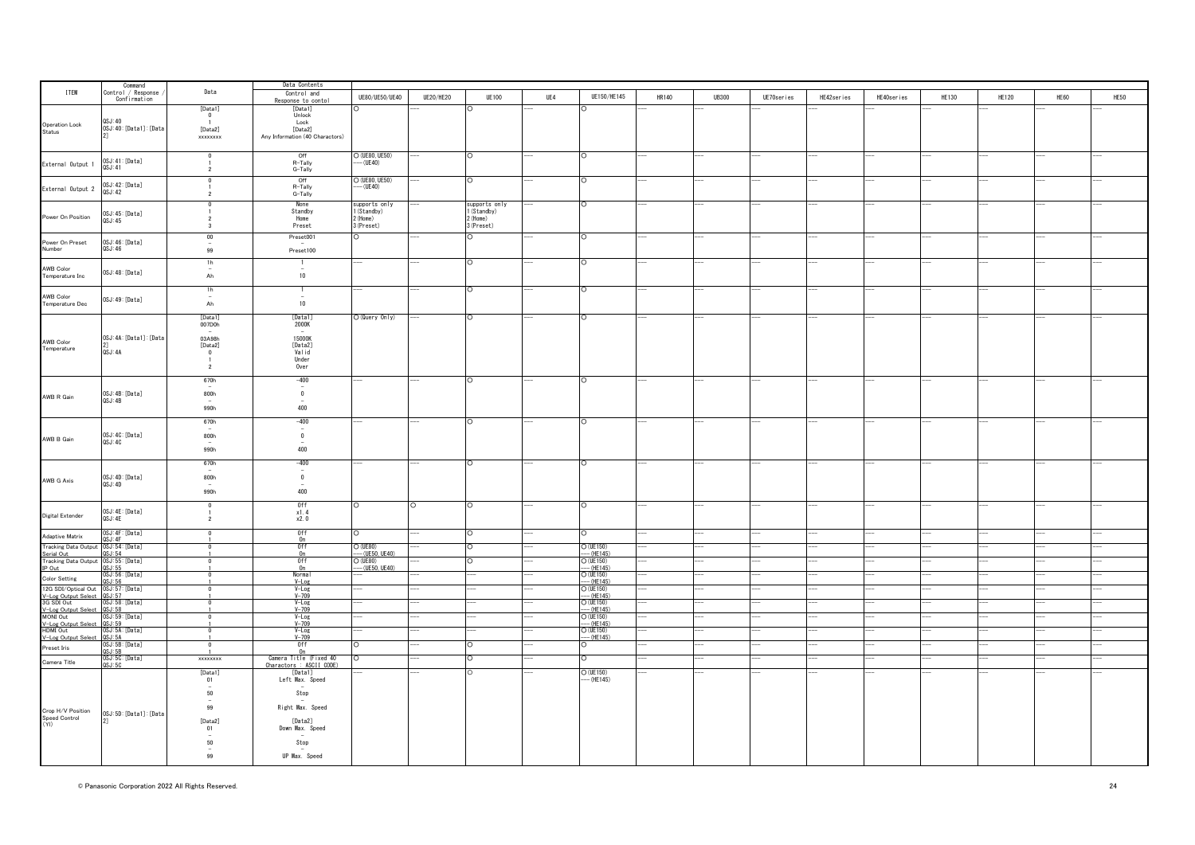| ITEM | Command Control / Response / Confirmation | Data | Data Contents Control and Response to contol | UE80/UE50/UE40 | UE20/HE20 | UE100 | UE4 | UE150/HE145 | HR140 | UB300 | UE70series | HE42series | HE40series | HE130 | HE120 | HE60 | HE50 |
|---|---|---|---|---|---|---|---|---|---|---|---|---|---|---|---|---|---|
| Operation Lock Status | QSJ:40<br>OSJ:40:[Data1]:[Data2] | [Data1]<br>0<br>1<br>[Data2]<br>xxxxxxxx | [Data1]<br>Unlock<br>Lock<br>[Data2]<br>Any Information (40 Charactors) | ○ | ---- | ○ | ---- | ○ | ---- | ---- | ---- | ---- | ---- | ---- | ---- | ---- | ---- |
| External Output 1 | OSJ:41:[Data]<br>QSJ:41 | 0<br>1<br>2 | Off<br>R-Tally<br>G-Tally | ○(UE80,UE50)<br>----(UE40) | ---- | ○ | ---- | ○ | ---- | ---- | ---- | ---- | ---- | ---- | ---- | ---- | ---- |
| External Output 2 | OSJ:42:[Data]<br>QSJ:42 | 0<br>1<br>2 | Off<br>R-Tally<br>G-Tally | ○(UE80,UE50)<br>----(UE40) | ---- | ○ | ---- | ○ | ---- | ---- | ---- | ---- | ---- | ---- | ---- | ---- | ---- |
| Power On Position | OSJ:45:[Data]<br>QSJ:45 | 0<br>1<br>2<br>3 | None<br>Standby<br>Home<br>Preset | supports only<br>1(Standby)<br>2(Home)<br>3(Preset) | ---- | supports only<br>1(Standby)<br>2(Home)<br>3(Preset) | ---- | ○ | ---- | ---- | ---- | ---- | ---- | ---- | ---- | ---- | ---- |
| Power On Preset Number | OSJ:46:[Data]<br>QSJ:46 | 00<br>~<br>99 | Preset001<br>~<br>Preset100 | ○ | ---- | ○ | ---- | ○ | ---- | ---- | ---- | ---- | ---- | ---- | ---- | ---- | ---- |
| AWB Color Temperature Inc | OSJ:48:[Data] | 1h<br>~<br>Ah | 1<br>~<br>10 | ---- | ---- | ○ | ---- | ○ | ---- | ---- | ---- | ---- | ---- | ---- | ---- | ---- | ---- |
| AWB Color Temperature Dec | OSJ:49:[Data] | 1h<br>~<br>Ah | 1<br>~<br>10 | ---- | ---- | ○ | ---- | ○ | ---- | ---- | ---- | ---- | ---- | ---- | ---- | ---- | ---- |
| AWB Color Temperature | OSJ:4A:[Data1]:[Data2]<br>QSJ:4A | [Data1]<br>007D0h<br>~<br>03A98h<br>[Data2]<br>0<br>1<br>2 | [Data1]<br>2000K<br>~<br>15000K<br>[Data2]<br>Valid<br>Under<br>Over | ○(Query Only) | ---- | ○ | ---- | ○ | ---- | ---- | ---- | ---- | ---- | ---- | ---- | ---- | ---- |
| AWB R Gain | OSJ:4B:[Data]<br>QSJ:4B | 670h<br>~<br>800h<br>~<br>990h | -400<br>~<br>0<br>~<br>400 | ---- | ---- | ○ | ---- | ○ | ---- | ---- | ---- | ---- | ---- | ---- | ---- | ---- | ---- |
| AWB B Gain | OSJ:4C:[Data]<br>QSJ:4C | 670h<br>~<br>800h<br>~<br>990h | -400<br>~<br>0<br>~<br>400 | ---- | ---- | ○ | ---- | ○ | ---- | ---- | ---- | ---- | ---- | ---- | ---- | ---- | ---- |
| AWB G Axis | OSJ:4D:[Data]<br>QSJ:4D | 670h<br>~<br>800h<br>~<br>990h | -400<br>~<br>0<br>~<br>400 | ---- | ---- | ○ | ---- | ○ | ---- | ---- | ---- | ---- | ---- | ---- | ---- | ---- | ---- |
| Digital Extender | OSJ:4E:[Data]<br>QSJ:4E | 0<br>1<br>2 | Off<br>x1.4<br>x2.0 | ○ | ○ | ○ | ---- | ○ | ---- | ---- | ---- | ---- | ---- | ---- | ---- | ---- | ---- |
| Adaptive Matrix | OSJ:4F:[Data]<br>QSJ:4F | 0<br>1 | Off<br>On | ○ | ---- | ○ | ---- | ○ | ---- | ---- | ---- | ---- | ---- | ---- | ---- | ---- | ---- |
| Tracking Data Output Serial Out | OSJ:54:[Data]<br>QSJ:54 | 0<br>1 | Off<br>On | ○(UE80)<br>----(UE50,UE40) | ---- | ○ | ---- | ○(UE150)<br>----(HE145) | ---- | ---- | ---- | ---- | ---- | ---- | ---- | ---- | ---- |
| Tracking Data Output IP Out | OSJ:55:[Data]<br>QSJ:55 | 0<br>1 | Off<br>On | ○(UE80)<br>----(UE50,UE40) | ---- | ○ | ---- | ○(UE150)<br>----(HE145) | ---- | ---- | ---- | ---- | ---- | ---- | ---- | ---- | ---- |
| Color Setting | OSJ:56:[Data]<br>QSJ:56 | 0<br>1 | Normal<br>V-Log | ---- | ---- | ---- | ---- | ○(UE150)<br>----(HE145) | ---- | ---- | ---- | ---- | ---- | ---- | ---- | ---- | ---- |
| 12G SDI/Optical Out V-Log Output Select | OSJ:57:[Data]<br>QSJ:57 | 0<br>1 | V-Log<br>V-709 | ---- | ---- | ---- | ---- | ○(UE150)<br>----(HE145) | ---- | ---- | ---- | ---- | ---- | ---- | ---- | ---- | ---- |
| 3G SDI Out V-Log Output Select | OSJ:58:[Data]<br>QSJ:58 | 0<br>1 | V-Log<br>V-709 | ---- | ---- | ---- | ---- | ○(UE150)<br>----(HE145) | ---- | ---- | ---- | ---- | ---- | ---- | ---- | ---- | ---- |
| MONI Out V-Log Output Select | OSJ:59:[Data]<br>QSJ:59 | 0<br>1 | V-Log<br>V-709 | ---- | ---- | ---- | ---- | ○(UE150)<br>----(HE145) | ---- | ---- | ---- | ---- | ---- | ---- | ---- | ---- | ---- |
| HDMI Out V-Log Output Select | OSJ:5A:[Data]<br>QSJ:5A | 0<br>1 | V-Log<br>V-709 | ---- | ---- | ---- | ---- | ○(UE150)<br>----(HE145) | ---- | ---- | ---- | ---- | ---- | ---- | ---- | ---- | ---- |
| Preset Iris | OSJ:5B:[Data]<br>QSJ:5B | 0<br>1 | Off<br>On | ○ | ---- | ○ | ---- | ○ | ---- | ---- | ---- | ---- | ---- | ---- | ---- | ---- | ---- |
| Camera Title | OSJ:5C:[Data]<br>QSJ:5C | xxxxxxxx | Camera Title (Fixed 40 Charactors : ASCII CODE) | ○ | ---- | ○ | ---- | ○ | ---- | ---- | ---- | ---- | ---- | ---- | ---- | ---- | ---- |
| Crop H/V Position Speed Control (YI) | OSJ:5D:[Data1]:[Data2] | [Data1]<br>01<br>~<br>50<br>~<br>99<br>[Data2]<br>01<br>~<br>50<br>~<br>99 | [Data1]<br>Left Max. Speed<br>~<br>Stop<br>~<br>Right Max. Speed<br>[Data2]<br>Down Max. Speed<br>~<br>Stop<br>~<br>UP Max. Speed | ---- | ---- | ○ | ---- | ○(UE150)<br>----(HE145) | ---- | ---- | ---- | ---- | ---- | ---- | ---- | ---- | ---- |

© Panasonic Corporation 2022 All Rights Reserved.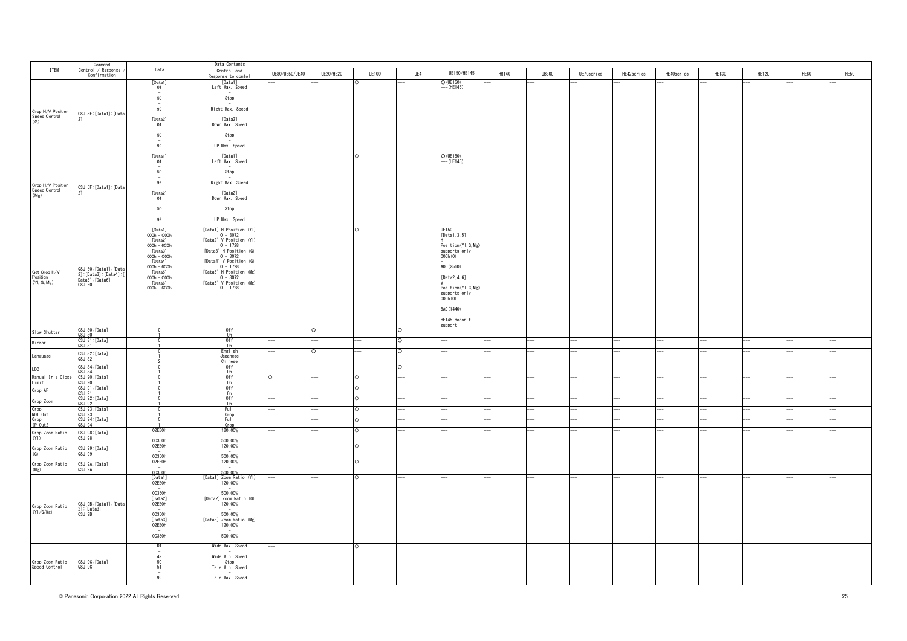| ITEM | Command Control / Response / Confirmation | Data | Data Contents Control and Response to contol | UE80/UE50/UE40 | UE20/HE20 | UE100 | UE4 | UE150/HE145 | HR140 | UB300 | UE70series | HE42series | HE40series | HE130 | HE120 | HE60 | HE50 |
|---|---|---|---|---|---|---|---|---|---|---|---|---|---|---|---|---|---|
| Crop H/V Position Speed Control (G) | OSJ:5E:[Data1]:[Data2] | [Data1]<br>01<br>–<br>50<br>–<br>99<br>[Data2]<br>01<br>–<br>50<br>–<br>99 | [Data1]<br>Left Max. Speed<br>–<br>Stop<br>–<br>Right Max. Speed<br>[Data2]<br>Down Max. Speed<br>–<br>Stop<br>–<br>UP Max. Speed | --- | --- | ○ | --- | ○(UE150)<br>---(HE145) | --- | --- | --- | --- | --- | --- | --- | --- | --- |
| Crop H/V Position Speed Control (Mg) | OSJ:5F:[Data1]:[Data2] | [Data1]<br>01<br>–<br>50<br>–<br>99<br>[Data2]<br>01<br>–<br>50<br>–<br>99 | [Data1]<br>Left Max. Speed<br>–<br>Stop<br>–<br>Right Max. Speed<br>[Data2]<br>Down Max. Speed<br>–<br>Stop<br>–<br>UP Max. Speed | --- | --- | ○ | --- | ○(UE150)<br>---(HE145) | --- | --- | --- | --- | --- | --- | --- | --- | --- |
| Get Crop H/V Position (Yl,G,Mg) | QSJ:60:[Data1]:[Data2]:[Data3]:[Data4]:[Data5]:[Data6]<br>OSJ:60 | [Data1]<br>000h – C00h<br>[Data2]<br>000h – 6C0h<br>[Data3]<br>000h – C00h<br>[Data4]<br>000h – 6C0h<br>[Data5]<br>000h – C00h<br>[Data6]<br>000h – 6C0h | [Data1] H Position (Yl)<br>0 – 3072<br>[Data2] V Position (Yl)<br>0 – 1728<br>[Data3] H Position (G)<br>0 – 3072<br>[Data4] V Position (G)<br>0 – 1728<br>[Data5] H Position (Mg)<br>0 – 3072<br>[Data6] V Position (Mg)<br>0 – 1728 | --- | --- | ○ | --- | UE150<br>[Data1,3,5]<br>H<br>Position(Yl,G,Mg) supports only 000h(0)<br>–<br>A00(2560)<br>[Data2,4,6]<br>V<br>Position(Yl,G,Mg) supports only 000h(0)<br>–<br>5A0(1440)<br>HE145 doesn't support | --- | --- | --- | --- | --- | --- | --- | --- | --- |
| Slow Shutter | OSJ:80:[Data]<br>QSJ:80 | 0<br>1 | Off<br>On | --- | ○ | --- | ○ | --- | --- | --- | --- | --- | --- | --- | --- | --- | --- |
| Mirror | OSJ:81:[Data]<br>QSJ:81 | 0<br>1 | Off<br>On | --- | --- | --- | ○ | --- | --- | --- | --- | --- | --- | --- | --- | --- | --- |
| Language | OSJ:82:[Data]<br>QSJ:82 | 0<br>1<br>2 | English<br>Japanese<br>Chinese | --- | ○ | --- | ○ | --- | --- | --- | --- | --- | --- | --- | --- | --- | --- |
| LDC | OSJ:84:[Data]<br>QSJ:84 | 0<br>1 | Off<br>On | --- | --- | --- | ○ | --- | --- | --- | --- | --- | --- | --- | --- | --- | --- |
| Manual Iris Close Limit | OSJ:90:[Data]<br>QSJ:90 | 0<br>1 | Off<br>On | ○ | --- | ○ | --- | --- | --- | --- | --- | --- | --- | --- | --- | --- | --- |
| Crop AF | OSJ:91:[Data]<br>QSJ:91 | 0<br>1 | Off<br>On | --- | --- | ○ | --- | --- | --- | --- | --- | --- | --- | --- | --- | --- | --- |
| Crop Zoom | OSJ:92:[Data]<br>QSJ:92 | 0<br>1 | Off<br>On | --- | --- | ○ | --- | --- | --- | --- | --- | --- | --- | --- | --- | --- | --- |
| Crop NDI Out | OSJ:93:[Data]<br>QSJ:93 | 0<br>1 | Full<br>Crop | --- | --- | ○ | --- | --- | --- | --- | --- | --- | --- | --- | --- | --- | --- |
| Crop IP Out2 | OSJ:94:[Data]<br>QSJ:94 | 0<br>1 | Full<br>Crop | --- | --- | ○ | --- | --- | --- | --- | --- | --- | --- | --- | --- | --- | --- |
| Crop Zoom Ratio (Yl) | OSJ:98:[Data]<br>QSJ:98 | 02EE0h<br>–<br>0C350h | 120.00%<br>–<br>500.00% | --- | --- | ○ | --- | --- | --- | --- | --- | --- | --- | --- | --- | --- | --- |
| Crop Zoom Ratio (G) | OSJ:99:[Data]<br>QSJ:99 | 02EE0h<br>–<br>0C350h | 120.00%<br>–<br>500.00% | --- | --- | ○ | --- | --- | --- | --- | --- | --- | --- | --- | --- | --- | --- |
| Crop Zoom Ratio (Mg) | OSJ:9A:[Data]<br>QSJ:9A | 02EE0h<br>–<br>0C350h | 120.00%<br>–<br>500.00% | --- | --- | ○ | --- | --- | --- | --- | --- | --- | --- | --- | --- | --- | --- |
| Crop Zoom Ratio (Yl/G/Mg) | OSJ:9B:[Data1]:[Data2]:[Data3]<br>QSJ:9B | [Data1]<br>02EE0h<br>–<br>0C350h<br>[Data2]<br>02EE0h<br>–<br>0C350h<br>[Data3]<br>02EE0h<br>–<br>0C350h | [Data1] Zoom Ratio (Yl)<br>120.00%<br>–<br>500.00%<br>[Data2] Zoom Ratio (G)<br>120.00%<br>–<br>500.00%<br>[Data3] Zoom Ratio (Mg)<br>120.00%<br>–<br>500.00% | --- | --- | ○ | --- | --- | --- | --- | --- | --- | --- | --- | --- | --- | --- |
| Crop Zoom Ratio Speed Control | OSJ:9C:[Data]<br>QSJ:9C | 01<br>–<br>49<br>50<br>51<br>–<br>99 | Wide Max. Speed<br>–<br>Wide Min. Speed<br>Stop<br>Tele Min. Speed<br>–<br>Tele Max. Speed | --- | --- | ○ | --- | --- | --- | --- | --- | --- | --- | --- | --- | --- | --- |

© Panasonic Corporation 2022 All Rights Reserved.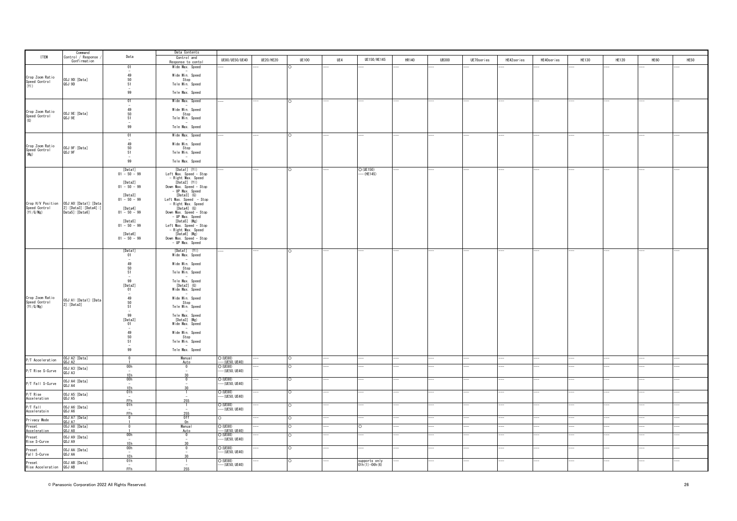| ITEM | Command Control / Response / Confirmation | Data | Data Contents Control and Response to contol | UE80/UE50/UE40 | UE20/HE20 | UE100 | UE4 | UE150/HE145 | HR140 | UB300 | UE70series | HE42series | HE40series | HE130 | HE120 | HE60 | HE50 |
|---|---|---|---|---|---|---|---|---|---|---|---|---|---|---|---|---|---|
| Crop Zoom Ratio Speed Control (Yl) | OSJ:9D:[Data] QSJ:9D | 01 - 49 50 51 - 99 | Wide Max. Speed - Wide Min. Speed Stop Tele Min. Speed - Tele Max. Speed | --- | --- | ○ | --- | --- | --- | --- | --- | --- | --- | --- | --- | --- | --- |
| Crop Zoom Ratio Speed Control (G) | OSJ:9E:[Data] QSJ:9E | 01 - 49 50 51 - 99 | Wide Max. Speed - Wide Min. Speed Stop Tele Min. Speed - Tele Max. Speed | --- | --- | ○ | --- | --- | --- | --- | --- | --- | --- | --- | --- | --- | --- |
| Crop Zoom Ratio Speed Control (Mg) | OSJ:9F:[Data] QSJ:9F | 01 - 49 50 51 - 99 | Wide Max. Speed - Wide Min. Speed Stop Tele Min. Speed - Tele Max. Speed | --- | --- | ○ | --- | --- | --- | --- | --- | --- | --- | --- | --- | --- | --- |
| Crop H/V Position Speed Control (Yl/G/Mg) | OSJ:A0:[Data1]:[Data2]:[Data3]:[Data4]:[Data5]:[Data6] | [Data1] 01 - 50 - 99 [Data2] 01 - 50 - 99 [Data3] 01 - 50 - 99 [Data4] 01 - 50 - 99 [Data5] 01 - 50 - 99 [Data6] 01 - 50 - 99 | [Data1] (Yl) Left Max. Speed - Stop - Right Max. Speed [Data2] (Yl) Down Max. Speed - Stop - UP Max. Speed [Data3] (G) Left Max. Speed - Stop - Right Max. Speed [Data4] (G) Down Max. Speed - Stop - UP Max. Speed [Data5] (Mg) Left Max. Speed - Stop - Right Max. Speed [Data6] (Mg) Down Max. Speed - Stop - UP Max. Speed | --- | --- | ○ | --- | ○(UE150) ---(HE145) | --- | --- | --- | --- | --- | --- | --- | --- | --- |
| Crop Zoom Ratio Speed Control (Yl/G/Mg) | OSJ:A1:[Data1]:[Data2]:[Data3] | [Data1] 01 - 49 50 51 - 99 [Data2] 01 - 49 50 51 - 99 [Data3] 01 - 49 50 51 - 99 | [Data1] (Yl) Wide Max. Speed - Wide Min. Speed Stop Tele Min. Speed - Tele Max. Speed [Data2] (G) Wide Max. Speed - Wide Min. Speed Stop Tele Min. Speed - Tele Max. Speed [Data3] (Mg) Wide Max. Speed - Wide Min. Speed Stop Tele Min. Speed - Tele Max. Speed | --- | --- | ○ | --- | --- | --- | --- | --- | --- | --- | --- | --- | --- | --- |
| P/T Acceleration | OSJ:A2:[Data] QSJ:A2 | 0 1 | Manual Auto | ○(UE80) ---(UE50,UE40) | --- | ○ | --- | --- | --- | --- | --- | --- | --- | --- | --- | --- | --- |
| P/T Rise S-Curve | OSJ:A3:[Data] QSJ:A3 | 00h - 1Eh | 0 - 30 | ○(UE80) ---(UE50,UE40) | --- | ○ | --- | --- | --- | --- | --- | --- | --- | --- | --- | --- | --- |
| P/T Fall S-Curve | OSJ:A4:[Data] QSJ:A4 | 00h - 1Eh | 0 - 30 | ○(UE80) ---(UE50,UE40) | --- | ○ | --- | --- | --- | --- | --- | --- | --- | --- | --- | --- | --- |
| P/T Rise Acceleration | OSJ:A5:[Data] QSJ:A5 | 01h - FFh | 1 - 255 | ○(UE80) ---(UE50,UE40) | --- | ○ | --- | --- | --- | --- | --- | --- | --- | --- | --- | --- | --- |
| P/T Fall Acceleratoin | OSJ:A6:[Data] QSJ:A6 | 01h - FFh | 1 - 255 | ○(UE80) ---(UE50,UE40) | --- | ○ | --- | --- | --- | --- | --- | --- | --- | --- | --- | --- | --- |
| Privacy Mode | OSJ:A7:[Data] QSJ:A7 | 0 1 | Off On | ○ | --- | ○ | --- | --- | --- | --- | --- | --- | --- | --- | --- | --- | --- |
| Preset Acceleration | OSJ:A8:[Data] QSJ:A8 | 0 1 | Manual Auto | ○(UE80) ---(UE50,UE40) | --- | ○ | --- | ○ | --- | --- | --- | --- | --- | --- | --- | --- | --- |
| Preset Rise S-Curve | OSJ:A9:[Data] QSJ:A9 | 00h - 1Eh | 0 - 30 | ○(UE80) ---(UE50,UE40) | --- | ○ | --- | --- | --- | --- | --- | --- | --- | --- | --- | --- | --- |
| Preset Fall S-Curve | OSJ:AA:[Data] QSJ:AA | 00h - 1Eh | 0 - 30 | ○(UE80) ---(UE50,UE40) | --- | ○ | --- | --- | --- | --- | --- | --- | --- | --- | --- | --- | --- |
| Preset Rise Acceleration | OSJ:AB:[Data] QSJ:AB | 01h - FFh | 1 - 255 | ○(UE80) ---(UE50,UE40) | --- | ○ | --- | supports only 01h(1)-06h(6) | --- | --- | --- | --- | --- | --- | --- | --- | --- |

© Panasonic Corporation 2022 All Rights Reserved.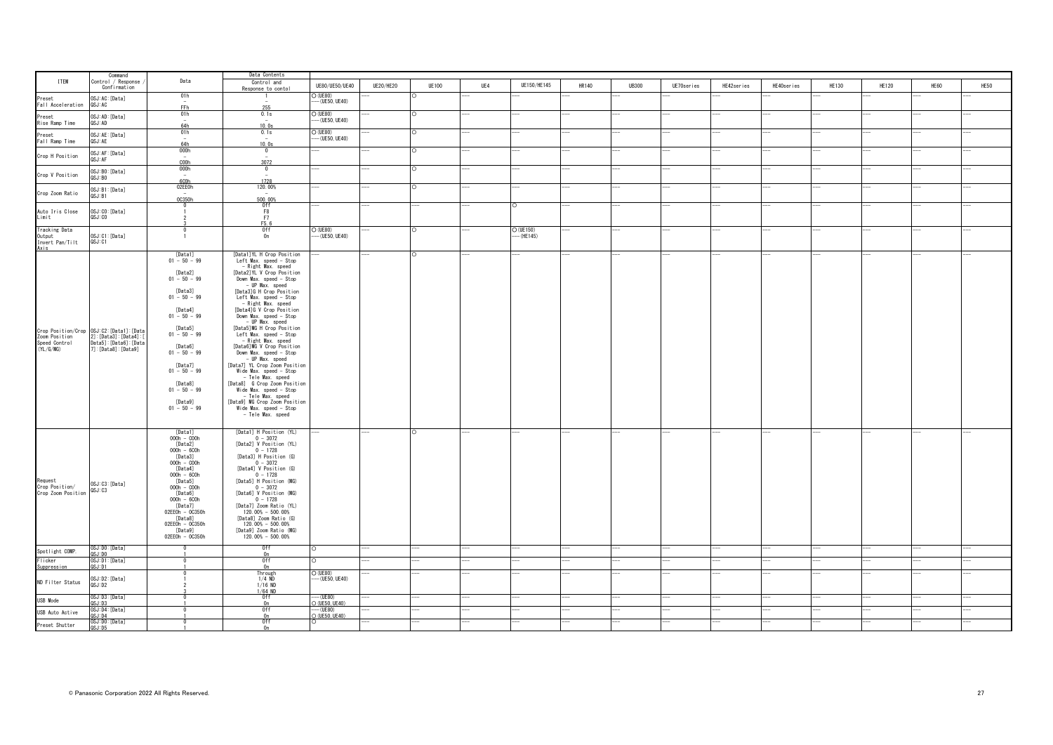| ITEM | Command Control / Response / Confirmation | Data | Data Contents Control and Response to contol | UE80/UE50/UE40 | UE20/HE20 | UE100 | UE4 | UE150/HE145 | HR140 | UB300 | UE70series | HE42series | HE40series | HE130 | HE120 | HE60 | HE50 |
|---|---|---|---|---|---|---|---|---|---|---|---|---|---|---|---|---|---|
| Preset Fall Acceleration | OSJ:AC:[Data] QSJ:AC | 01h - FFh | 1 - 255 | ○(UE80) ---(UE50,UE40) | --- | ○ | --- | --- | --- | --- | --- | --- | --- | --- | --- | --- | --- |
| Preset Rise Ramp Time | OSJ:AD:[Data] QSJ:AD | 01h - 64h | 0.1s - 10.0s | ○(UE80) ---(UE50,UE40) | --- | ○ | --- | --- | --- | --- | --- | --- | --- | --- | --- | --- | --- |
| Preset Fall Ramp Time | OSJ:AE:[Data] QSJ:AE | 01h - 64h | 0.1s - 10.0s | ○(UE80) ---(UE50,UE40) | --- | ○ | --- | --- | --- | --- | --- | --- | --- | --- | --- | --- | --- |
| Crop H Position | OSJ:AF:[Data] QSJ:AF | 000h - C00h | 0 - 3072 | --- | --- | ○ | --- | --- | --- | --- | --- | --- | --- | --- | --- | --- | --- |
| Crop V Position | OSJ:B0:[Data] QSJ:B0 | 000h - 6C0h | 0 - 1728 | --- | --- | ○ | --- | --- | --- | --- | --- | --- | --- | --- | --- | --- | --- |
| Crop Zoom Ratio | OSJ:B1:[Data] QSJ:B1 | 02EE0h - 0C350h | 120.00% - 500.00% | --- | --- | ○ | --- | --- | --- | --- | --- | --- | --- | --- | --- | --- | --- |
| Auto Iris Close Limit | OSJ:C0:[Data] QSJ:C0 | 0<br>1<br>2<br>3 | Off<br>F8<br>F7<br>F5.6 | --- | --- | --- | --- | ○ | --- | --- | --- | --- | --- | --- | --- | --- | --- |
| Tracking Data Output Invert Pan/Tilt Axis | OSJ:C1:[Data] QSJ:C1 | 0<br>1 | Off<br>On | ○(UE80) ---(UE50,UE40) | --- | ○ | --- | ○(UE150) ---(HE145) | --- | --- | --- | --- | --- | --- | --- | --- | --- |
| Crop Position/Crop Zoom Position Speed Control (YL/G/MG) | OSJ:C2:[Data1]:[Data2]:[Data3]:[Data4]:[Data5]:[Data6]:[Data7]:[Data8]:[Data9] | [Data1] 01 - 50 - 99<br>[Data2] 01 - 50 - 99<br>[Data3] 01 - 50 - 99<br>[Data4] 01 - 50 - 99<br>[Data5] 01 - 50 - 99<br>[Data6] 01 - 50 - 99<br>[Data7] 01 - 50 - 99<br>[Data8] 01 - 50 - 99<br>[Data9] 01 - 50 - 99 | [Data1]YL H Crop Position Left Max. speed - Stop - Right Max. speed<br>[Data2]YL V Crop Position Down Max. speed - Stop - UP Max. speed<br>[Data3]G H Crop Position Left Max. speed - Stop - Right Max. speed<br>[Data4]G V Crop Position Down Max. speed - Stop - UP Max. speed<br>[Data5]MG H Crop Position Left Max. speed - Stop - Right Max. speed<br>[Data6]MG V Crop Position Down Max. speed - Stop - UP Max. speed<br>[Data7] YL Crop Zoom Position Wide Max. speed - Stop - Tele Max. speed<br>[Data8] G Crop Zoom Position Wide Max. speed - Stop - Tele Max. speed<br>[Data9] MG Crop Zoom Position Wide Max. speed - Stop - Tele Max. speed | --- | --- | ○ | --- | --- | --- | --- | --- | --- | --- | --- | --- | --- | --- |
| Request Crop Position/ Crop Zoom Position | QSJ:C3:[Data] QSJ:C3 | [Data1] 000h - C00h<br>[Data2] 000h - 6C0h<br>[Data3] 000h - C00h<br>[Data4] 000h - 6C0h<br>[Data5] 000h - C00h<br>[Data6] 000h - 6C0h<br>[Data7] 02EE0h - 0C350h<br>[Data8] 02EE0h - 0C350h<br>[Data9] 02EE0h - 0C350h | [Data1] H Position (YL) 0 - 3072<br>[Data2] V Position (YL) 0 - 1728<br>[Data3] H Position (G) 0 - 3072<br>[Data4] V Position (G) 0 - 1728<br>[Data5] H Position (MG) 0 - 3072<br>[Data6] V Position (MG) 0 - 1728<br>[Data7] Zoom Ratio (YL) 120.00% - 500.00%<br>[Data8] Zoom Ratio (G) 120.00% - 500.00%<br>[Data9] Zoom Ratio (MG) 120.00% - 500.00% | --- | --- | ○ | --- | --- | --- | --- | --- | --- | --- | --- | --- | --- | --- |
| Spotlight COMP. | OSJ:D0:[Data] QSJ:D0 | 0<br>1 | Off<br>On | ○ | --- | --- | --- | --- | --- | --- | --- | --- | --- | --- | --- | --- | --- |
| Flicker Suppression | OSJ:D1:[Data] QSJ:D1 | 0<br>1 | Off<br>On | ○ | --- | --- | --- | --- | --- | --- | --- | --- | --- | --- | --- | --- | --- |
| ND Filter Status | OSJ:D2:[Data] QSJ:D2 | 0<br>1<br>2<br>3 | Through<br>1/4 ND<br>1/16 ND<br>1/64 ND | ○(UE80) ---(UE50,UE40) | --- | --- | --- | --- | --- | --- | --- | --- | --- | --- | --- | --- | --- |
| USB Mode | OSJ:D3:[Data] QSJ:D3 | 0<br>1 | Off<br>On | ---(UE80) ○(UE50,UE40) | --- | --- | --- | --- | --- | --- | --- | --- | --- | --- | --- | --- | --- |
| USB Auto Active | OSJ:D4:[Data] QSJ:D4 | 0<br>1 | Off<br>On | ---(UE80) ○(UE50,UE40) | --- | --- | --- | --- | --- | --- | --- | --- | --- | --- | --- | --- | --- |
| Preset Shutter | OSJ:D5:[Data] QSJ:D5 | 0<br>1 | Off<br>On | ○ | --- | --- | --- | --- | --- | --- | --- | --- | --- | --- | --- | --- | --- |

© Panasonic Corporation 2022 All Rights Reserved.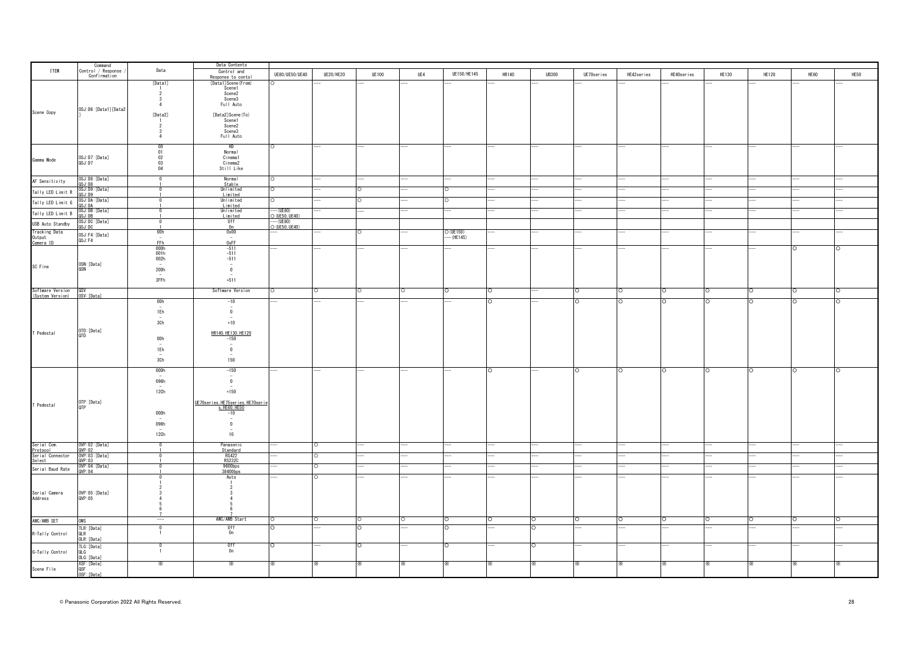| ITEM | Command Control / Response / Confirmation | Data | Data Contents Control and Response to contol | UE80/UE50/UE40 | UE20/HE20 | UE100 | UE4 | UE150/HE145 | HR140 | UB300 | UE70series | HE42series | HE40series | HE130 | HE120 | HE60 | HE50 |
|---|---|---|---|---|---|---|---|---|---|---|---|---|---|---|---|---|---|
| Scene Copy | OSJ:D6:[Data1][Data2] | [Data1]<br>1<br>2<br>3<br>4<br><br>[Data2]<br>1<br>2<br>3<br>4 | [Data1]Scene(From)<br>Scene1<br>Scene2<br>Scene3<br>Full Auto<br><br>[Data2]Scene(To)<br>Scene1<br>Scene2<br>Scene3<br>Full Auto | ○ | --- | --- | --- | --- | --- | --- | --- | --- | --- | --- | --- | --- | --- |
| Gamma Mode | OSJ:D7:[Data]<br>QSJ:D7 | 00<br>01<br>02<br>03<br>04 | HD<br>Normal<br>Cinema1<br>Cinema2<br>Still Like | ○ | --- | --- | --- | --- | --- | --- | --- | --- | --- | --- | --- | --- | --- |
| AF Sensitivity | OSJ:D8:[Data]<br>QSJ:D8 | 0<br>1 | Normal<br>Stable | ○ | --- | --- | --- | --- | --- | --- | --- | --- | --- | --- | --- | --- | --- |
| Tally LED Limit R | OSJ:D9:[Data]<br>QSJ:D9 | 0<br>1 | Unlimited<br>Limited | ○ | --- | ○ | --- | ○ | --- | --- | --- | --- | --- | --- | --- | --- | --- |
| Tally LED Limit G | OSJ:DA:[Data]<br>QSJ:DA | 0<br>1 | Unlimited<br>Limited | ○ | --- | ○ | --- | ○ | --- | --- | --- | --- | --- | --- | --- | --- | --- |
| Tally LED Limit B | OSJ:DB:[Data]<br>QSJ:DB | 0<br>1 | Unlimited<br>Limited | ---(UE80)<br>○(UE50,UE40) | --- | --- | --- | --- | --- | --- | --- | --- | --- | --- | --- | --- | --- |
| USB Auto Standby | OSJ:DC:[Data]<br>QSJ:DC | 0<br>1 | Off<br>On | ---(UE80)<br>○(UE50,UE40) | --- | --- | --- | --- | --- | --- | --- | --- | --- | --- | --- | --- | --- |
| Tracking Data Output Camera ID | OSJ:F4:[Data]<br>QSJ:F4 | 00h<br>~<br>FFh | 0x00<br>~<br>0xFF | --- | --- | ○ | --- | ○(UE150)<br>---(HE145) | --- | --- | --- | --- | --- | --- | --- | --- | --- |
| SC Fine | OSN:[Data]<br>QSN | 000h<br>001h<br>002h<br>~<br>200h<br>~<br>3FFh | -511<br>-511<br>-511<br>~<br>0<br>~<br>+511 | --- | --- | --- | --- | --- | --- | --- | --- | --- | --- | --- | --- | ○ | ○ |
| Software Version (System Version) | QSV<br>OSV:[Data] | | Software Version | ○ | ○ | ○ | ○ | ○ | ○ | --- | ○ | ○ | ○ | ○ | ○ | ○ | ○ |
| T Pedestal | OTD:[Data]<br>QTD | 00h<br>~<br>1Eh<br>~<br>3Ch<br><br>00h<br>~<br>1Eh<br>~<br>3Ch | -10<br>~<br>0<br>~<br>+10<br><br>HR140,HE130,HE120<br>-150<br>~<br>0<br>~<br>150 | --- | --- | --- | --- | --- | ○ | --- | ○ | ○ | ○ | ○ | ○ | ○ | ○ |
| T Pedestal | OTP:[Data]<br>QTP | 000h<br>~<br>096h<br>~<br>12Ch<br><br>000h<br>~<br>096h<br>~<br>12Ch | -150<br>~<br>0<br>~<br>+150<br><br>UE70series,HE75series,HE70series,HE60,HE50<br>-10<br>~<br>0<br>~<br>10 | --- | --- | --- | --- | --- | ○ | --- | ○ | ○ | ○ | ○ | ○ | ○ | ○ |
| Serial Com. Protocol | OVP:02:[Data]<br>QVP:02 | 0<br>1 | Panasonic<br>Standard | --- | ○ | --- | --- | --- | --- | --- | --- | --- | --- | --- | --- | --- | --- |
| Serial Connector Select | OVP:03:[Data]<br>QVP:03 | 0<br>1 | RS422<br>RS232C | --- | ○ | --- | --- | --- | --- | --- | --- | --- | --- | --- | --- | --- | --- |
| Serial Baud Rate | OVP:04:[Data]<br>QVP:04 | 0<br>1 | 9600bps<br>38400bps | --- | ○ | --- | --- | --- | --- | --- | --- | --- | --- | --- | --- | --- | --- |
| Serial Camera Address | OVP:05:[Data]<br>QVP:05 | 0<br>1<br>2<br>3<br>4<br>5<br>6<br>7 | Auto<br>1<br>2<br>3<br>4<br>5<br>6<br>7 | --- | ○ | --- | --- | --- | --- | --- | --- | --- | --- | --- | --- | --- | --- |
| AWC/AWB SET | OWS | --- | AWC/AWB Start | ○ | ○ | ○ | ○ | ○ | ○ | ○ | ○ | ○ | ○ | ○ | ○ | ○ | ○ |
| R-Tally Control | TLR:[Data]<br>QLR<br>OLR:[Data] | 0<br>1 | Off<br>On | ○ | --- | ○ | --- | ○ | --- | ○ | --- | --- | --- | --- | --- | --- | --- |
| G-Tally Control | TLG:[Data]<br>QLG<br>OLG:[Data] | 0<br>1 | Off<br>On | ○ | --- | ○ | --- | ○ | --- | ○ | --- | --- | --- | --- | --- | --- | --- |
| Scene File | XSF:[Data]<br>QSF<br>OSF:[Data] | ※ | ※ | ※ | ※ | ※ | ※ | ※ | ※ | ※ | ※ | ※ | ※ | ※ | ※ | ※ | ※ |

© Panasonic Corporation 2022 All Rights Reserved.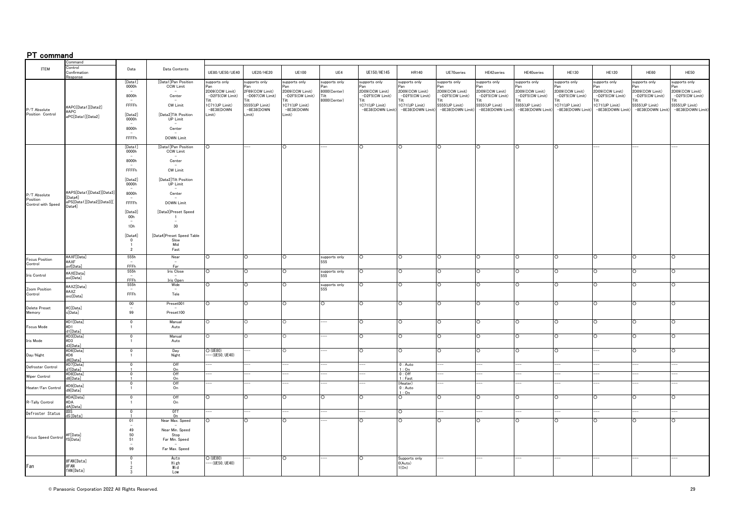## PT command

| ITEM | Command<br>Control<br>Confirmation<br>Response | Data | Data Contents | UE80/UE50/UE40 | UE20/HE20 | UE100 | UE4 | UE150/HE145 | HR140 | UE70series | HE42series | HE40series | HE130 | HE120 | HE60 | HE50 |
|---|---|---|---|---|---|---|---|---|---|---|---|---|---|---|---|---|
| P/T Absolute Position Control | #APC[Data1][Data2]<br>#APC<br>aPC[Data1][Data2] | [Data1]<br>0000h<br>～<br>8000h<br>～<br>FFFFh<br><br>[Data2]<br>0000h<br>～<br>8000h<br>～<br>FFFFh | [Data1]Pan Position<br>CCW Limit<br>～<br>Center<br>～<br>CW Limit<br><br>[Data2]Tilt Position<br>UP Limit<br>～<br>Center<br>～<br>DOWN Limit | supports only<br>Pan<br>2D09(CCW Limit)<br>～D2F5(CW Limit)<br>Tilt<br>1C71(UP Limit)<br>～8E38(DOWN Limit) | supports only<br>Pan<br>2F69(CCW Limit)<br>～D097(CW Limit)<br>Tilt<br>5555(UP Limit)<br>～8E38(DOWN Limit) | supports only<br>Pan<br>2D09(CCW Limit)<br>～D2F5(CW Limit)<br>Tilt<br>1C71(UP Limit)<br>～8E38(DOWN Limit) | supports only<br>Pan<br>8000(Center)<br>Tilt<br>8000(Center) | supports only<br>Pan<br>2D09(CCW Limit)<br>～D2F5(CW Limit)<br>Tilt<br>1C71(UP Limit)<br>～8E38(DOWN Limit) | supports only<br>Pan<br>2D09(CCW Limit)<br>～D2F5(CW Limit)<br>Tilt<br>1C71(UP Limit)<br>～8E38(DOWN Limit) | supports only<br>Pan<br>2D09(CCW Limit)<br>～D2F5(CW Limit)<br>Tilt<br>5555(UP Limit)<br>～8E38(DOWN Limit) | supports only<br>Pan<br>2D09(CCW Limit)<br>～D2F5(CW Limit)<br>Tilt<br>5555(UP Limit)<br>～8E38(DOWN Limit) | supports only<br>Pan<br>2D09(CCW Limit)<br>～D2F5(CW Limit)<br>Tilt<br>5555(UP Limit)<br>～8E38(DOWN Limit) | supports only<br>Pan<br>2D09(CCW Limit)<br>～D2F5(CW Limit)<br>Tilt<br>1C71(UP Limit)<br>～8E38(DOWN Limit) | supports only<br>Pan<br>2D09(CCW Limit)<br>～D2F5(CW Limit)<br>Tilt<br>1C71(UP Limit)<br>～8E38(DOWN Limit) | supports only<br>Pan<br>2D09(CCW Limit)<br>～D2F5(CW Limit)<br>Tilt<br>5555(UP Limit)<br>～8E38(DOWN Limit) | supports only<br>Pan<br>2D09(CCW Limit)<br>～D2F5(CW Limit)<br>Tilt<br>5555(UP Limit)<br>～8E38(DOWN Limit) |
| P/T Absolute Position Control with Speed | #APS[Data1][Data2][Data3][Data4]<br>aPS[Data1][Data2][Data3][Data4] | [Data1]<br>0000h<br>～<br>8000h<br>～<br>FFFFh<br><br>[Data2]<br>0000h<br>～<br>8000h<br>～<br>FFFFh<br><br>[Data3]<br>00h<br>～<br>1Dh<br><br>[Data4]<br>0<br>1<br>2 | [Data1]Pan Position<br>CCW Limit<br>～<br>Center<br>～<br>CW Limit<br><br>[Data2]Tilt Position<br>UP Limit<br>～<br>Center<br>～<br>DOWN Limit<br><br>[Data3]Preset Speed<br>1<br>～<br>30<br><br>[Data4]Preset Speed Table<br>Slow<br>Mid<br>Fast | ○ | ―― | ○ | ―― | ○ | ○ | ○ | ○ | ○ | ○ | ―― | ―― | ―― |
| Focus Position Control | #AXF[Data]<br>#AXF<br>axf[Data] | 555h<br>～<br>FFFh | Near<br>～<br>Far | ○ | ○ | ○ | supports only 555 | ○ | ○ | ○ | ○ | ○ | ○ | ○ | ○ | ○ |
| Iris Control | #AXI[Data]<br>axi[Data] | 555h<br>～<br>FFFh | Iris Close<br>～<br>Iris Open | ○ | ○ | ○ | supports only 555 | ○ | ○ | ○ | ○ | ○ | ○ | ○ | ○ | ○ |
| Zoom Position Control | #AXZ[Data]<br>#AXZ<br>axz[Data] | 555h<br>～<br>FFFh | Wide<br>～<br>Tele | ○ | ○ | ○ | supports only 555 | ○ | ○ | ○ | ○ | ○ | ○ | ○ | ○ | ○ |
| Delete Preset Memory | #C[Data]<br>s[Data] | 00<br>～<br>99 | Preset001<br>～<br>Preset100 | ○ | ○ | ○ | ○ | ○ | ○ | ○ | ○ | ○ | ○ | ○ | ○ | ○ |
| Focus Mode | #D1[Data]<br>#D1<br>d1[Data] | 0<br>1 | Manual<br>Auto | ○ | ○ | ○ | ―― | ○ | ○ | ○ | ○ | ○ | ○ | ○ | ○ | ○ |
| Iris Mode | #D3[Data]<br>#D3<br>d3[Data] | 0<br>1 | Manual<br>Auto | ○ | ○ | ○ | ―― | ○ | ○ | ○ | ○ | ○ | ○ | ○ | ○ | ○ |
| Day/Night | #D6[Data]<br>#D6<br>d6[Data] | 0<br>1 | Day<br>Night | ○(UE80)<br>――(UE50, UE40) | ―― | ○ | ―― | ○ | ○ | ○ | ○ | ○ | ○ | ―― | ○ | ○ |
| Defroster Control | #D7[Data]<br>d7[Data] | 0<br>1 | Off<br>On | ―― | ―― | ―― | ―― | ―― | 0 : Auto<br>1 : On | ―― | ―― | ―― | ―― | ―― | ―― | ―― |
| Wiper Control | #D8[Data]<br>d8[Data] | 0<br>1 | Off<br>On | ―― | ―― | ―― | ―― | ―― | 0 : Off<br>1 : Fast | ―― | ―― | ―― | ―― | ―― | ―― | ―― |
| Heater/Fan Control | #D9[Data]<br>d9[Data] | 0<br>1 | Off<br>On | ―― | ―― | ―― | ―― | ―― | (Heater)<br>0 : Auto<br>1 : On | ―― | ―― | ―― | ―― | ―― | ―― | ―― |
| R-Tally Control | #DA[Data]<br>#DA<br>dA[Data] | 0<br>1 | Off<br>On | ○ | ○ | ○ | ○ | ○ | ○ | ○ | ○ | ○ | ○ | ○ | ○ | ○ |
| Defroster Status | #DS<br>dS[Data] | 0<br>1 | Off<br>On | ―― | ―― | ―― | ―― | ―― | ○ | ―― | ―― | ―― | ―― | ―― | ―― | ―― |
| Focus Speed Control | #F[Data]<br>fS[Data] | 01<br>～<br>49<br>50<br>51<br>～<br>99 | Near Max. Speed<br>～<br>Near Min. Speed<br>Stop<br>Far Min. Speed<br>～<br>Far Max. Speed | ○ | ○ | ○ | ―― | ○ | ○ | ○ | ○ | ○ | ○ | ○ | ○ | ○ |
| Fan | #FAN[Data]<br>#FAN<br>fAN[Data] | 0<br>1<br>2<br>3 | Auto<br>High<br>Mid<br>Low | ○(UE80)<br>――(UE50, UE40) | ―― | ○ | ―― | ○ | Supports only<br>0(Auto)<br>1(On) | ―― | ―― | ―― | ―― | ―― | ―― | ―― |

© Panasonic Corporation 2022 All Rights Reserved.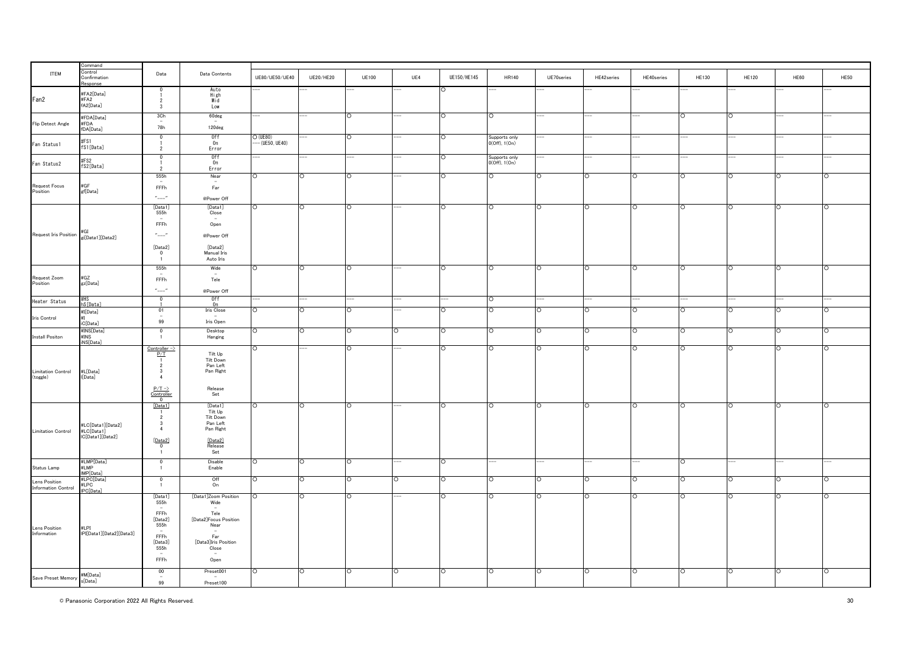| ITEM | Command<br>Control<br>Confirmation<br>Response | Data | Data Contents | UE80/UE50/UE40 | UE20/HE20 | UE100 | UE4 | UE150/HE145 | HR140 | UE70series | HE42series | HE40series | HE130 | HE120 | HE60 | HE50 |
|---|---|---|---|---|---|---|---|---|---|---|---|---|---|---|---|---|
| Fan2 | #FA2[Data]<br>#FA2<br>fA2[Data] | 0<br>1<br>2<br>3 | Auto<br>High<br>Mid<br>Low | ---- | ---- | ---- | ---- | ○ | ---- | ---- | ---- | ---- | ---- | ---- | ---- | ---- |
| Flip Detect Angle | #FDA[Data]<br>#FDA<br>fDA[Data] | 3Ch<br>~<br>78h | 60deg<br>~<br>120deg | ---- | ---- | ○ | ---- | ○ | ○ | ---- | ---- | ---- | ○ | ○ | ---- | ---- |
| Fan Status1 | #FS1<br>fS1[Data] | 0<br>1<br>2 | Off<br>On<br>Error | ○ (UE80)<br>---- (UE50, UE40) | ---- | ○ | ---- | ○ | Supports only 0(Off), 1(On) | ---- | ---- | ---- | ---- | ---- | ---- | ---- |
| Fan Status2 | #FS2<br>fS2[Data] | 0<br>1<br>2 | Off<br>On<br>Error | ---- | ---- | ---- | ---- | ○ | Supports only 0(Off), 1(On) | ---- | ---- | ---- | ---- | ---- | ---- | ---- |
| Request Focus Position | #GF<br>gf[Data] | 555h<br>~<br>FFFh<br>"----" | Near<br>~<br>Far<br>@Power Off | ○ | ○ | ○ | ---- | ○ | ○ | ○ | ○ | ○ | ○ | ○ | ○ | ○ |
| Request Iris Position | #GI<br>gi[Data1][Data2] | [Data1]<br>555h<br>~<br>FFFh<br>"----"<br>[Data2]<br>0<br>1 | [Data1]<br>Close<br>~<br>Open<br>@Power Off<br>[Data2]<br>Manual Iris<br>Auto Iris | ○ | ○ | ○ | ---- | ○ | ○ | ○ | ○ | ○ | ○ | ○ | ○ | ○ |
| Request Zoom Position | #GZ<br>gz[Data] | 555h<br>~<br>FFFh<br>"----" | Wide<br>~<br>Tele<br>@Power Off | ○ | ○ | ○ | ---- | ○ | ○ | ○ | ○ | ○ | ○ | ○ | ○ | ○ |
| Heater Status | #HS<br>hS[Data] | 0<br>1 | Off<br>On | ---- | ---- | ---- | ---- | ---- | ○ | ---- | ---- | ---- | ---- | ---- | ---- | ---- |
| Iris Control | #I[Data]<br>#I<br>iC[Data] | 01<br>~<br>99 | Iris Close<br>~<br>Iris Open | ○ | ○ | ○ | ---- | ○ | ○ | ○ | ○ | ○ | ○ | ○ | ○ | ○ |
| Install Positon | #INS[Data]<br>#INS<br>iNS[Data] | 0<br>1 | Desktop<br>Hanging | ○ | ○ | ○ | ○ | ○ | ○ | ○ | ○ | ○ | ○ | ○ | ○ | ○ |
| Limitation Control (toggle) | #L[Data]<br>l[Data] | Controller -> P/T<br>1<br>2<br>3<br>4<br>P/T -> Controller<br>0 | Tilt Up<br>Tilt Down<br>Pan Left<br>Pan Right<br>Release<br>Set | ○ | ---- | ○ | ---- | ○ | ○ | ○ | ○ | ○ | ○ | ○ | ○ | ○ |
| Limitation Control | #LC[Data1][Data2]<br>#LC[Data1]<br>lC[Data1][Data2] | [Data1]<br>1<br>2<br>3<br>4<br>[Data2]<br>0<br>1 | [Data1]<br>Tilt Up<br>Tilt Down<br>Pan Left<br>Pan Right<br>[Data2]<br>Release<br>Set | ○ | ○ | ○ | ---- | ○ | ○ | ○ | ○ | ○ | ○ | ○ | ○ | ○ |
| Status Lamp | #LMP[Data]<br>#LMP<br>lMP[Data] | 0<br>1 | Disable<br>Enable | ○ | ○ | ○ | ---- | ○ | ---- | ---- | ---- | ---- | ○ | ---- | ---- | ---- |
| Lens Position Information Control | #LPC[Data]<br>#LPC<br>lPC[Data] | 0<br>1 | Off<br>On | ○ | ○ | ○ | ○ | ○ | ○ | ○ | ○ | ○ | ○ | ○ | ○ | ○ |
| Lens Position Information | #LPI<br>lPI[Data1][Data2][Data3] | [Data1]<br>555h<br>~<br>FFFh<br>[Data2]<br>555h<br>~<br>FFFh<br>[Data3]<br>555h<br>~<br>FFFh | [Data1]Zoom Position<br>Wide<br>~<br>Tele<br>[Data2]Focus Position<br>Near<br>~<br>Far<br>[Data3]Iris Position<br>Close<br>~<br>Open | ○ | ○ | ○ | ---- | ○ | ○ | ○ | ○ | ○ | ○ | ○ | ○ | ○ |
| Save Preset Memory | #M[Data]<br>s[Data] | 00<br>~<br>99 | Preset001<br>~<br>Preset100 | ○ | ○ | ○ | ○ | ○ | ○ | ○ | ○ | ○ | ○ | ○ | ○ | ○ |

© Panasonic Corporation 2022 All Rights Reserved.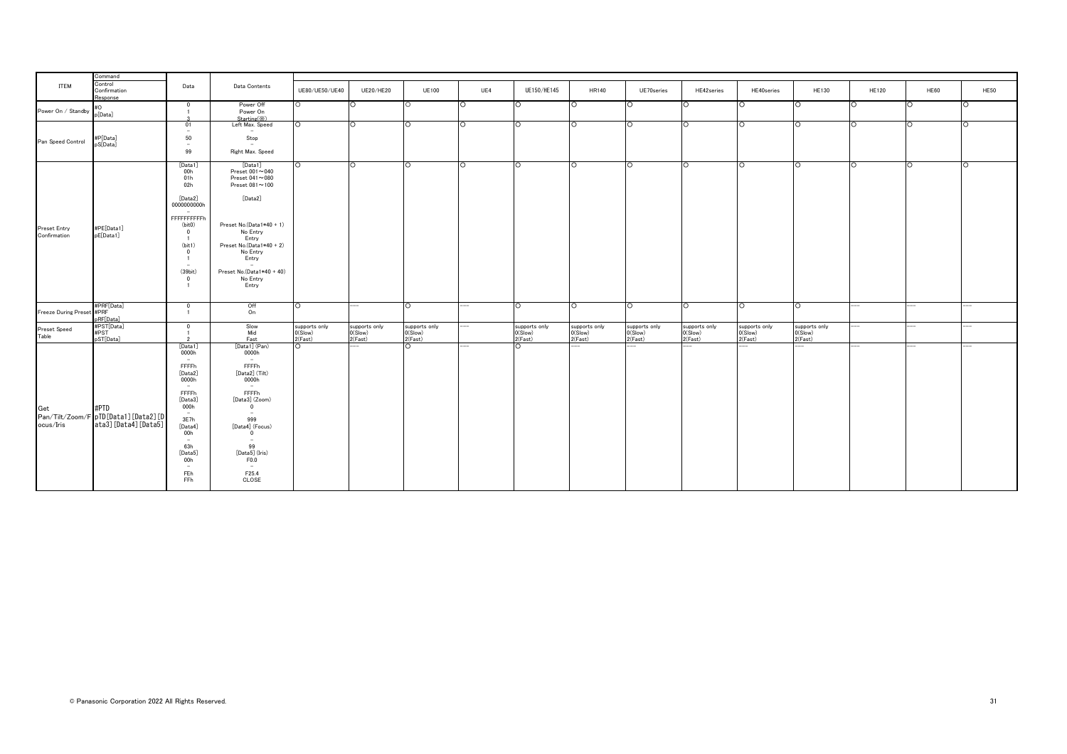| ITEM | Command<br>Control<br>Confirmation<br>Response | Data | Data Contents | UE80/UE50/UE40 | UE20/HE20 | UE100 | UE4 | UE150/HE145 | HR140 | UE70series | HE42series | HE40series | HE130 | HE120 | HE60 | HE50 |
|---|---|---|---|---|---|---|---|---|---|---|---|---|---|---|---|---|
| Power On / Standby | #O<br>p[Data] | 0<br>1<br>3 | Power Off<br>Power On<br>Starting(※) | ○ | ○ | ○ | ○ | ○ | ○ | ○ | ○ | ○ | ○ | ○ | ○ | ○ |
| Pan Speed Control | #P[Data]<br>pS[Data] | 01<br>～<br>50<br>～<br>99 | Left Max. Speed<br>～<br>Stop<br>～<br>Right Max. Speed | ○ | ○ | ○ | ○ | ○ | ○ | ○ | ○ | ○ | ○ | ○ | ○ | ○ |
| Preset Entry Confirmation | #PE[Data1]<br>pE[Data1] | [Data1]<br>00h<br>01h<br>02h<br><br>[Data2]<br>0000000000h<br>～<br>FFFFFFFFFFh<br>(bit0)<br>0<br>1<br>(bit1)<br>0<br>1<br>～<br>(39bit)<br>0<br>1 | [Data1]<br>Preset 001～040<br>Preset 041～080<br>Preset 081～100<br><br>[Data2]<br><br><br><br>Preset No.(Data1*40 + 1)<br>No Entry<br>Entry<br>Preset No.(Data1*40 + 2)<br>No Entry<br>Entry<br>～<br>Preset No.(Data1*40 + 40)<br>No Entry<br>Entry | ○ | ○ | ○ | ○ | ○ | ○ | ○ | ○ | ○ | ○ | ○ | ○ | ○ |
| Freeze During Preset | #PRF[Data]<br>#PRF<br>pRF[Data] | 0<br>1 | Off<br>On | ○ | ―― | ○ | ―― | ○ | ○ | ○ | ○ | ○ | ○ | ―― | ―― | ―― |
| Preset Speed Table | #PST[Data]<br>#PST<br>pST[Data] | 0<br>1<br>2 | Slow<br>Mid<br>Fast | supports only<br>0(Slow)<br>2(Fast) | supports only<br>0(Slow)<br>2(Fast) | supports only<br>0(Slow)<br>2(Fast) | ―― | supports only<br>0(Slow)<br>2(Fast) | supports only<br>0(Slow)<br>2(Fast) | supports only<br>0(Slow)<br>2(Fast) | supports only<br>0(Slow)<br>2(Fast) | supports only<br>0(Slow)<br>2(Fast) | supports only<br>0(Slow)<br>2(Fast) | ―― | ―― | ―― |
| Get Pan/Tilt/Zoom/Focus/Iris | #PTD<br>pTD[Data1][Data2][Data3][Data4][Data5] | [Data1]<br>0000h<br>～<br>FFFFh<br>[Data2]<br>0000h<br>～<br>FFFFh<br>[Data3]<br>000h<br>～<br>3E7h<br>[Data4]<br>00h<br>～<br>63h<br>[Data5]<br>00h<br>～<br>FEh<br>FFh | [Data1] (Pan)<br>0000h<br>～<br>FFFFh<br>[Data2] (Tilt)<br>0000h<br>～<br>FFFFh<br>[Data3] (Zoom)<br>0<br>～<br>999<br>[Data4] (Focus)<br>0<br>～<br>99<br>[Data5] (Iris)<br>F0.0<br>～<br>F25.4<br>CLOSE | ○ | ―― | ○ | ―― | ○ | ―― | ―― | ―― | ―― | ―― | ―― | ―― | ―― |

© Panasonic Corporation 2022 All Rights Reserved.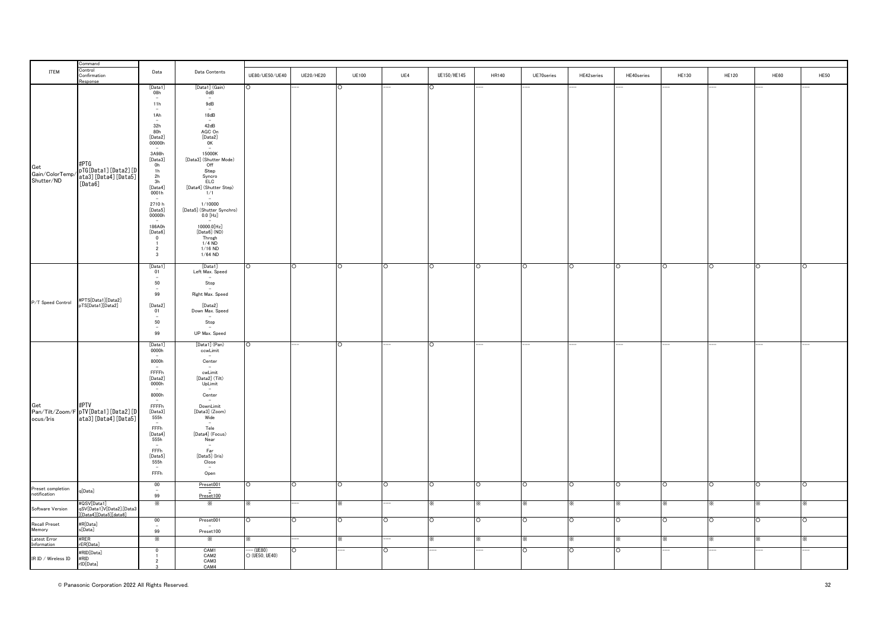| ITEM | Command<br>Control<br>Confirmation<br>Response | Data | Data Contents | UE80/UE50/UE40 | UE20/HE20 | UE100 | UE4 | UE150/HE145 | HR140 | UE70series | HE42series | HE40series | HE130 | HE120 | HE60 | HE50 |
|---|---|---|---|---|---|---|---|---|---|---|---|---|---|---|---|---|
| Get Gain/ColorTemp/Shutter/ND | #PTG<br>pTG[Data1][Data2][Data3][Data4][Data5][Data6] | [Data1]<br>08h<br>~<br>11h<br>~<br>1Ah<br>~<br>32h<br>80h<br>[Data2]<br>00000h<br>~<br>3A98h<br>[Data3]<br>0h<br>1h<br>2h<br>3h<br>[Data4]<br>0001h<br>~<br>2710 h<br>[Data5]<br>00000h<br>~<br>186A0h<br>[Data6]<br>0<br>1<br>2<br>3 | [Data1] (Gain)<br>0dB<br>~<br>9dB<br>~<br>18dB<br>~<br>42dB<br>AGC On<br>[Data2]<br>0K<br>~<br>15000K<br>[Data3] (Shutter Mode)<br>Off<br>Step<br>Syncro<br>ELC<br>[Data4] (Shutter Step)<br>1/1<br>~<br>1/10000<br>[Data5] (Shutter Synchro)<br>0.0 [Hz]<br>~<br>10000.0[Hz]<br>[Data6] (ND)<br>Throgh<br>1/4 ND<br>1/16 ND<br>1/64 ND | ○ | ---- | ○ | ---- | ○ | ---- | ---- | ---- | ---- | ---- | ---- | ---- | ---- |
| P/T Speed Control | #PTS[Data1][Data2]<br>pTS[Data1][Data2] | [Data1]<br>01<br>~<br>50<br>~<br>99<br>[Data2]<br>01<br>~<br>50<br>~<br>99 | [Data1]<br>Left Max. Speed<br>~<br>Stop<br>~<br>Right Max. Speed<br>[Data2]<br>Down Max. Speed<br>~<br>Stop<br>~<br>UP Max. Speed | ○ | ○ | ○ | ○ | ○ | ○ | ○ | ○ | ○ | ○ | ○ | ○ | ○ |
| Get Pan/Tilt/Zoom/Focus/Iris | #PTV<br>pTV[Data1][Data2][Data3][Data4][Data5] | [Data1]<br>0000h<br>~<br>8000h<br>~<br>FFFFh<br>[Data2]<br>0000h<br>~<br>8000h<br>~<br>FFFFh<br>[Data3]<br>555h<br>~<br>FFFh<br>[Data4]<br>555h<br>~<br>FFFh<br>[Data5]<br>555h<br>~<br>FFFh | [Data1] (Pan)<br>ccwLimit<br>~<br>Center<br>~<br>cwLimit<br>[Data2] (Tilt)<br>UpLimit<br>~<br>Center<br>~<br>DownLimit<br>[Data3] (Zoom)<br>Wide<br>~<br>Tele<br>[Data4] (Focus)<br>Near<br>~<br>Far<br>[Data5] (Iris)<br>Close<br>~<br>Open | ○ | ---- | ○ | ---- | ○ | ---- | ---- | ---- | ---- | ---- | ---- | ---- | ---- |
| Preset completion notification | q[Data] | 00<br>~<br>99 | Preset001<br>~<br>Preset100 | ○ | ○ | ○ | ○ | ○ | ○ | ○ | ○ | ○ | ○ | ○ | ○ | ○ |
| Software Version | #QSV[Data1]<br>qSV[Data1]V[Data2].[Data3][Data4][Data5][data6] | ※ | ※ | ※ | ---- | ※ | ---- | ※ | ※ | ※ | ※ | ※ | ※ | ※ | ※ | ※ |
| Recall Preset Memory | #R[Data]<br>s[Data] | 00<br>~<br>99 | Preset001<br>~<br>Preset100 | ○ | ○ | ○ | ○ | ○ | ○ | ○ | ○ | ○ | ○ | ○ | ○ | ○ |
| Latest Error Information | #RER<br>rER[Data] | ※ | ※ | ※ | ---- | ※ | ---- | ※ | ※ | ※ | ※ | ※ | ※ | ※ | ※ | ※ |
| IR ID / Wireless ID | #RID[Data]<br>#RID<br>rID[Data] | 0<br>1<br>2<br>3 | CAM1<br>CAM2<br>CAM3<br>CAM4 | ---- (UE80)<br>○ (UE50, UE40) | ○ | ---- | ○ | ---- | ---- | ○ | ○ | ○ | ---- | ---- | ---- | ---- |

© Panasonic Corporation 2022 All Rights Reserved.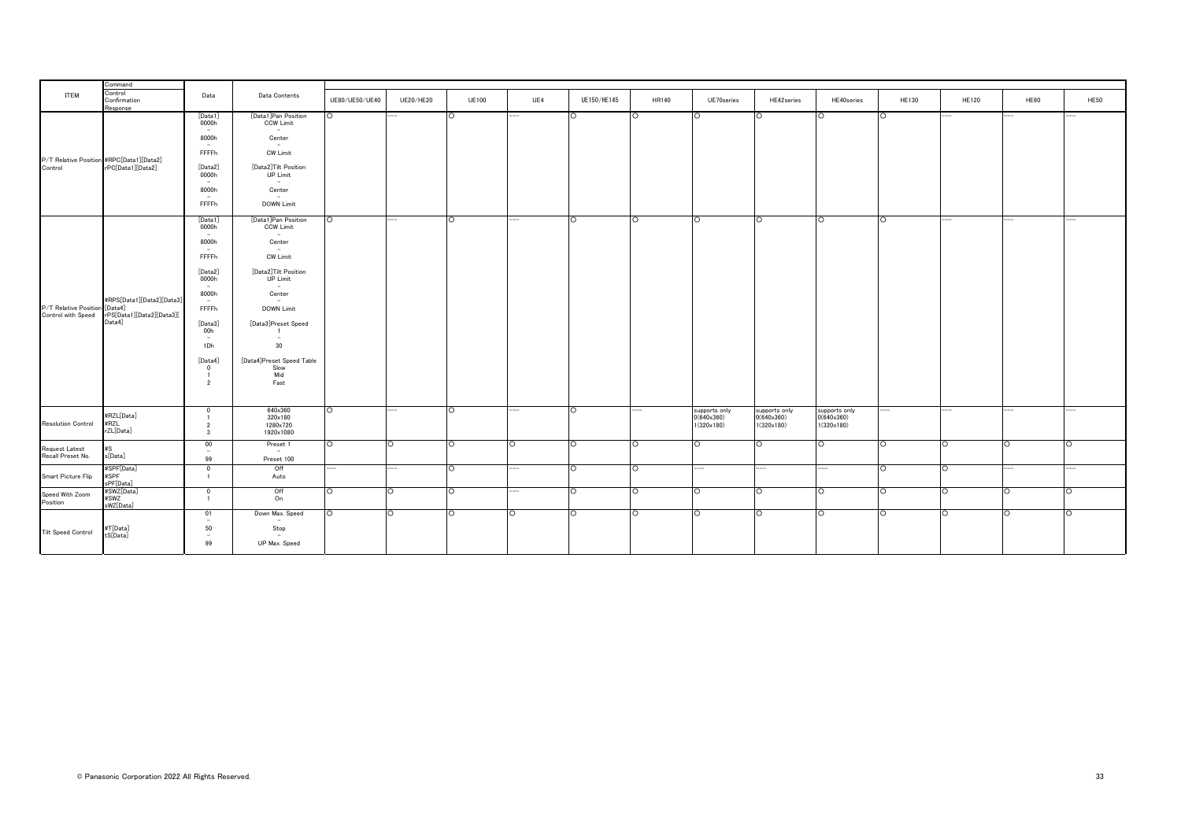| ITEM | Command Control Confirmation Response | Data | Data Contents | UE80/UE50/UE40 | UE20/HE20 | UE100 | UE4 | UE150/HE145 | HR140 | UE70series | HE42series | HE40series | HE130 | HE120 | HE60 | HE50 |
|---|---|---|---|---|---|---|---|---|---|---|---|---|---|---|---|---|
| P/T Relative Position Control | #RPC[Data1][Data2] rPC[Data1][Data2] | [Data1] 0000h ~ 8000h ~ FFFFh [Data2] 0000h ~ 8000h ~ FFFFh | [Data1]Pan Position CCW Limit ~ Center ~ CW Limit [Data2]Tilt Position UP Limit ~ Center ~ DOWN Limit | ○ | --- | ○ | --- | ○ | ○ | ○ | ○ | ○ | ○ | --- | --- | --- |
| P/T Relative Position Control with Speed | #RPS[Data1][Data2][Data3][Data4] rPS[Data1][Data2][Data3][Data4] | [Data1] 0000h ~ 8000h ~ FFFFh [Data2] 0000h ~ 8000h ~ FFFFh [Data3] 00h ~ 1Dh [Data4] 0 1 2 | [Data1]Pan Position CCW Limit ~ Center ~ CW Limit [Data2]Tilt Position UP Limit ~ Center ~ DOWN Limit [Data3]Preset Speed 1 ~ 30 [Data4]Preset Speed Table Slow Mid Fast | ○ | --- | ○ | --- | ○ | ○ | ○ | ○ | ○ | ○ | --- | --- | --- |
| Resolution Control | #RZL[Data] #RZL rZL[Data] | 0 1 2 3 | 640x360 320x180 1280x720 1920x1080 | ○ | --- | ○ | --- | ○ | --- | supports only 0(640x360) 1(320x180) | supports only 0(640x360) 1(320x180) | supports only 0(640x360) 1(320x180) | --- | --- | --- | --- |
| Request Latest Recall Preset No. | #S s[Data] | 00 ~ 99 | Preset 1 ~ Preset 100 | ○ | ○ | ○ | ○ | ○ | ○ | ○ | ○ | ○ | ○ | ○ | ○ | ○ |
| Smart Picture Flip | #SPF[Data] #SPF sPF[Data] | 0 1 | Off Auto | --- | --- | ○ | --- | ○ | ○ | --- | --- | --- | ○ | ○ | --- | --- |
| Speed With Zoom Position | #SWZ[Data] #SWZ sWZ[Data] | 0 1 | Off On | ○ | ○ | ○ | --- | ○ | ○ | ○ | ○ | ○ | ○ | ○ | ○ | ○ |
| Tilt Speed Control | #T[Data] tS[Data] | 01 ~ 50 ~ 99 | Down Max. Speed ~ Stop ~ UP Max. Speed | ○ | ○ | ○ | ○ | ○ | ○ | ○ | ○ | ○ | ○ | ○ | ○ | ○ |

© Panasonic Corporation 2022 All Rights Reserved.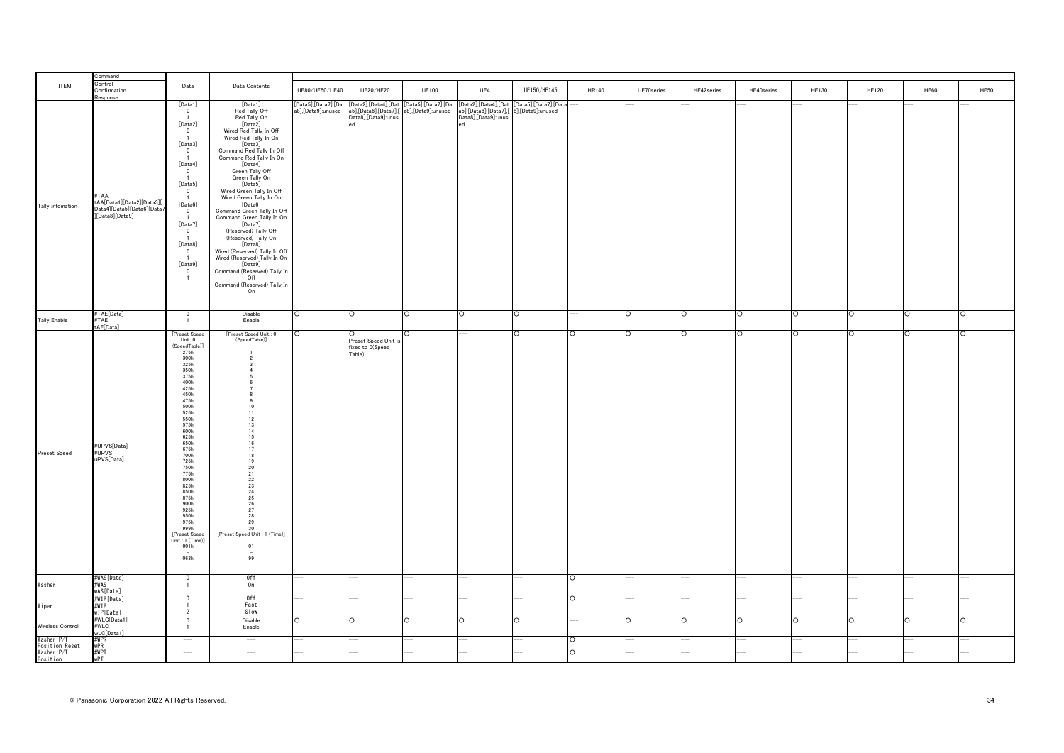| ITEM | Command / Control / Confirmation / Response | Data | Data Contents | UE80/UE50/UE40 | UE20/HE20 | UE100 | UE4 | UE150/HE145 | HR140 | UE70series | HE42series | HE40series | HE130 | HE120 | HE60 | HE50 |
|---|---|---|---|---|---|---|---|---|---|---|---|---|---|---|---|---|
| Tally Infomation | #TAA<br>tAA[Data1][Data2][Data3][Data4][Data5][Data6][Data7][Data8][Data9] | [Data1]<br>0<br>1<br>[Data2]<br>0<br>1<br>[Data3]<br>0<br>1<br>[Data4]<br>0<br>1<br>[Data5]<br>0<br>1<br>[Data6]<br>0<br>1<br>[Data7]<br>0<br>1<br>[Data8]<br>0<br>1<br>[Data9]<br>0<br>1 | [Data1]<br>Red Tally Off<br>Red Tally On<br>[Data2]<br>Wired Red Tally In Off<br>Wired Red Tally In On<br>[Data3]<br>Command Red Tally In Off<br>Command Red Tally In On<br>[Data4]<br>Green Tally Off<br>Green Tally On<br>[Data5]<br>Wired Green Tally In Off<br>Wired Green Tally In On<br>[Data6]<br>Command Green Tally In Off<br>Command Green Tally In On<br>[Data7]<br>(Reserved) Tally Off<br>(Reserved) Tally On<br>[Data8]<br>Wired (Reserved) Tally In Off<br>Wired (Reserved) Tally In On<br>[Data9]<br>Command (Reserved) Tally In Off<br>Command (Reserved) Tally In On | [Data5],[Data7],[Data8],[Data9]:unused | [Data2],[Data4],[Data5],[Data6],[Data7],[Data8],[Data9]:unused | [Data5],[Data7],[Data8],[Data9]:unused | [Data2],[Data4],[Data5],[Data6],[Data7],[Data8],[Data9]:unused | [Data5],[Data7],[Data8],[Data9]:unused | ― | ― | ― | ― | ― | ― | ― | ― |
| Tally Enable | #TAE[Data]<br>#TAE<br>tAE[Data] | 0<br>1 | Disable<br>Enable | ○ | ○ | ○ | ○ | ○ | ― | ○ | ○ | ○ | ○ | ○ | ○ | ○ |
| Preset Speed | #UPVS[Data]<br>#UPVS<br>uPVS[Data] | [Preset Speed Unit :0 (SpeedTable)]<br>275h<br>300h<br>325h<br>350h<br>375h<br>400h<br>425h<br>450h<br>475h<br>500h<br>525h<br>550h<br>575h<br>600h<br>625h<br>650h<br>675h<br>700h<br>725h<br>750h<br>775h<br>800h<br>825h<br>850h<br>875h<br>900h<br>925h<br>950h<br>975h<br>999h<br>[Preset Speed Unit : 1 (Time)]<br>001h<br>~<br>063h | [Preset Speed Unit : 0 (SpeedTable)]<br>1<br>2<br>3<br>4<br>5<br>6<br>7<br>8<br>9<br>10<br>11<br>12<br>13<br>14<br>15<br>16<br>17<br>18<br>19<br>20<br>21<br>22<br>23<br>24<br>25<br>26<br>27<br>28<br>29<br>30<br>[Preset Speed Unit : 1 (Time)]<br>01<br>~<br>99 | ○ | ○<br>Preset Speed Unit is fixed to 0(Speed Table) | ○ | ― | ○ | ○ | ○ | ○ | ○ | ○ | ○ | ○ | ○ |
| Washer | #WAS[Data]<br>#WAS<br>wAS[Data] | 0<br>1 | Off<br>On | ― | ― | ― | ― | ― | ○ | ― | ― | ― | ― | ― | ― | ― |
| Wiper | #WIP[Data]<br>#WIP<br>wIP[Data] | 0<br>1<br>2 | Off<br>Fast<br>Slow | ― | ― | ― | ― | ― | ○ | ― | ― | ― | ― | ― | ― | ― |
| Wireless Control | #WLC[Data1]<br>#WLC<br>wLC[Data1] | 0<br>1 | Disable<br>Enable | ○ | ○ | ○ | ○ | ○ | ― | ○ | ○ | ○ | ○ | ○ | ○ | ○ |
| Washer P/T Position Reset | #WPR<br>wPR | ― | ― | ― | ― | ― | ― | ― | ○ | ― | ― | ― | ― | ― | ― | ― |
| Washer P/T Position | #WPT<br>wPT | ― | ― | ― | ― | ― | ― | ― | ○ | ― | ― | ― | ― | ― | ― | ― |

© Panasonic Corporation 2022 All Rights Reserved.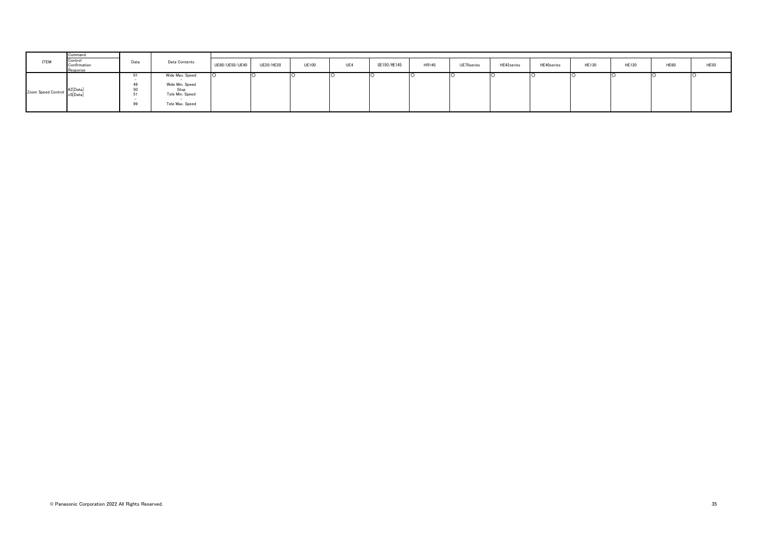| ITEM | Command<br>Control<br>Confirmation<br>Response | Data | Data Contents | UE80/UE50/UE40 | UE20/HE20 | UE100 | UE4 | UE150/HE145 | HR140 | UE70series | HE42series | HE40series | HE130 | HE120 | HE60 | HE50 |
|---|---|---|---|---|---|---|---|---|---|---|---|---|---|---|---|---|
| Zoom Speed Control | #Z[Data]<br>zS[Data] | 01<br>～<br>49<br>50<br>51<br>～<br>99 | Wide Max. Speed<br>～<br>Wide Min. Speed<br>Stop<br>Tele Min. Speed<br>～<br>Tele Max. Speed | ○ | ○ | ○ | ○ | ○ | ○ | ○ | ○ | ○ | ○ | ○ | ○ | ○ |

© Panasonic Corporation 2022 All Rights Reserved.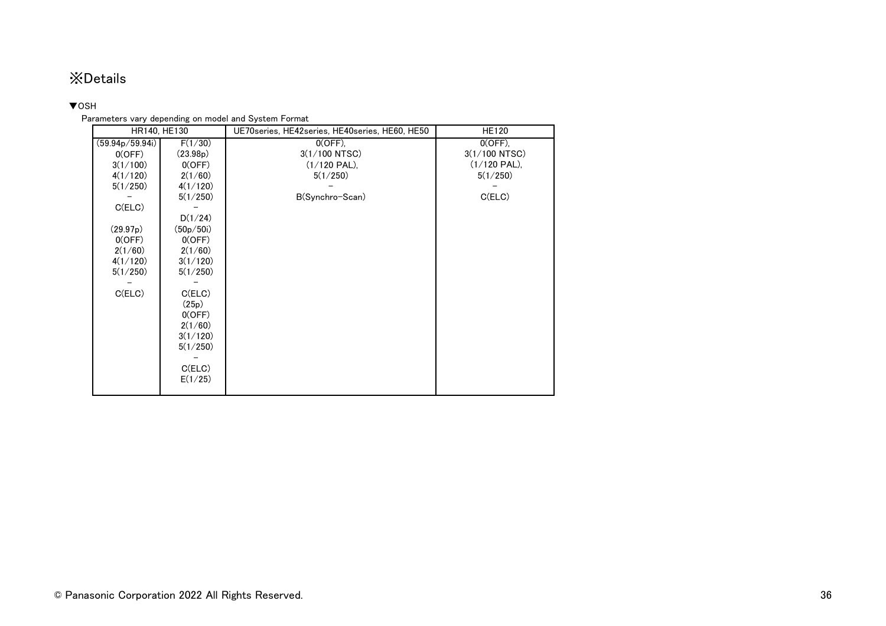## ※Details

▼OSH

Parameters vary depending on model and System Format

| HR140, HE130 | | UE70series, HE42series, HE40series, HE60, HE50 | HE120 |
|---|---|---|---|
| (59.94p/59.94i)<br>0(OFF)<br>3(1/100)<br>4(1/120)<br>5(1/250)<br>–<br>C(ELC)<br><br>(29.97p)<br>0(OFF)<br>2(1/60)<br>4(1/120)<br>5(1/250)<br>–<br>C(ELC) | F(1/30)<br>(23.98p)<br>0(OFF)<br>2(1/60)<br>4(1/120)<br>5(1/250)<br>–<br>D(1/24)<br>(50p/50i)<br>0(OFF)<br>2(1/60)<br>3(1/120)<br>5(1/250)<br>–<br>C(ELC)<br>(25p)<br>0(OFF)<br>2(1/60)<br>3(1/120)<br>5(1/250)<br>–<br>C(ELC)<br>E(1/25) | 0(OFF),<br>3(1/100 NTSC)<br>(1/120 PAL),<br>5(1/250)<br>–<br>B(Synchro-Scan) | 0(OFF),<br>3(1/100 NTSC)<br>(1/120 PAL),<br>5(1/250)<br>–<br>C(ELC) |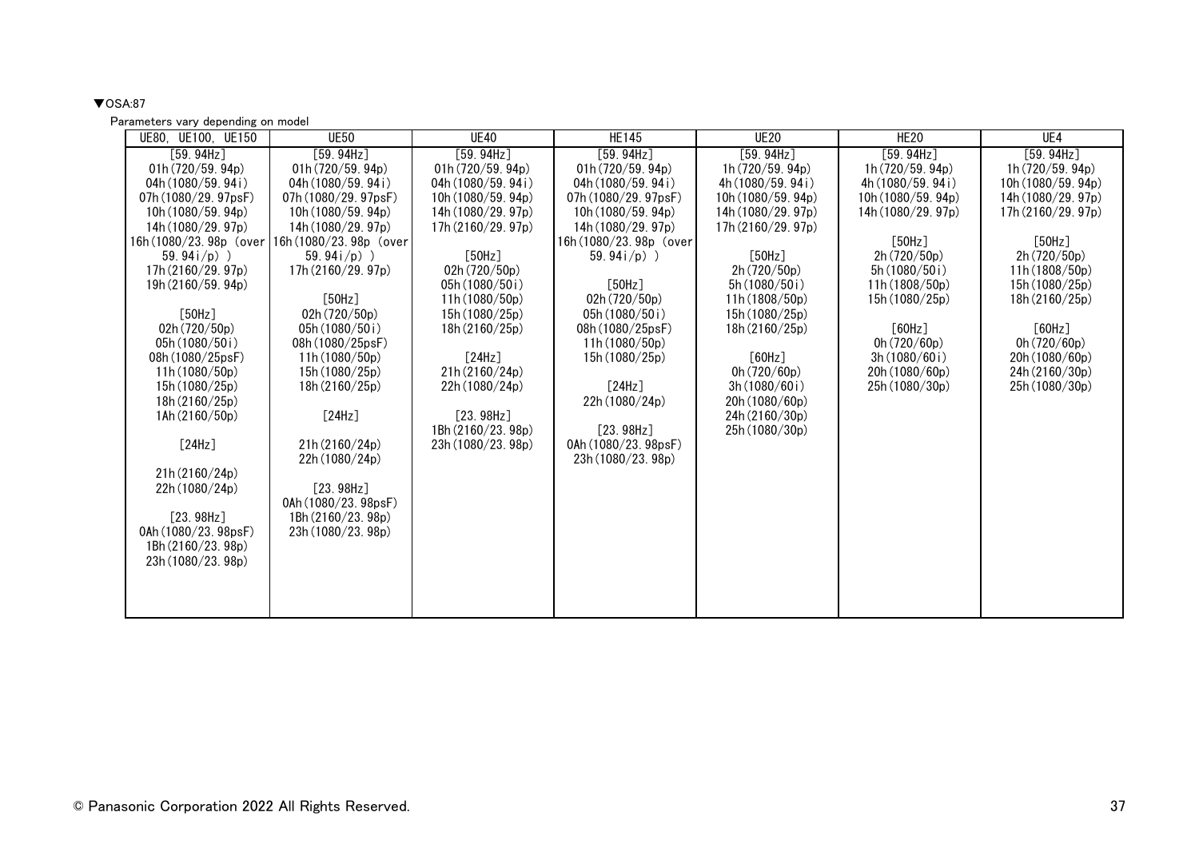▼OSA:87

Parameters vary depending on model

| UE80, UE100, UE150 | UE50 | UE40 | HE145 | UE20 | HE20 | UE4 |
|---|---|---|---|---|---|---|
| [59.94Hz]<br>01h(720/59.94p)<br>04h(1080/59.94i)<br>07h(1080/29.97psF)<br>10h(1080/59.94p)<br>14h(1080/29.97p)<br>16h(1080/23.98p (over 59.94i/p) )<br>17h(2160/29.97p)<br>19h(2160/59.94p)<br><br>[50Hz]<br>02h(720/50p)<br>05h(1080/50i)<br>08h(1080/25psF)<br>11h(1080/50p)<br>15h(1080/25p)<br>18h(2160/25p)<br>1Ah(2160/50p)<br><br>[24Hz]<br><br>21h(2160/24p)<br>22h(1080/24p)<br><br>[23.98Hz]<br>0Ah(1080/23.98psF)<br>1Bh(2160/23.98p)<br>23h(1080/23.98p) | [59.94Hz]<br>01h(720/59.94p)<br>04h(1080/59.94i)<br>07h(1080/29.97psF)<br>10h(1080/59.94p)<br>14h(1080/29.97p)<br>16h(1080/23.98p (over 59.94i/p) )<br>17h(2160/29.97p)<br><br>[50Hz]<br>02h(720/50p)<br>05h(1080/50i)<br>08h(1080/25psF)<br>11h(1080/50p)<br>15h(1080/25p)<br>18h(2160/25p)<br><br>[24Hz]<br><br>21h(2160/24p)<br>22h(1080/24p)<br><br>[23.98Hz]<br>0Ah(1080/23.98psF)<br>1Bh(2160/23.98p)<br>23h(1080/23.98p) | [59.94Hz]<br>01h(720/59.94p)<br>04h(1080/59.94i)<br>10h(1080/59.94p)<br>14h(1080/29.97p)<br>17h(2160/29.97p)<br><br>[50Hz]<br>02h(720/50p)<br>05h(1080/50i)<br>11h(1080/50p)<br>15h(1080/25p)<br>18h(2160/25p)<br><br>[24Hz]<br>21h(2160/24p)<br>22h(1080/24p)<br><br>[23.98Hz]<br>1Bh(2160/23.98p)<br>23h(1080/23.98p) | [59.94Hz]<br>01h(720/59.94p)<br>04h(1080/59.94i)<br>07h(1080/29.97psF)<br>10h(1080/59.94p)<br>14h(1080/29.97p)<br>16h(1080/23.98p (over 59.94i/p) )<br><br>[50Hz]<br>02h(720/50p)<br>05h(1080/50i)<br>08h(1080/25psF)<br>11h(1080/50p)<br>15h(1080/25p)<br><br>[24Hz]<br>22h(1080/24p)<br><br>[23.98Hz]<br>0Ah(1080/23.98psF)<br>23h(1080/23.98p) | [59.94Hz]<br>1h(720/59.94p)<br>4h(1080/59.94i)<br>10h(1080/59.94p)<br>14h(1080/29.97p)<br>17h(2160/29.97p)<br><br>[50Hz]<br>2h(720/50p)<br>5h(1080/50i)<br>11h(1808/50p)<br>15h(1080/25p)<br>18h(2160/25p)<br><br>[60Hz]<br>0h(720/60p)<br>3h(1080/60i)<br>20h(1080/60p)<br>24h(2160/30p)<br>25h(1080/30p) | [59.94Hz]<br>1h(720/59.94p)<br>4h(1080/59.94i)<br>10h(1080/59.94p)<br>14h(1080/29.97p)<br><br>[50Hz]<br>2h(720/50p)<br>5h(1080/50i)<br>11h(1808/50p)<br>15h(1080/25p)<br><br>[60Hz]<br>0h(720/60p)<br>3h(1080/60i)<br>20h(1080/60p)<br>25h(1080/30p) | [59.94Hz]<br>1h(720/59.94p)<br>10h(1080/59.94p)<br>14h(1080/29.97p)<br>17h(2160/29.97p)<br><br>[50Hz]<br>2h(720/50p)<br>11h(1808/50p)<br>15h(1080/25p)<br>18h(2160/25p)<br><br>[60Hz]<br>0h(720/60p)<br>20h(1080/60p)<br>24h(2160/30p)<br>25h(1080/30p) |

© Panasonic Corporation 2022 All Rights Reserved.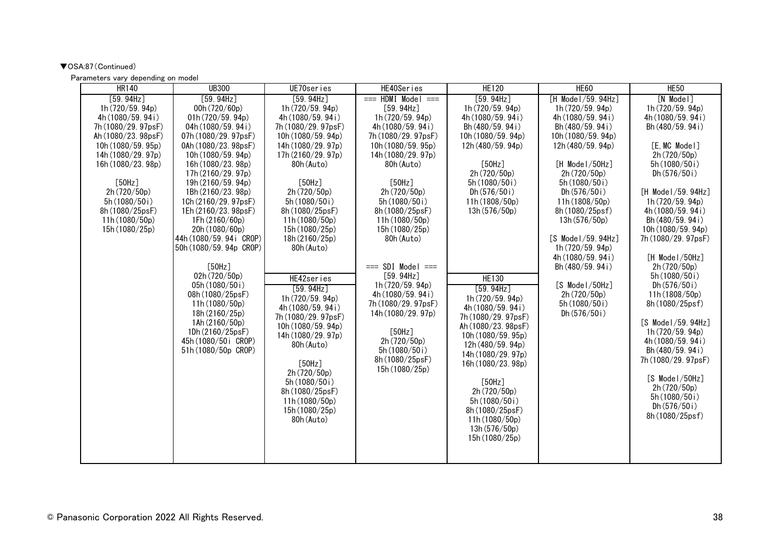▼OSA:87(Continued)

Parameters vary depending on model

| HR140 | UB300 | UE70series | HE40Series | HE120 | HE60 | HE50 |
|---|---|---|---|---|---|---|
| [59.94Hz]<br>1h(720/59.94p)<br>4h(1080/59.94i)<br>7h(1080/29.97psF)<br>Ah(1080/23.98psF)<br>10h(1080/59.95p)<br>14h(1080/29.97p)<br>16h(1080/23.98p)<br><br>[50Hz]<br>2h(720/50p)<br>5h(1080/50i)<br>8h(1080/25psF)<br>11h(1080/50p)<br>15h(1080/25p) | [59.94Hz]<br>00h(720/60p)<br>01h(720/59.94p)<br>04h(1080/59.94i)<br>07h(1080/29.97psF)<br>0Ah(1080/23.98psF)<br>10h(1080/59.94p)<br>16h(1080/23.98p)<br>17h(2160/29.97p)<br>19h(2160/59.94p)<br>1Bh(2160/23.98p)<br>1Ch(2160/29.97psF)<br>1Eh(2160/23.98psF)<br>1Fh(2160/60p)<br>20h(1080/60p)<br>44h(1080/59.94i CROP)<br>50h(1080/59.94p CROP)<br><br>[50Hz]<br>02h(720/50p)<br>05h(1080/50i)<br>08h(1080/25psF)<br>11h(1080/50p)<br>18h(2160/25p)<br>1Ah(2160/50p)<br>1Dh(2160/25psF)<br>45h(1080/50i CROP)<br>51h(1080/50p CROP) | [59.94Hz]<br>1h(720/59.94p)<br>4h(1080/59.94i)<br>7h(1080/29.97psF)<br>10h(1080/59.94p)<br>14h(1080/29.97p)<br>17h(2160/29.97p)<br>80h(Auto)<br><br>[50Hz]<br>2h(720/50p)<br>5h(1080/50i)<br>8h(1080/25psF)<br>11h(1080/50p)<br>15h(1080/25p)<br>18h(2160/25p)<br>80h(Auto) | === HDMI Model ===<br>[59.94Hz]<br>1h(720/59.94p)<br>4h(1080/59.94i)<br>7h(1080/29.97psF)<br>10h(1080/59.95p)<br>14h(1080/29.97p)<br>80h(Auto)<br><br>[50Hz]<br>2h(720/50p)<br>5h(1080/50i)<br>8h(1080/25psF)<br>11h(1080/50p)<br>15h(1080/25p)<br>80h(Auto)<br><br>=== SDI Model ===<br>[59.94Hz]<br>1h(720/59.94p)<br>4h(1080/59.94i)<br>7h(1080/29.97psF)<br>14h(1080/29.97p)<br><br>[50Hz]<br>2h(720/50p)<br>5h(1080/50i)<br>8h(1080/25psF)<br>15h(1080/25p) | [59.94Hz]<br>1h(720/59.94p)<br>4h(1080/59.94i)<br>Bh(480/59.94i)<br>10h(1080/59.94p)<br>12h(480/59.94p)<br><br>[50Hz]<br>2h(720/50p)<br>5h(1080/50i)<br>Dh(576/50i)<br>11h(1808/50p)<br>13h(576/50p) | [H Model/59.94Hz]<br>1h(720/59.94p)<br>4h(1080/59.94i)<br>Bh(480/59.94i)<br>10h(1080/59.94p)<br>12h(480/59.94p)<br><br>[H Model/50Hz]<br>2h(720/50p)<br>5h(1080/50i)<br>Dh(576/50i)<br>11h(1808/50p)<br>8h(1080/25psf)<br>13h(576/50p)<br><br>[S Model/59.94Hz]<br>1h(720/59.94p)<br>4h(1080/59.94i)<br>Bh(480/59.94i)<br><br>[S Model/50Hz]<br>2h(720/50p)<br>5h(1080/50i)<br>Dh(576/50i) | [N Model]<br>1h(720/59.94p)<br>4h(1080/59.94i)<br>Bh(480/59.94i)<br><br>[E,MC Model]<br>2h(720/50p)<br>5h(1080/50i)<br>Dh(576/50i)<br><br>[H Model/59.94Hz]<br>1h(720/59.94p)<br>4h(1080/59.94i)<br>Bh(480/59.94i)<br>10h(1080/59.94p)<br>7h(1080/29.97psF)<br><br>[H Model/50Hz]<br>2h(720/50p)<br>5h(1080/50i)<br>Dh(576/50i)<br>11h(1808/50p)<br>8h(1080/25psf)<br><br>[S Model/59.94Hz]<br>1h(720/59.94p)<br>4h(1080/59.94i)<br>Bh(480/59.94i)<br>7h(1080/29.97psF)<br><br>[S Model/50Hz]<br>2h(720/50p)<br>5h(1080/50i)<br>Dh(576/50i)<br>8h(1080/25psf) |
| | | HE42series | | HE130 | | |
| | | [59.94Hz]<br>1h(720/59.94p)<br>4h(1080/59.94i)<br>7h(1080/29.97psF)<br>10h(1080/59.94p)<br>14h(1080/29.97p)<br>80h(Auto)<br><br>[50Hz]<br>2h(720/50p)<br>5h(1080/50i)<br>8h(1080/25psF)<br>11h(1080/50p)<br>15h(1080/25p)<br>80h(Auto) | | [59.94Hz]<br>1h(720/59.94p)<br>4h(1080/59.94i)<br>7h(1080/29.97psF)<br>Ah(1080/23.98psF)<br>10h(1080/59.95p)<br>12h(480/59.94p)<br>14h(1080/29.97p)<br>16h(1080/23.98p)<br><br>[50Hz]<br>2h(720/50p)<br>5h(1080/50i)<br>8h(1080/25psF)<br>11h(1080/50p)<br>13h(576/50p)<br>15h(1080/25p) | | |

© Panasonic Corporation 2022 All Rights Reserved.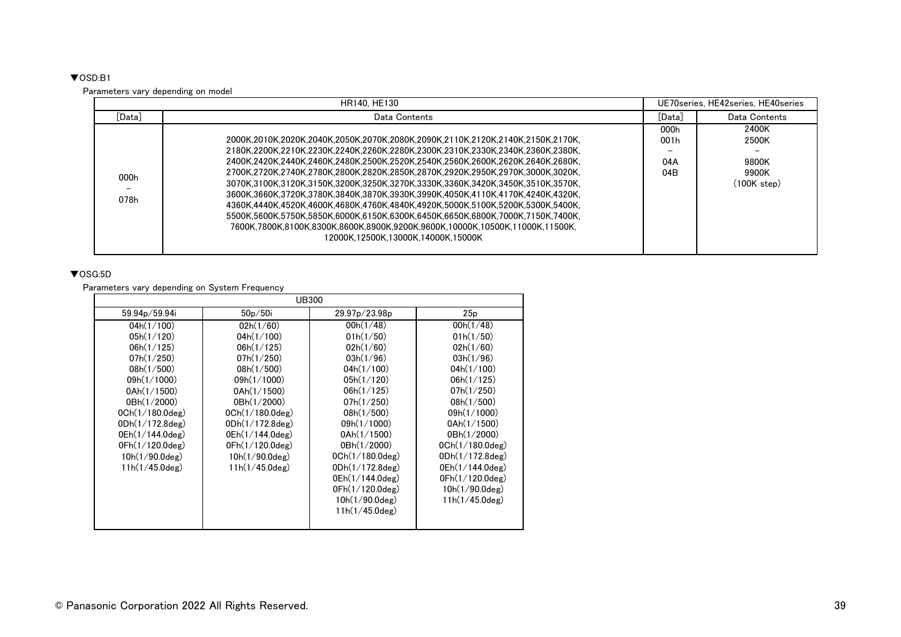▼OSD:B1

Parameters vary depending on model

| HR140, HE130 | | UE70series, HE42series, HE40series | |
|---|---|---|---|
| [Data] | Data Contents | [Data] | Data Contents |
| 000h<br>–<br>078h | 2000K,2010K,2020K,2040K,2050K,2070K,2080K,2090K,2110K,2120K,2140K,2150K,2170K,<br>2180K,2200K,2210K,2230K,2240K,2260K,2280K,2300K,2310K,2330K,2340K,2360K,2380K,<br>2400K,2420K,2440K,2460K,2480K,2500K,2520K,2540K,2560K,2600K,2620K,2640K,2680K,<br>2700K,2720K,2740K,2780K,2800K,2820K,2850K,2870K,2920K,2950K,2970K,3000K,3020K,<br>3070K,3100K,3120K,3150K,3200K,3250K,3270K,3330K,3360K,3420K,3450K,3510K,3570K,<br>3600K,3660K,3720K,3780K,3840K,3870K,3930K,3990K,4050K,4110K,4170K,4240K,4320K,<br>4360K,4440K,4520K,4600K,4680K,4760K,4840K,4920K,5000K,5100K,5200K,5300K,5400K,<br>5500K,5600K,5750K,5850K,6000K,6150K,6300K,6450K,6650K,6800K,7000K,7150K,7400K,<br>7600K,7800K,8100K,8300K,8600K,8900K,9200K,9600K,10000K,10500K,11000K,11500K,<br>12000K,12500K,13000K,14000K,15000K | 000h<br>001h<br>–<br>04A<br>04B | 2400K<br>2500K<br>–<br>9800K<br>9900K<br>(100K step) |

▼OSG:5D

Parameters vary depending on System Frequency

| UB300 | | | |
|---|---|---|---|
| 59.94p/59.94i | 50p/50i | 29.97p/23.98p | 25p |
| 04h(1/100) | 02h(1/60) | 00h(1/48) | 00h(1/48) |
| 05h(1/120) | 04h(1/100) | 01h(1/50) | 01h(1/50) |
| 06h(1/125) | 06h(1/125) | 02h(1/60) | 02h(1/60) |
| 07h(1/250) | 07h(1/250) | 03h(1/96) | 03h(1/96) |
| 08h(1/500) | 08h(1/500) | 04h(1/100) | 04h(1/100) |
| 09h(1/1000) | 09h(1/1000) | 05h(1/120) | 06h(1/125) |
| 0Ah(1/1500) | 0Ah(1/1500) | 06h(1/125) | 07h(1/250) |
| 0Bh(1/2000) | 0Bh(1/2000) | 07h(1/250) | 08h(1/500) |
| 0Ch(1/180.0deg) | 0Ch(1/180.0deg) | 08h(1/500) | 09h(1/1000) |
| 0Dh(1/172.8deg) | 0Dh(1/172.8deg) | 09h(1/1000) | 0Ah(1/1500) |
| 0Eh(1/144.0deg) | 0Eh(1/144.0deg) | 0Ah(1/1500) | 0Bh(1/2000) |
| 0Fh(1/120.0deg) | 0Fh(1/120.0deg) | 0Bh(1/2000) | 0Ch(1/180.0deg) |
| 10h(1/90.0deg) | 10h(1/90.0deg) | 0Ch(1/180.0deg) | 0Dh(1/172.8deg) |
| 11h(1/45.0deg) | 11h(1/45.0deg) | 0Dh(1/172.8deg) | 0Eh(1/144.0deg) |
| | | 0Eh(1/144.0deg) | 0Fh(1/120.0deg) |
| | | 0Fh(1/120.0deg) | 10h(1/90.0deg) |
| | | 10h(1/90.0deg) | 11h(1/45.0deg) |
| | | 11h(1/45.0deg) | |

© Panasonic Corporation 2022 All Rights Reserved.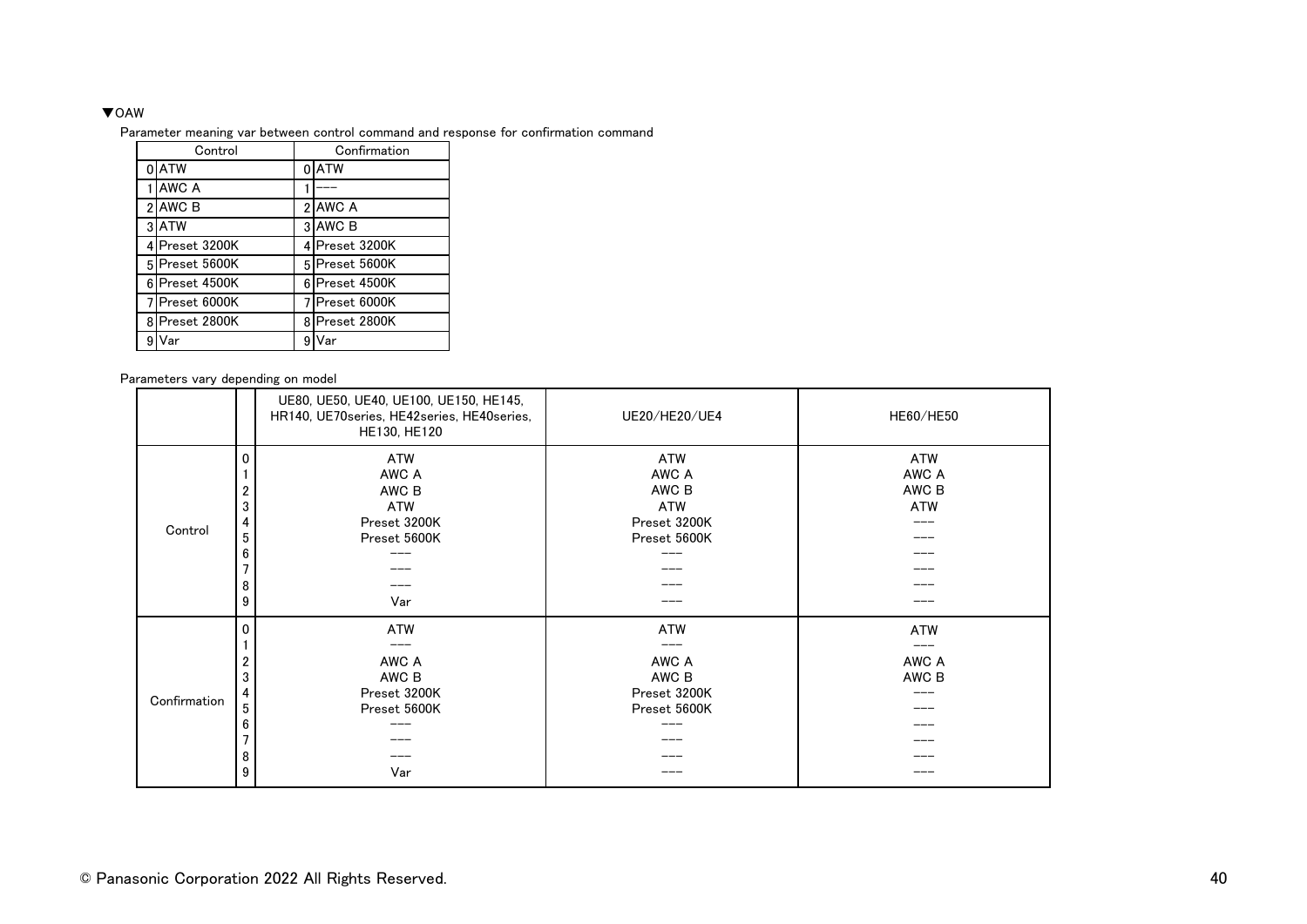▼OAW

Parameter meaning var between control command and response for confirmation command

| Control | | Confirmation | |
|---|---|---|---|
| 0 | ATW | 0 | ATW |
| 1 | AWC A | 1 | --- |
| 2 | AWC B | 2 | AWC A |
| 3 | ATW | 3 | AWC B |
| 4 | Preset 3200K | 4 | Preset 3200K |
| 5 | Preset 5600K | 5 | Preset 5600K |
| 6 | Preset 4500K | 6 | Preset 4500K |
| 7 | Preset 6000K | 7 | Preset 6000K |
| 8 | Preset 2800K | 8 | Preset 2800K |
| 9 | Var | 9 | Var |

Parameters vary depending on model

| | | UE80, UE50, UE40, UE100, UE150, HE145, HR140, UE70series, HE42series, HE40series, HE130, HE120 | UE20/HE20/UE4 | HE60/HE50 |
|---|---|---|---|---|
| Control | 0 | ATW | ATW | ATW |
| | 1 | AWC A | AWC A | AWC A |
| | 2 | AWC B | AWC B | AWC B |
| | 3 | ATW | ATW | ATW |
| | 4 | Preset 3200K | Preset 3200K | --- |
| | 5 | Preset 5600K | Preset 5600K | --- |
| | 6 | --- | --- | --- |
| | 7 | --- | --- | --- |
| | 8 | --- | --- | --- |
| | 9 | Var | --- | --- |
| Confirmation | 0 | ATW | ATW | ATW |
| | 1 | --- | --- | --- |
| | 2 | AWC A | AWC A | AWC A |
| | 3 | AWC B | AWC B | AWC B |
| | 4 | Preset 3200K | Preset 3200K | --- |
| | 5 | Preset 5600K | Preset 5600K | --- |
| | 6 | --- | --- | --- |
| | 7 | --- | --- | --- |
| | 8 | --- | --- | --- |
| | 9 | Var | --- | --- |

© Panasonic Corporation 2022 All Rights Reserved.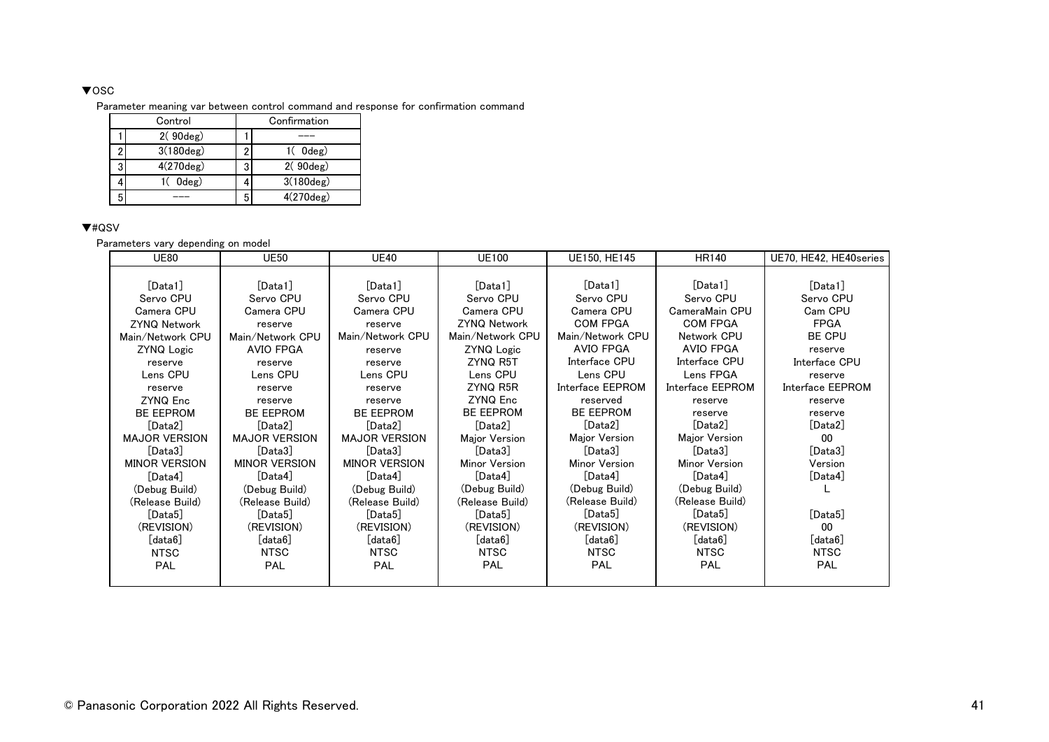▼OSC

Parameter meaning var between control command and response for confirmation command

| | Control | | Confirmation |
|---|---|---|---|
| 1 | 2( 90deg) | 1 | --- |
| 2 | 3(180deg) | 2 | 1( 0deg) |
| 3 | 4(270deg) | 3 | 2( 90deg) |
| 4 | 1( 0deg) | 4 | 3(180deg) |
| 5 | --- | 5 | 4(270deg) |

▼#QSV

Parameters vary depending on model

| UE80 | UE50 | UE40 | UE100 | UE150, HE145 | HR140 | UE70, HE42, HE40series |
|---|---|---|---|---|---|---|
| [Data1]<br>Servo CPU<br>Camera CPU<br>ZYNQ Network<br>Main/Network CPU<br>ZYNQ Logic<br>reserve<br>Lens CPU<br>reserve<br>ZYNQ Enc<br>BE EEPROM<br>[Data2]<br>MAJOR VERSION<br>[Data3]<br>MINOR VERSION<br>[Data4]<br>(Debug Build)<br>(Release Build)<br>[Data5]<br>(REVISION)<br>[data6]<br>NTSC<br>PAL | [Data1]<br>Servo CPU<br>Camera CPU<br>reserve<br>Main/Network CPU<br>AVIO FPGA<br>reserve<br>Lens CPU<br>reserve<br>reserve<br>BE EEPROM<br>[Data2]<br>MAJOR VERSION<br>[Data3]<br>MINOR VERSION<br>[Data4]<br>(Debug Build)<br>(Release Build)<br>[Data5]<br>(REVISION)<br>[data6]<br>NTSC<br>PAL | [Data1]<br>Servo CPU<br>Camera CPU<br>reserve<br>Main/Network CPU<br>reserve<br>reserve<br>Lens CPU<br>reserve<br>reserve<br>BE EEPROM<br>[Data2]<br>MAJOR VERSION<br>[Data3]<br>MINOR VERSION<br>[Data4]<br>(Debug Build)<br>(Release Build)<br>[Data5]<br>(REVISION)<br>[data6]<br>NTSC<br>PAL | [Data1]<br>Servo CPU<br>Camera CPU<br>ZYNQ Network<br>Main/Network CPU<br>ZYNQ Logic<br>ZYNQ R5T<br>Lens CPU<br>ZYNQ R5R<br>ZYNQ Enc<br>BE EEPROM<br>[Data2]<br>Major Version<br>[Data3]<br>Minor Version<br>[Data4]<br>(Debug Build)<br>(Release Build)<br>[Data5]<br>(REVISION)<br>[data6]<br>NTSC<br>PAL | [Data1]<br>Servo CPU<br>Camera CPU<br>COM FPGA<br>Main/Network CPU<br>AVIO FPGA<br>Interface CPU<br>Lens CPU<br>Interface EEPROM<br>reserved<br>BE EEPROM<br>[Data2]<br>Major Version<br>[Data3]<br>Minor Version<br>[Data4]<br>(Debug Build)<br>(Release Build)<br>[Data5]<br>(REVISION)<br>[data6]<br>NTSC<br>PAL | [Data1]<br>Servo CPU<br>CameraMain CPU<br>COM FPGA<br>Network CPU<br>AVIO FPGA<br>Interface CPU<br>Lens FPGA<br>Interface EEPROM<br>reserve<br>reserve<br>[Data2]<br>Major Version<br>[Data3]<br>Minor Version<br>[Data4]<br>(Debug Build)<br>(Release Build)<br>[Data5]<br>(REVISION)<br>[data6]<br>NTSC<br>PAL | [Data1]<br>Servo CPU<br>Cam CPU<br>FPGA<br>BE CPU<br>reserve<br>Interface CPU<br>reserve<br>Interface EEPROM<br>reserve<br>reserve<br>[Data2]<br>00<br>[Data3]<br>Version<br>[Data4]<br>L<br><br>[Data5]<br>00<br>[data6]<br>NTSC<br>PAL |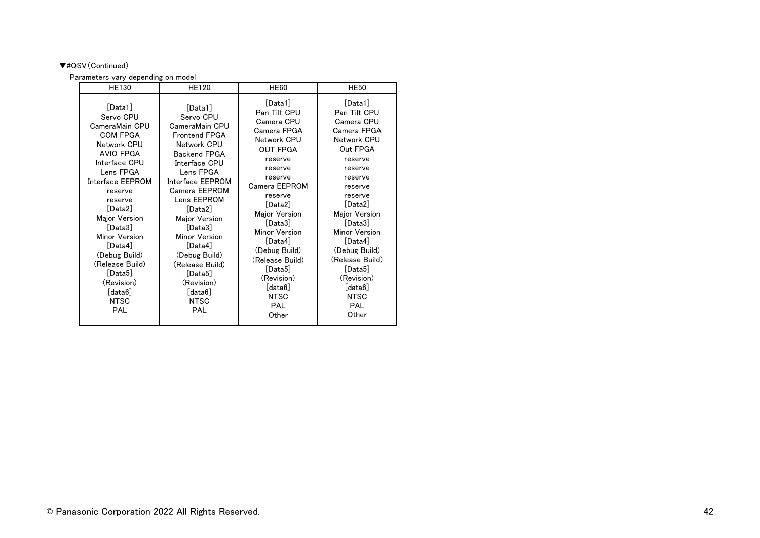▼#QSV（Continued）

Parameters vary depending on model

| HE130 | HE120 | HE60 | HE50 |
|---|---|---|---|
| [Data1]<br>Servo CPU<br>CameraMain CPU<br>COM FPGA<br>Network CPU<br>AVIO FPGA<br>Interface CPU<br>Lens FPGA<br>Interface EEPROM<br>reserve<br>reserve<br>[Data2]<br>Major Version<br>[Data3]<br>Minor Version<br>[Data4]<br>(Debug Build)<br>(Release Build)<br>[Data5]<br>(Revision)<br>[data6]<br>NTSC<br>PAL | [Data1]<br>Servo CPU<br>CameraMain CPU<br>Frontend FPGA<br>Network CPU<br>Backend FPGA<br>Interface CPU<br>Lens FPGA<br>Interface EEPROM<br>Camera EEPROM<br>Lens EEPROM<br>[Data2]<br>Major Version<br>[Data3]<br>Minor Version<br>[Data4]<br>(Debug Build)<br>(Release Build)<br>[Data5]<br>(Revision)<br>[data6]<br>NTSC<br>PAL | [Data1]<br>Pan Tilt CPU<br>Camera CPU<br>Camera FPGA<br>Network CPU<br>OUT FPGA<br>reserve<br>reserve<br>reserve<br>Camera EEPROM<br>reserve<br>[Data2]<br>Major Version<br>[Data3]<br>Minor Version<br>[Data4]<br>(Debug Build)<br>(Release Build)<br>[Data5]<br>(Revision)<br>[data6]<br>NTSC<br>PAL<br>Other | [Data1]<br>Pan Tilt CPU<br>Camera CPU<br>Camera FPGA<br>Network CPU<br>Out FPGA<br>reserve<br>reserve<br>reserve<br>reserve<br>reserve<br>[Data2]<br>Major Version<br>[Data3]<br>Minor Version<br>[Data4]<br>(Debug Build)<br>(Release Build)<br>[Data5]<br>(Revision)<br>[data6]<br>NTSC<br>PAL<br>Other |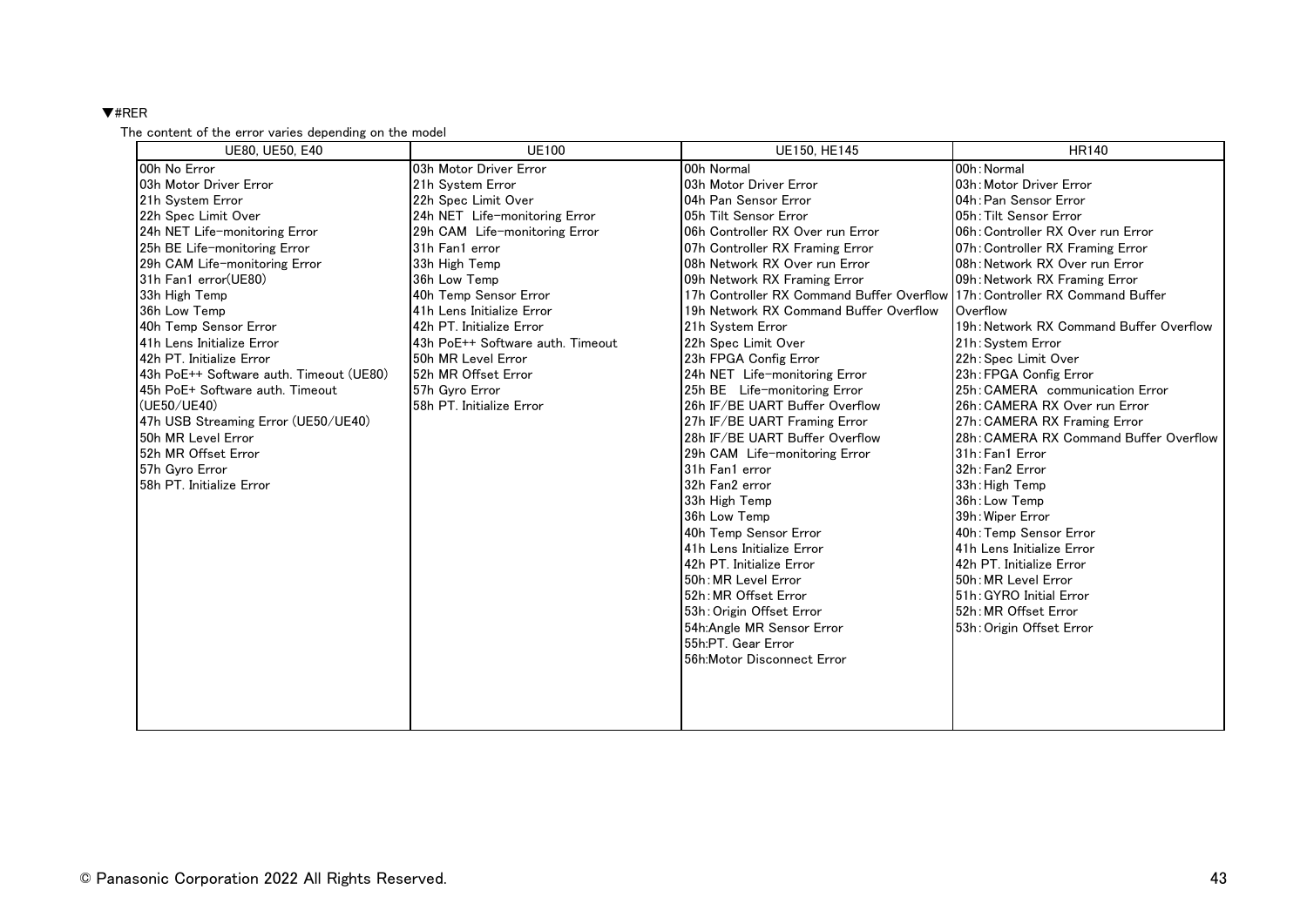▼#RER

The content of the error varies depending on the model

| UE80, UE50, E40 | UE100 | UE150, HE145 | HR140 |
|---|---|---|---|
| 00h No Error<br>03h Motor Driver Error<br>21h System Error<br>22h Spec Limit Over<br>24h NET Life-monitoring Error<br>25h BE Life-monitoring Error<br>29h CAM Life-monitoring Error<br>31h Fan1 error(UE80)<br>33h High Temp<br>36h Low Temp<br>40h Temp Sensor Error<br>41h Lens Initialize Error<br>42h PT. Initialize Error<br>43h PoE++ Software auth. Timeout (UE80)<br>45h PoE+ Software auth. Timeout (UE50/UE40)<br>47h USB Streaming Error (UE50/UE40)<br>50h MR Level Error<br>52h MR Offset Error<br>57h Gyro Error<br>58h PT. Initialize Error | 03h Motor Driver Error<br>21h System Error<br>22h Spec Limit Over<br>24h NET Life-monitoring Error<br>29h CAM Life-monitoring Error<br>31h Fan1 error<br>33h High Temp<br>36h Low Temp<br>40h Temp Sensor Error<br>41h Lens Initialize Error<br>42h PT. Initialize Error<br>43h PoE++ Software auth. Timeout<br>50h MR Level Error<br>52h MR Offset Error<br>57h Gyro Error<br>58h PT. Initialize Error | 00h Normal<br>03h Motor Driver Error<br>04h Pan Sensor Error<br>05h Tilt Sensor Error<br>06h Controller RX Over run Error<br>07h Controller RX Framing Error<br>08h Network RX Over run Error<br>09h Network RX Framing Error<br>17h Controller RX Command Buffer Overflow<br>19h Network RX Command Buffer Overflow<br>21h System Error<br>22h Spec Limit Over<br>23h FPGA Config Error<br>24h NET Life-monitoring Error<br>25h BE Life-monitoring Error<br>26h IF/BE UART Buffer Overflow<br>27h IF/BE UART Framing Error<br>28h IF/BE UART Buffer Overflow<br>29h CAM Life-monitoring Error<br>31h Fan1 error<br>32h Fan2 error<br>33h High Temp<br>36h Low Temp<br>40h Temp Sensor Error<br>41h Lens Initialize Error<br>42h PT. Initialize Error<br>50h:MR Level Error<br>52h:MR Offset Error<br>53h:Origin Offset Error<br>54h:Angle MR Sensor Error<br>55h:PT. Gear Error<br>56h:Motor Disconnect Error | 00h:Normal<br>03h:Motor Driver Error<br>04h:Pan Sensor Error<br>05h:Tilt Sensor Error<br>06h:Controller RX Over run Error<br>07h:Controller RX Framing Error<br>08h:Network RX Over run Error<br>09h:Network RX Framing Error<br>17h:Controller RX Command Buffer Overflow<br>19h:Network RX Command Buffer Overflow<br>21h:System Error<br>22h:Spec Limit Over<br>23h:FPGA Config Error<br>25h:CAMERA communication Error<br>26h:CAMERA RX Over run Error<br>27h:CAMERA RX Framing Error<br>28h:CAMERA RX Command Buffer Overflow<br>31h:Fan1 Error<br>32h:Fan2 Error<br>33h:High Temp<br>36h:Low Temp<br>39h:Wiper Error<br>40h:Temp Sensor Error<br>41h Lens Initialize Error<br>42h PT. Initialize Error<br>50h:MR Level Error<br>51h:GYRO Initial Error<br>52h:MR Offset Error<br>53h:Origin Offset Error |

© Panasonic Corporation 2022 All Rights Reserved.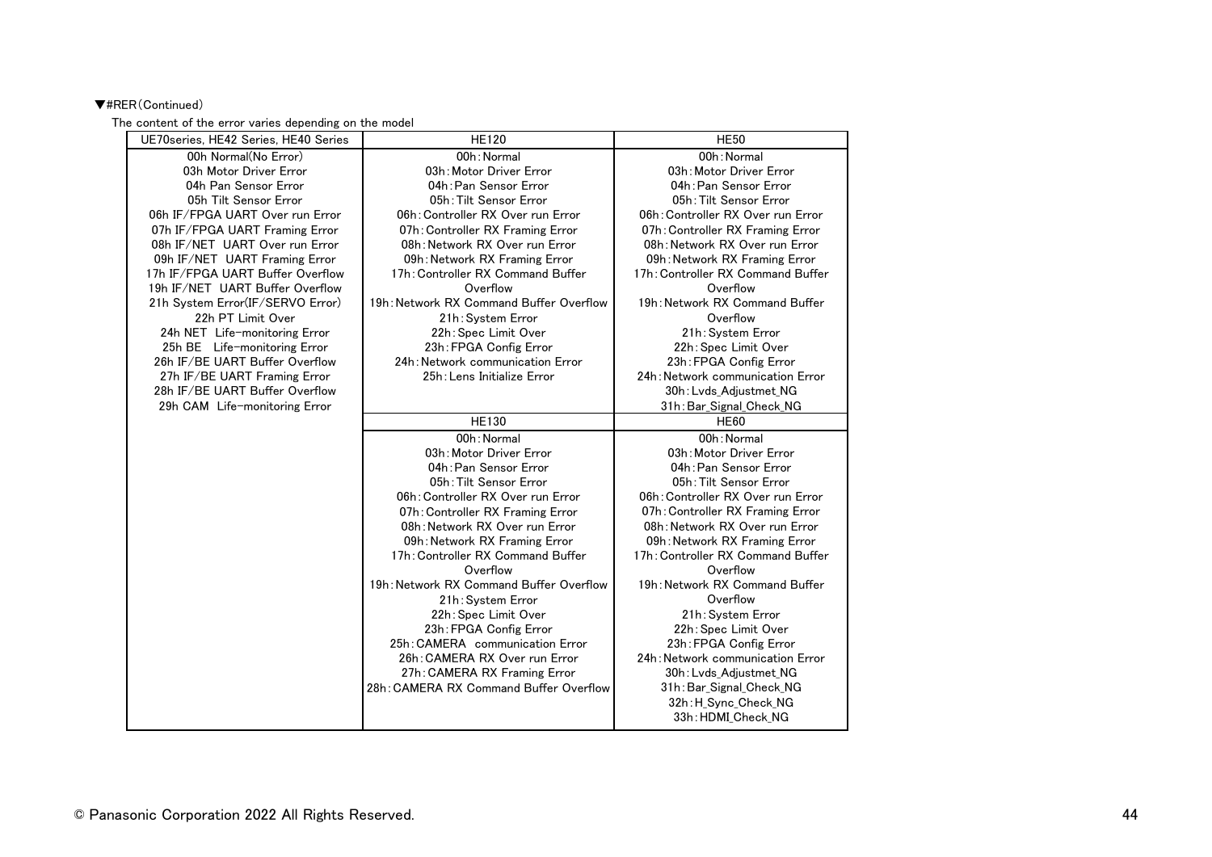▼#RER（Continued）

The content of the error varies depending on the model

| UE70series, HE42 Series, HE40 Series | HE120 | HE50 |
|---|---|---|
| 00h Normal(No Error)<br>03h Motor Driver Error<br>04h Pan Sensor Error<br>05h Tilt Sensor Error<br>06h IF/FPGA UART Over run Error<br>07h IF/FPGA UART Framing Error<br>08h IF/NET UART Over run Error<br>09h IF/NET UART Framing Error<br>17h IF/FPGA UART Buffer Overflow<br>19h IF/NET UART Buffer Overflow<br>21h System Error(IF/SERVO Error)<br>22h PT Limit Over<br>24h NET Life-monitoring Error<br>25h BE Life-monitoring Error<br>26h IF/BE UART Buffer Overflow<br>27h IF/BE UART Framing Error<br>28h IF/BE UART Buffer Overflow<br>29h CAM Life-monitoring Error | 00h：Normal<br>03h：Motor Driver Error<br>04h：Pan Sensor Error<br>05h：Tilt Sensor Error<br>06h：Controller RX Over run Error<br>07h：Controller RX Framing Error<br>08h：Network RX Over run Error<br>09h：Network RX Framing Error<br>17h：Controller RX Command Buffer Overflow<br>19h：Network RX Command Buffer Overflow<br>21h：System Error<br>22h：Spec Limit Over<br>23h：FPGA Config Error<br>24h：Network communication Error<br>25h：Lens Initialize Error | 00h：Normal<br>03h：Motor Driver Error<br>04h：Pan Sensor Error<br>05h：Tilt Sensor Error<br>06h：Controller RX Over run Error<br>07h：Controller RX Framing Error<br>08h：Network RX Over run Error<br>09h：Network RX Framing Error<br>17h：Controller RX Command Buffer Overflow<br>19h：Network RX Command Buffer Overflow<br>21h：System Error<br>22h：Spec Limit Over<br>23h：FPGA Config Error<br>24h：Network communication Error<br>30h：Lvds_Adjustmet_NG<br>31h：Bar_Signal_Check_NG |
| | **HE130** | **HE60** |
| | 00h：Normal<br>03h：Motor Driver Error<br>04h：Pan Sensor Error<br>05h：Tilt Sensor Error<br>06h：Controller RX Over run Error<br>07h：Controller RX Framing Error<br>08h：Network RX Over run Error<br>09h：Network RX Framing Error<br>17h：Controller RX Command Buffer Overflow<br>19h：Network RX Command Buffer Overflow<br>21h：System Error<br>22h：Spec Limit Over<br>23h：FPGA Config Error<br>25h：CAMERA communication Error<br>26h：CAMERA RX Over run Error<br>27h：CAMERA RX Framing Error<br>28h：CAMERA RX Command Buffer Overflow | 00h：Normal<br>03h：Motor Driver Error<br>04h：Pan Sensor Error<br>05h：Tilt Sensor Error<br>06h：Controller RX Over run Error<br>07h：Controller RX Framing Error<br>08h：Network RX Over run Error<br>09h：Network RX Framing Error<br>17h：Controller RX Command Buffer Overflow<br>19h：Network RX Command Buffer Overflow<br>21h：System Error<br>22h：Spec Limit Over<br>23h：FPGA Config Error<br>24h：Network communication Error<br>30h：Lvds_Adjustmet_NG<br>31h：Bar_Signal_Check_NG<br>32h：H_Sync_Check_NG<br>33h：HDMI_Check_NG |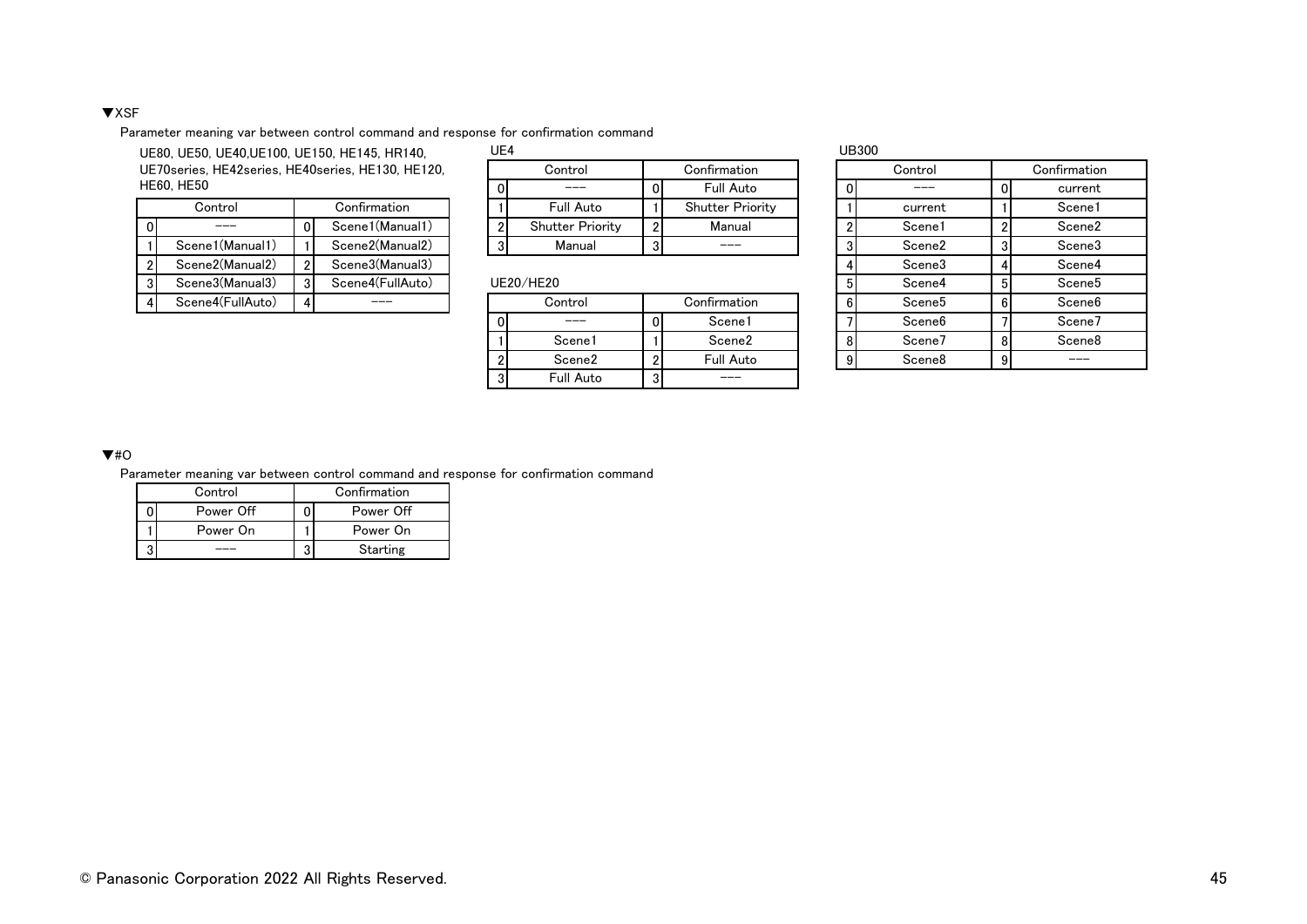▼XSF

Parameter meaning var between control command and response for confirmation command

UE80, UE50, UE40,UE100, UE150, HE145, HR140, UE70series, HE42series, HE40series, HE130, HE120, HE60, HE50

| Control | | Confirmation | |
|---|---|---|---|
| 0 | --- | 0 | Scene1(Manual1) |
| 1 | Scene1(Manual1) | 1 | Scene2(Manual2) |
| 2 | Scene2(Manual2) | 2 | Scene3(Manual3) |
| 3 | Scene3(Manual3) | 3 | Scene4(FullAuto) |
| 4 | Scene4(FullAuto) | 4 | --- |

UE4

| Control | | Confirmation | |
|---|---|---|---|
| 0 | --- | 0 | Full Auto |
| 1 | Full Auto | 1 | Shutter Priority |
| 2 | Shutter Priority | 2 | Manual |
| 3 | Manual | 3 | --- |

UE20/HE20

| Control | | Confirmation | |
|---|---|---|---|
| 0 | --- | 0 | Scene1 |
| 1 | Scene1 | 1 | Scene2 |
| 2 | Scene2 | 2 | Full Auto |
| 3 | Full Auto | 3 | --- |

UB300

| Control | | Confirmation | |
|---|---|---|---|
| 0 | --- | 0 | current |
| 1 | current | 1 | Scene1 |
| 2 | Scene1 | 2 | Scene2 |
| 3 | Scene2 | 3 | Scene3 |
| 4 | Scene3 | 4 | Scene4 |
| 5 | Scene4 | 5 | Scene5 |
| 6 | Scene5 | 6 | Scene6 |
| 7 | Scene6 | 7 | Scene7 |
| 8 | Scene7 | 8 | Scene8 |
| 9 | Scene8 | 9 | --- |

▼#O

Parameter meaning var between control command and response for confirmation command

| Control | | Confirmation | |
|---|---|---|---|
| 0 | Power Off | 0 | Power Off |
| 1 | Power On | 1 | Power On |
| 3 | --- | 3 | Starting |

© Panasonic Corporation 2022 All Rights Reserved.